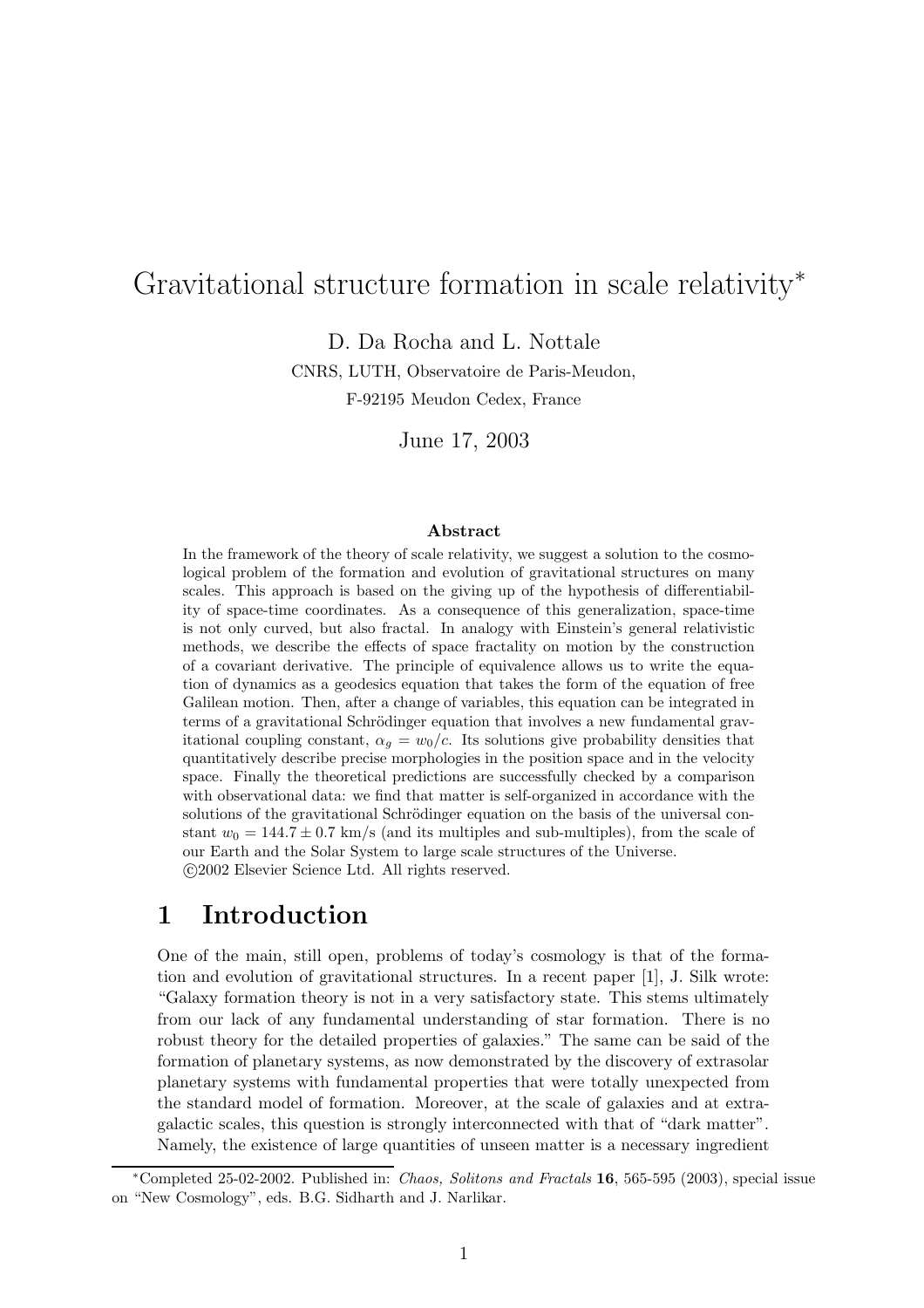# Gravitational structure formation in scale relativity*

D. Da Rocha and L. Nottale

CNRS, LUTH, Observatoire de Paris-Meudon,

F-92195 Meudon Cedex, France

June 17, 2003

**Abstract**

In the framework of the theory of scale relativity, we suggest a solution to the cosmological problem of the formation and evolution of gravitational structures on many scales. This approach is based on the giving up of the hypothesis of differentiability of space-time coordinates. As a consequence of this generalization, space-time is not only curved, but also fractal. In analogy with Einstein's general relativistic methods, we describe the effects of space fractality on motion by the construction of a covariant derivative. The principle of equivalence allows us to write the equation of dynamics as a geodesics equation that takes the form of the equation of free Galilean motion. Then, after a change of variables, this equation can be integrated in terms of a gravitational Schrödinger equation that involves a new fundamental gravitational coupling constant, $\alpha_g = w_0/c$. Its solutions give probability densities that quantitatively describe precise morphologies in the position space and in the velocity space. Finally the theoretical predictions are successfully checked by a comparison with observational data: we find that matter is self-organized in accordance with the solutions of the gravitational Schrödinger equation on the basis of the universal constant $w_0 = 144.7 \pm 0.7$ km/s (and its multiples and sub-multiples), from the scale of our Earth and the Solar System to large scale structures of the Universe.
©2002 Elsevier Science Ltd. All rights reserved.

## 1 Introduction

One of the main, still open, problems of today's cosmology is that of the formation and evolution of gravitational structures. In a recent paper [1], J. Silk wrote: "Galaxy formation theory is not in a very satisfactory state. This stems ultimately from our lack of any fundamental understanding of star formation. There is no robust theory for the detailed properties of galaxies." The same can be said of the formation of planetary systems, as now demonstrated by the discovery of extrasolar planetary systems with fundamental properties that were totally unexpected from the standard model of formation. Moreover, at the scale of galaxies and at extragalactic scales, this question is strongly interconnected with that of "dark matter". Namely, the existence of large quantities of unseen matter is a necessary ingredient

*Completed 25-02-2002. Published in: *Chaos, Solitons and Fractals* **16**, 565-595 (2003), special issue on "New Cosmology", eds. B.G. Sidharth and J. Narlikar.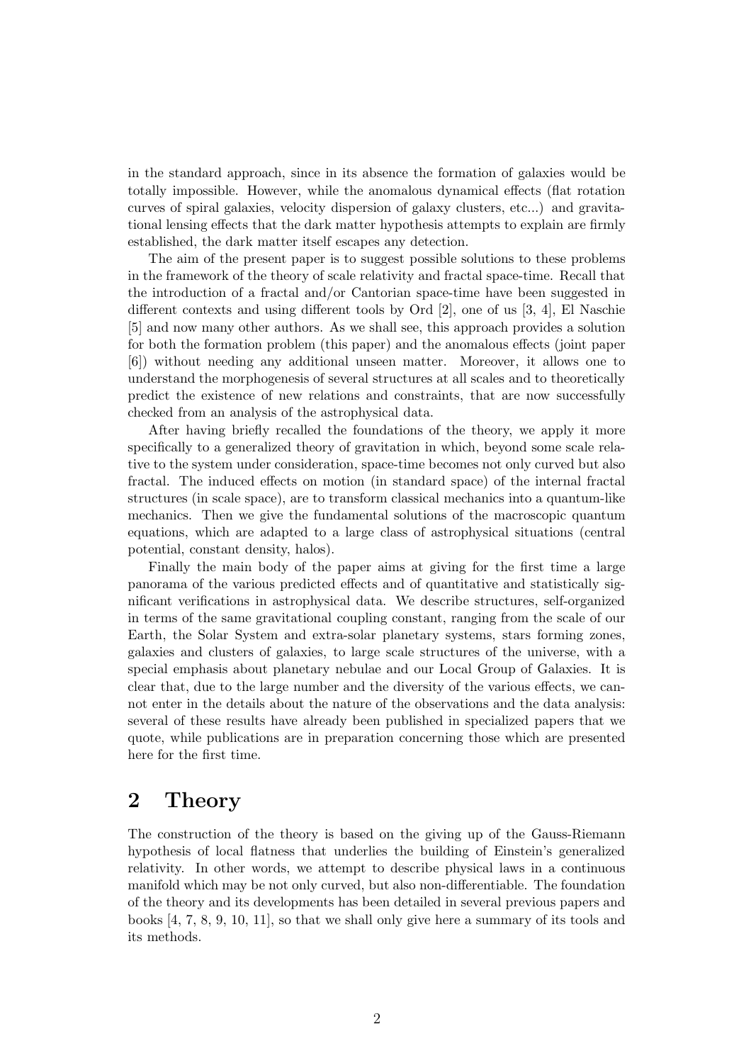in the standard approach, since in its absence the formation of galaxies would be totally impossible. However, while the anomalous dynamical effects (flat rotation curves of spiral galaxies, velocity dispersion of galaxy clusters, etc...) and gravitational lensing effects that the dark matter hypothesis attempts to explain are firmly established, the dark matter itself escapes any detection.

The aim of the present paper is to suggest possible solutions to these problems in the framework of the theory of scale relativity and fractal space-time. Recall that the introduction of a fractal and/or Cantorian space-time have been suggested in different contexts and using different tools by Ord [2], one of us [3, 4], El Naschie [5] and now many other authors. As we shall see, this approach provides a solution for both the formation problem (this paper) and the anomalous effects (joint paper [6]) without needing any additional unseen matter. Moreover, it allows one to understand the morphogenesis of several structures at all scales and to theoretically predict the existence of new relations and constraints, that are now successfully checked from an analysis of the astrophysical data.

After having briefly recalled the foundations of the theory, we apply it more specifically to a generalized theory of gravitation in which, beyond some scale relative to the system under consideration, space-time becomes not only curved but also fractal. The induced effects on motion (in standard space) of the internal fractal structures (in scale space), are to transform classical mechanics into a quantum-like mechanics. Then we give the fundamental solutions of the macroscopic quantum equations, which are adapted to a large class of astrophysical situations (central potential, constant density, halos).

Finally the main body of the paper aims at giving for the first time a large panorama of the various predicted effects and of quantitative and statistically significant verifications in astrophysical data. We describe structures, self-organized in terms of the same gravitational coupling constant, ranging from the scale of our Earth, the Solar System and extra-solar planetary systems, stars forming zones, galaxies and clusters of galaxies, to large scale structures of the universe, with a special emphasis about planetary nebulae and our Local Group of Galaxies. It is clear that, due to the large number and the diversity of the various effects, we cannot enter in the details about the nature of the observations and the data analysis: several of these results have already been published in specialized papers that we quote, while publications are in preparation concerning those which are presented here for the first time.

## 2 Theory

The construction of the theory is based on the giving up of the Gauss-Riemann hypothesis of local flatness that underlies the building of Einstein's generalized relativity. In other words, we attempt to describe physical laws in a continuous manifold which may be not only curved, but also non-differentiable. The foundation of the theory and its developments has been detailed in several previous papers and books [4, 7, 8, 9, 10, 11], so that we shall only give here a summary of its tools and its methods.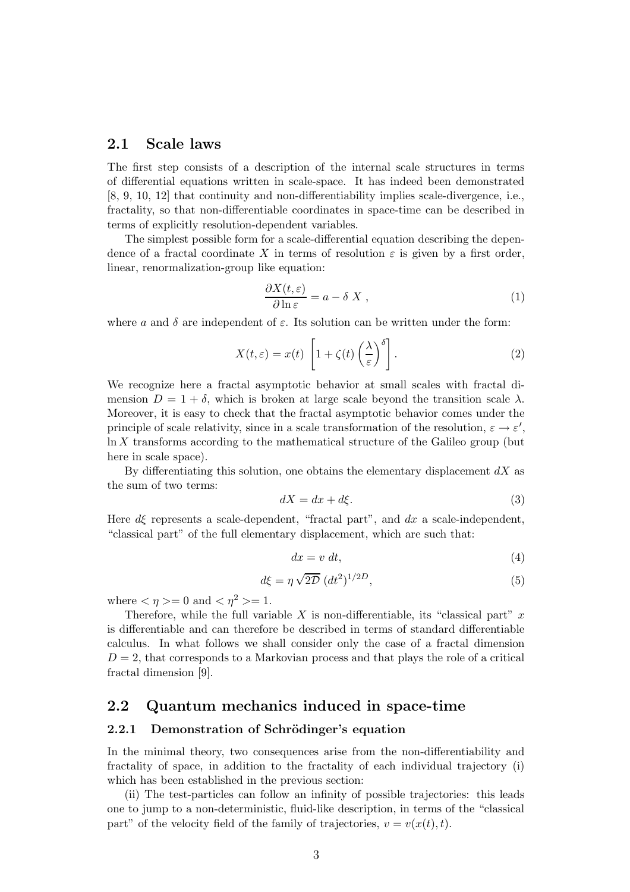## 2.1 Scale laws

The first step consists of a description of the internal scale structures in terms of differential equations written in scale-space. It has indeed been demonstrated [8, 9, 10, 12] that continuity and non-differentiability implies scale-divergence, i.e., fractality, so that non-differentiable coordinates in space-time can be described in terms of explicitly resolution-dependent variables.

The simplest possible form for a scale-differential equation describing the dependence of a fractal coordinate $X$ in terms of resolution $\varepsilon$ is given by a first order, linear, renormalization-group like equation:

$$\frac{\partial X(t,\varepsilon)}{\partial \ln \varepsilon} = a - \delta\, X\ , \tag{1}$$

where $a$ and $\delta$ are independent of $\varepsilon$. Its solution can be written under the form:

$$X(t,\varepsilon) = x(t)\ \left[1 + \zeta(t)\left(\frac{\lambda}{\varepsilon}\right)^{\delta}\right]. \tag{2}$$

We recognize here a fractal asymptotic behavior at small scales with fractal dimension $D = 1 + \delta$, which is broken at large scale beyond the transition scale $\lambda$. Moreover, it is easy to check that the fractal asymptotic behavior comes under the principle of scale relativity, since in a scale transformation of the resolution, $\varepsilon \to \varepsilon'$, $\ln X$ transforms according to the mathematical structure of the Galileo group (but here in scale space).

By differentiating this solution, one obtains the elementary displacement $dX$ as the sum of two terms:

$$dX = dx + d\xi. \tag{3}$$

Here $d\xi$ represents a scale-dependent, "fractal part", and $dx$ a scale-independent, "classical part" of the full elementary displacement, which are such that:

$$dx = v\ dt, \tag{4}$$

$$d\xi = \eta\,\sqrt{2\mathcal{D}}\ (dt^2)^{1/2D}, \tag{5}$$

where $<\eta>= 0$ and $<\eta^2>= 1$.

Therefore, while the full variable $X$ is non-differentiable, its "classical part" $x$ is differentiable and can therefore be described in terms of standard differentiable calculus. In what follows we shall consider only the case of a fractal dimension $D = 2$, that corresponds to a Markovian process and that plays the role of a critical fractal dimension [9].

## 2.2 Quantum mechanics induced in space-time

### 2.2.1 Demonstration of Schrödinger's equation

In the minimal theory, two consequences arise from the non-differentiability and fractality of space, in addition to the fractality of each individual trajectory (i) which has been established in the previous section:

(ii) The test-particles can follow an infinity of possible trajectories: this leads one to jump to a non-deterministic, fluid-like description, in terms of the "classical part" of the velocity field of the family of trajectories, $v = v(x(t), t)$.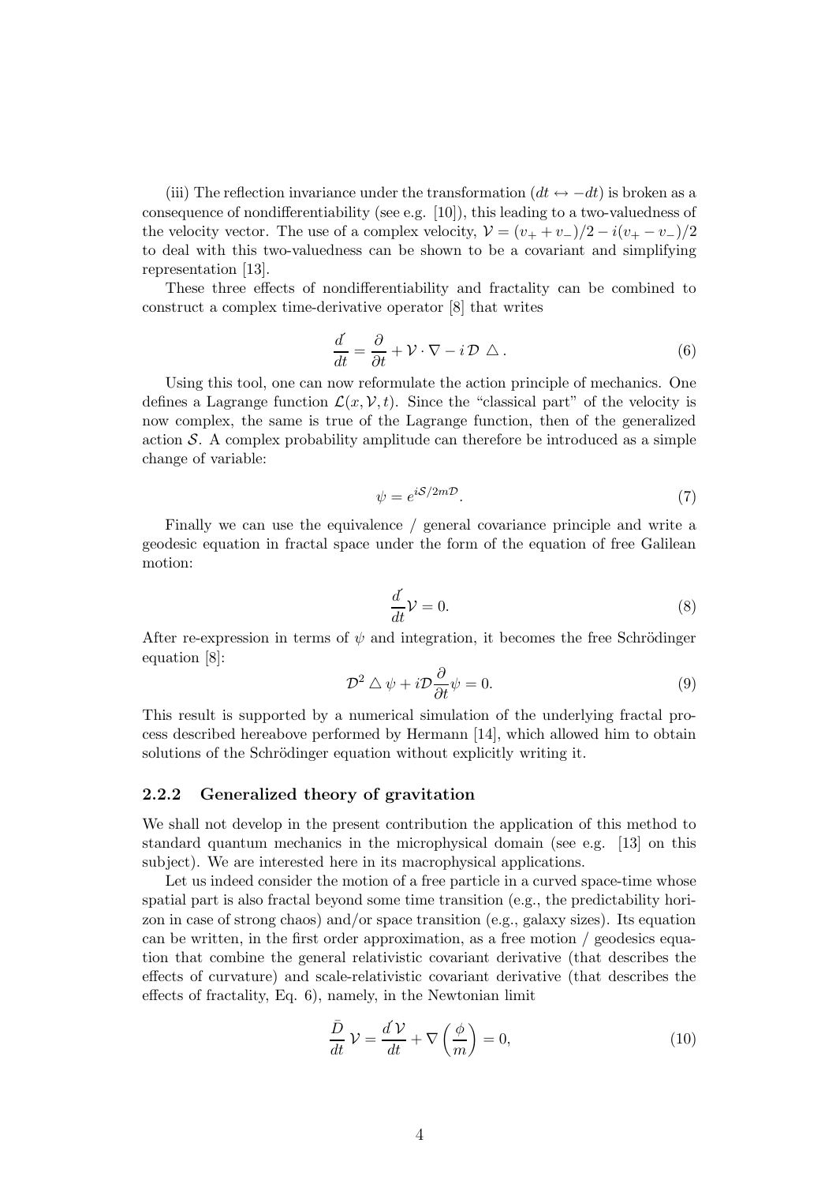(iii) The reflection invariance under the transformation ($dt \leftrightarrow -dt$) is broken as a consequence of nondifferentiability (see e.g. [10]), this leading to a two-valuedness of the velocity vector. The use of a complex velocity, $\mathcal{V} = (v_+ + v_-)/2 - i(v_+ - v_-)/2$ to deal with this two-valuedness can be shown to be a covariant and simplifying representation [13].

These three effects of nondifferentiability and fractality can be combined to construct a complex time-derivative operator [8] that writes

$$\frac{\acute{d}}{dt} = \frac{\partial}{\partial t} + \mathcal{V} \cdot \nabla - i\,\mathcal{D} \,\triangle\,. \tag{6}$$

Using this tool, one can now reformulate the action principle of mechanics. One defines a Lagrange function $\mathcal{L}(x, \mathcal{V}, t)$. Since the "classical part" of the velocity is now complex, the same is true of the Lagrange function, then of the generalized action $\mathcal{S}$. A complex probability amplitude can therefore be introduced as a simple change of variable:

$$\psi = e^{i\mathcal{S}/2m\mathcal{D}}. \tag{7}$$

Finally we can use the equivalence / general covariance principle and write a geodesic equation in fractal space under the form of the equation of free Galilean motion:

$$\frac{\acute{d}}{dt}\mathcal{V} = 0. \tag{8}$$

After re-expression in terms of $\psi$ and integration, it becomes the free Schrödinger equation [8]:

$$\mathcal{D}^2 \triangle \psi + i\mathcal{D}\frac{\partial}{\partial t}\psi = 0. \tag{9}$$

This result is supported by a numerical simulation of the underlying fractal process described hereabove performed by Hermann [14], which allowed him to obtain solutions of the Schrödinger equation without explicitly writing it.

### 2.2.2 Generalized theory of gravitation

We shall not develop in the present contribution the application of this method to standard quantum mechanics in the microphysical domain (see e.g. [13] on this subject). We are interested here in its macrophysical applications.

Let us indeed consider the motion of a free particle in a curved space-time whose spatial part is also fractal beyond some time transition (e.g., the predictability horizon in case of strong chaos) and/or space transition (e.g., galaxy sizes). Its equation can be written, in the first order approximation, as a free motion / geodesics equation that combine the general relativistic covariant derivative (that describes the effects of curvature) and scale-relativistic covariant derivative (that describes the effects of fractality, Eq. 6), namely, in the Newtonian limit

$$\frac{\bar{D}}{dt}\,\mathcal{V} = \frac{\acute{d}\,\mathcal{V}}{dt} + \nabla\left(\frac{\phi}{m}\right) = 0, \tag{10}$$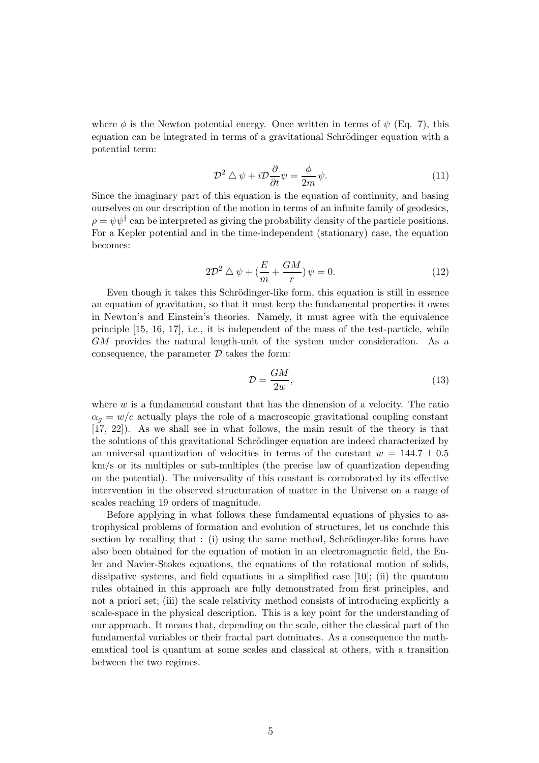where $\phi$ is the Newton potential energy. Once written in terms of $\psi$ (Eq. 7), this equation can be integrated in terms of a gravitational Schrödinger equation with a potential term:

$$\mathcal{D}^2 \triangle \psi + i\mathcal{D}\frac{\partial}{\partial t}\psi = \frac{\phi}{2m}\,\psi. \tag{11}$$

Since the imaginary part of this equation is the equation of continuity, and basing ourselves on our description of the motion in terms of an infinite family of geodesics, $\rho = \psi\psi^\dagger$ can be interpreted as giving the probability density of the particle positions. For a Kepler potential and in the time-independent (stationary) case, the equation becomes:

$$2\mathcal{D}^2 \triangle \psi + (\frac{E}{m} + \frac{GM}{r})\,\psi = 0. \tag{12}$$

Even though it takes this Schrödinger-like form, this equation is still in essence an equation of gravitation, so that it must keep the fundamental properties it owns in Newton's and Einstein's theories. Namely, it must agree with the equivalence principle [15, 16, 17], i.e., it is independent of the mass of the test-particle, while $GM$ provides the natural length-unit of the system under consideration. As a consequence, the parameter $\mathcal{D}$ takes the form:

$$\mathcal{D} = \frac{GM}{2w}, \tag{13}$$

where $w$ is a fundamental constant that has the dimension of a velocity. The ratio $\alpha_g = w/c$ actually plays the role of a macroscopic gravitational coupling constant [17, 22]). As we shall see in what follows, the main result of the theory is that the solutions of this gravitational Schrödinger equation are indeed characterized by an universal quantization of velocities in terms of the constant $w = 144.7 \pm 0.5$ km/s or its multiples or sub-multiples (the precise law of quantization depending on the potential). The universality of this constant is corroborated by its effective intervention in the observed structuration of matter in the Universe on a range of scales reaching 19 orders of magnitude.

Before applying in what follows these fundamental equations of physics to astrophysical problems of formation and evolution of structures, let us conclude this section by recalling that : (i) using the same method, Schrödinger-like forms have also been obtained for the equation of motion in an electromagnetic field, the Euler and Navier-Stokes equations, the equations of the rotational motion of solids, dissipative systems, and field equations in a simplified case [10]; (ii) the quantum rules obtained in this approach are fully demonstrated from first principles, and not a priori set; (iii) the scale relativity method consists of introducing explicitly a scale-space in the physical description. This is a key point for the understanding of our approach. It means that, depending on the scale, either the classical part of the fundamental variables or their fractal part dominates. As a consequence the mathematical tool is quantum at some scales and classical at others, with a transition between the two regimes.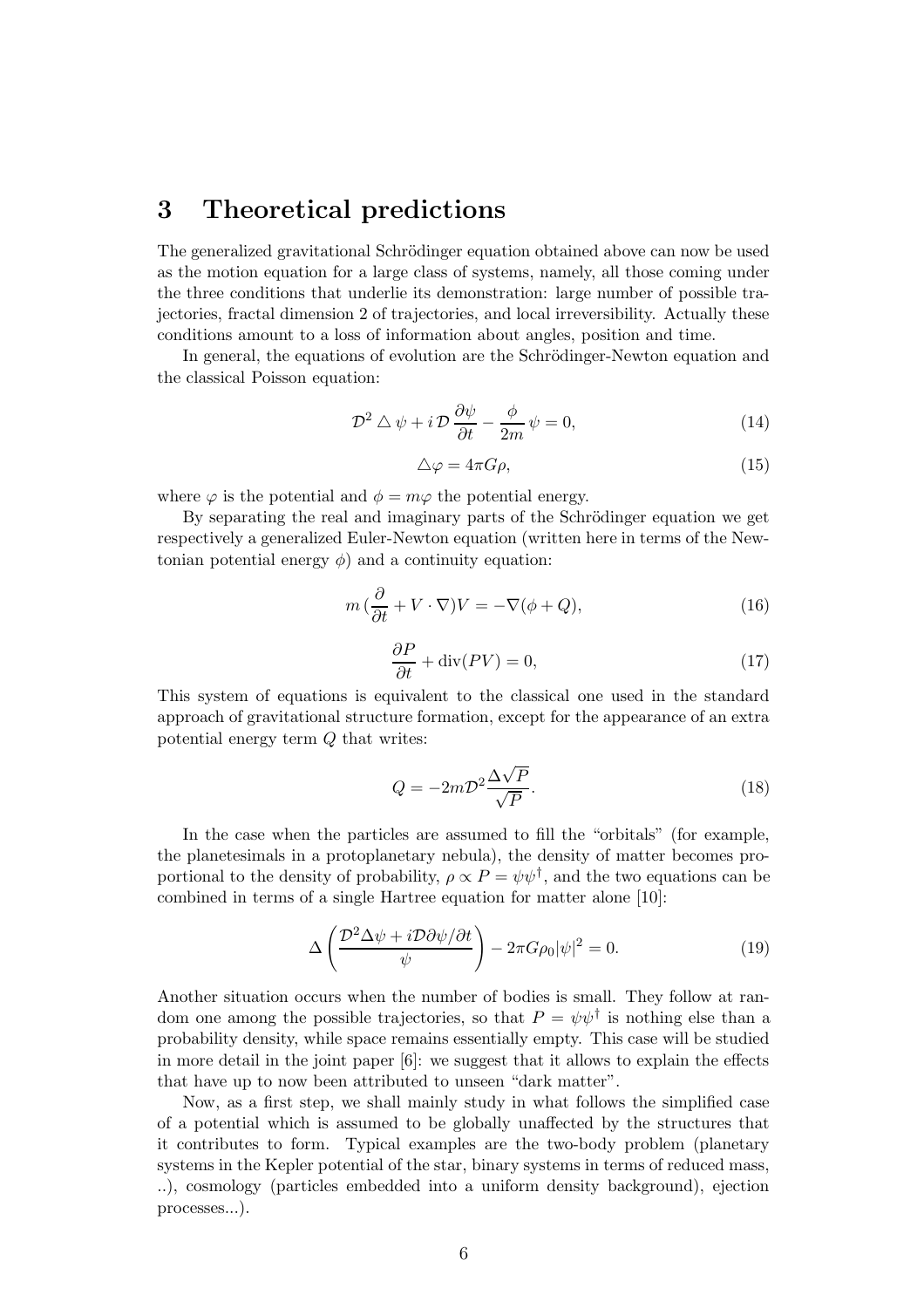## 3 Theoretical predictions

The generalized gravitational Schrödinger equation obtained above can now be used as the motion equation for a large class of systems, namely, all those coming under the three conditions that underlie its demonstration: large number of possible trajectories, fractal dimension 2 of trajectories, and local irreversibility. Actually these conditions amount to a loss of information about angles, position and time.

In general, the equations of evolution are the Schrödinger-Newton equation and the classical Poisson equation:

$$\mathcal{D}^2 \triangle \psi + i\,\mathcal{D}\,\frac{\partial \psi}{\partial t} - \frac{\phi}{2m}\,\psi = 0, \tag{14}$$

$$\triangle \varphi = 4\pi G \rho, \tag{15}$$

where $\varphi$ is the potential and $\phi = m\varphi$ the potential energy.

By separating the real and imaginary parts of the Schrödinger equation we get respectively a generalized Euler-Newton equation (written here in terms of the Newtonian potential energy $\phi$) and a continuity equation:

$$m\,(\frac{\partial}{\partial t} + V \cdot \nabla)V = -\nabla(\phi + Q), \tag{16}$$

$$\frac{\partial P}{\partial t} + \mathrm{div}(PV) = 0, \tag{17}$$

This system of equations is equivalent to the classical one used in the standard approach of gravitational structure formation, except for the appearance of an extra potential energy term $Q$ that writes:

$$Q = -2m\mathcal{D}^2 \frac{\Delta\sqrt{P}}{\sqrt{P}}. \tag{18}$$

In the case when the particles are assumed to fill the "orbitals" (for example, the planetesimals in a protoplanetary nebula), the density of matter becomes proportional to the density of probability, $\rho \propto P = \psi\psi^\dagger$, and the two equations can be combined in terms of a single Hartree equation for matter alone [10]:

$$\Delta\left(\frac{\mathcal{D}^2\Delta\psi + i\mathcal{D}\partial\psi/\partial t}{\psi}\right) - 2\pi G\rho_0|\psi|^2 = 0. \tag{19}$$

Another situation occurs when the number of bodies is small. They follow at random one among the possible trajectories, so that $P = \psi\psi^\dagger$ is nothing else than a probability density, while space remains essentially empty. This case will be studied in more detail in the joint paper [6]: we suggest that it allows to explain the effects that have up to now been attributed to unseen "dark matter".

Now, as a first step, we shall mainly study in what follows the simplified case of a potential which is assumed to be globally unaffected by the structures that it contributes to form. Typical examples are the two-body problem (planetary systems in the Kepler potential of the star, binary systems in terms of reduced mass, ..), cosmology (particles embedded into a uniform density background), ejection processes...).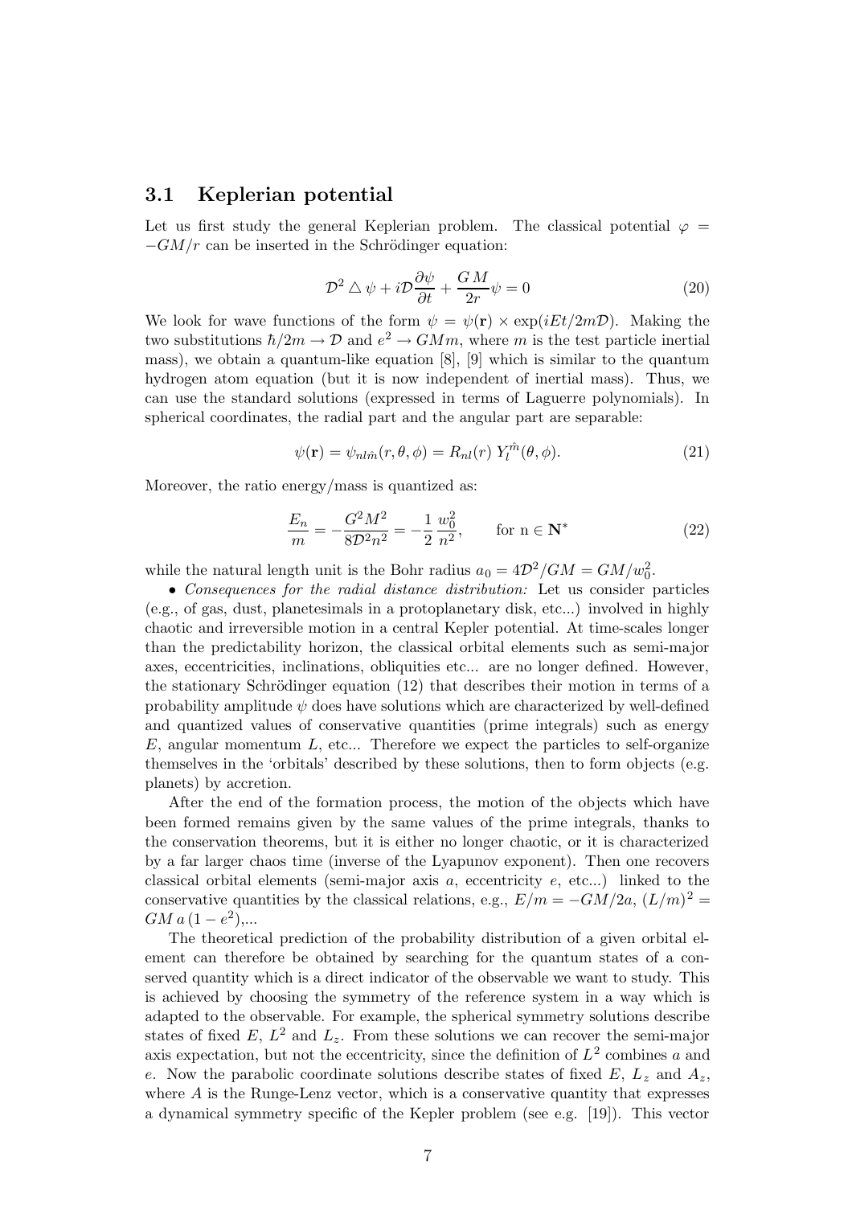### 3.1 Keplerian potential

Let us first study the general Keplerian problem. The classical potential $\varphi = -GM/r$ can be inserted in the Schrödinger equation:

$$\mathcal{D}^2 \triangle \psi + i\mathcal{D}\frac{\partial \psi}{\partial t} + \frac{G\,M}{2r}\psi = 0 \tag{20}$$

We look for wave functions of the form $\psi = \psi(\mathbf{r}) \times \exp(iEt/2m\mathcal{D})$. Making the two substitutions $\hbar/2m \rightarrow \mathcal{D}$ and $e^2 \rightarrow GMm$, where $m$ is the test particle inertial mass), we obtain a quantum-like equation [8], [9] which is similar to the quantum hydrogen atom equation (but it is now independent of inertial mass). Thus, we can use the standard solutions (expressed in terms of Laguerre polynomials). In spherical coordinates, the radial part and the angular part are separable:

$$\psi(\mathbf{r}) = \psi_{nl\tilde{m}}(r, \theta, \phi) = R_{nl}(r)\; Y_l^{\tilde{m}}(\theta, \phi). \tag{21}$$

Moreover, the ratio energy/mass is quantized as:

$$\frac{E_n}{m} = -\frac{G^2M^2}{8\mathcal{D}^2 n^2} = -\frac{1}{2}\,\frac{w_0^2}{n^2}, \qquad \text{for n} \in \mathbf{N}^* \tag{22}$$

while the natural length unit is the Bohr radius $a_0 = 4\mathcal{D}^2/GM = GM/w_0^2$.

• *Consequences for the radial distance distribution:* Let us consider particles (e.g., of gas, dust, planetesimals in a protoplanetary disk, etc...) involved in highly chaotic and irreversible motion in a central Kepler potential. At time-scales longer than the predictability horizon, the classical orbital elements such as semi-major axes, eccentricities, inclinations, obliquities etc... are no longer defined. However, the stationary Schrödinger equation (12) that describes their motion in terms of a probability amplitude $\psi$ does have solutions which are characterized by well-defined and quantized values of conservative quantities (prime integrals) such as energy $E$, angular momentum $L$, etc... Therefore we expect the particles to self-organize themselves in the 'orbitals' described by these solutions, then to form objects (e.g. planets) by accretion.

After the end of the formation process, the motion of the objects which have been formed remains given by the same values of the prime integrals, thanks to the conservation theorems, but it is either no longer chaotic, or it is characterized by a far larger chaos time (inverse of the Lyapunov exponent). Then one recovers classical orbital elements (semi-major axis $a$, eccentricity $e$, etc...) linked to the conservative quantities by the classical relations, e.g., $E/m = -GM/2a$, $(L/m)^2 = GM\,a\,(1-e^2)$,...

The theoretical prediction of the probability distribution of a given orbital element can therefore be obtained by searching for the quantum states of a conserved quantity which is a direct indicator of the observable we want to study. This is achieved by choosing the symmetry of the reference system in a way which is adapted to the observable. For example, the spherical symmetry solutions describe states of fixed $E$, $L^2$ and $L_z$. From these solutions we can recover the semi-major axis expectation, but not the eccentricity, since the definition of $L^2$ combines $a$ and $e$. Now the parabolic coordinate solutions describe states of fixed $E$, $L_z$ and $A_z$, where $A$ is the Runge-Lenz vector, which is a conservative quantity that expresses a dynamical symmetry specific of the Kepler problem (see e.g. [19]). This vector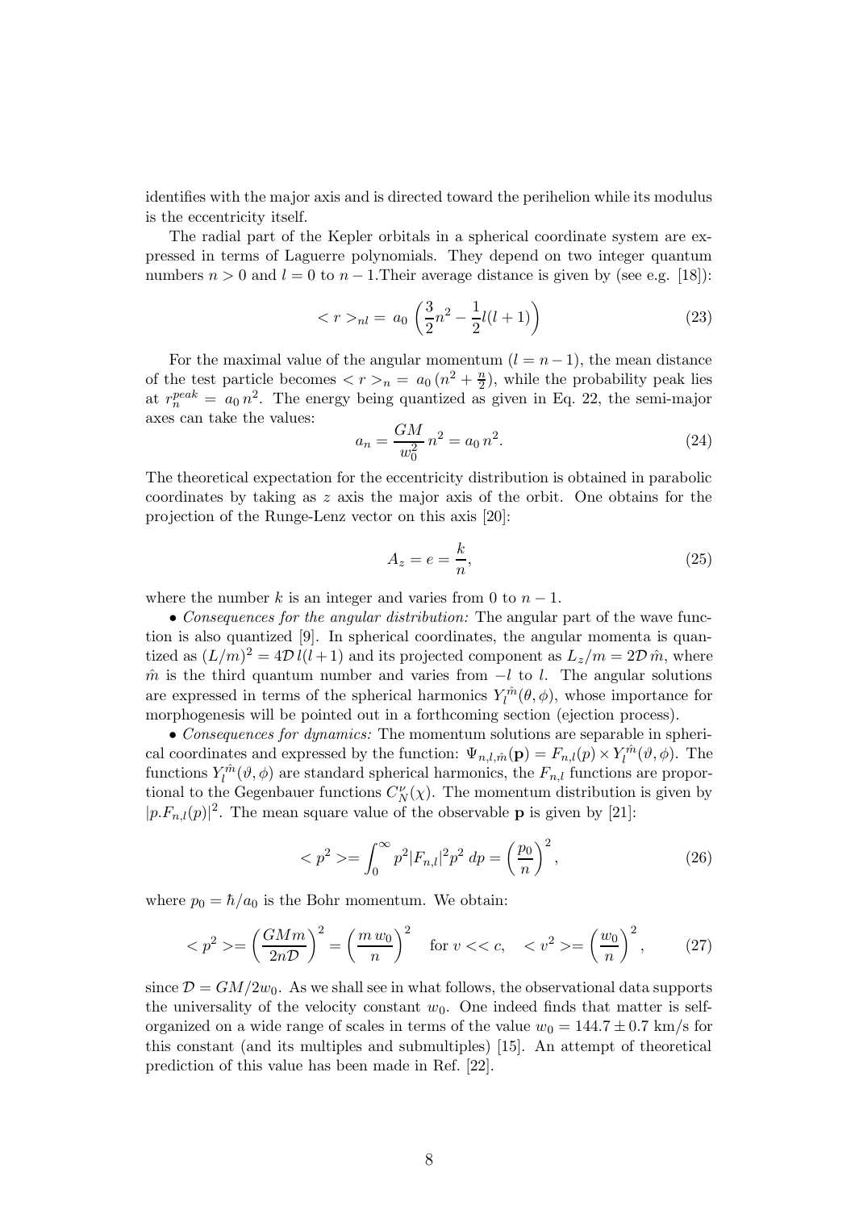identifies with the major axis and is directed toward the perihelion while its modulus is the eccentricity itself.

The radial part of the Kepler orbitals in a spherical coordinate system are expressed in terms of Laguerre polynomials. They depend on two integer quantum numbers $n > 0$ and $l = 0$ to $n-1$.Their average distance is given by (see e.g. [18]):

$$< r >_{nl} = \, a_0 \left( \frac{3}{2} n^2 - \frac{1}{2} l(l+1) \right) \tag{23}$$

For the maximal value of the angular momentum ($l = n-1$), the mean distance of the test particle becomes $< r >_n = \, a_0 \, (n^2 + \frac{n}{2})$, while the probability peak lies at $r_n^{peak} = \, a_0 \, n^2$. The energy being quantized as given in Eq. 22, the semi-major axes can take the values:

$$a_n = \frac{GM}{w_0^2} \, n^2 = a_0 \, n^2. \tag{24}$$

The theoretical expectation for the eccentricity distribution is obtained in parabolic coordinates by taking as $z$ axis the major axis of the orbit. One obtains for the projection of the Runge-Lenz vector on this axis [20]:

$$A_z = e = \frac{k}{n}, \tag{25}$$

where the number $k$ is an integer and varies from 0 to $n-1$.

• *Consequences for the angular distribution:* The angular part of the wave function is also quantized [9]. In spherical coordinates, the angular momenta is quantized as $(L/m)^2 = 4\mathcal{D} \, l(l+1)$ and its projected component as $L_z/m = 2\mathcal{D} \, \hat{m}$, where $\hat{m}$ is the third quantum number and varies from $-l$ to $l$. The angular solutions are expressed in terms of the spherical harmonics $Y_l^{\hat{m}}(\theta, \phi)$, whose importance for morphogenesis will be pointed out in a forthcoming section (ejection process).

• *Consequences for dynamics:* The momentum solutions are separable in spherical coordinates and expressed by the function: $\Psi_{n,l,\hat{m}}(\mathbf{p}) = F_{n,l}(p) \times Y_l^{\hat{m}}(\vartheta, \phi)$. The functions $Y_l^{\hat{m}}(\vartheta, \phi)$ are standard spherical harmonics, the $F_{n,l}$ functions are proportional to the Gegenbauer functions $C_N^{\nu}(\chi)$. The momentum distribution is given by $|p.F_{n,l}(p)|^2$. The mean square value of the observable $\mathbf{p}$ is given by [21]:

$$< p^2 >= \int_0^\infty p^2 |F_{n,l}|^2 p^2 \, dp = \left( \frac{p_0}{n} \right)^2, \tag{26}$$

where $p_0 = \hbar / a_0$ is the Bohr momentum. We obtain:

$$< p^2 >= \left( \frac{GMm}{2n\mathcal{D}} \right)^2 = \left( \frac{m \, w_0}{n} \right)^2 \quad \text{for } v << c, \quad < v^2 >= \left( \frac{w_0}{n} \right)^2, \tag{27}$$

since $\mathcal{D} = GM/2w_0$. As we shall see in what follows, the observational data supports the universality of the velocity constant $w_0$. One indeed finds that matter is self-organized on a wide range of scales in terms of the value $w_0 = 144.7 \pm 0.7$ km/s for this constant (and its multiples and submultiples) [15]. An attempt of theoretical prediction of this value has been made in Ref. [22].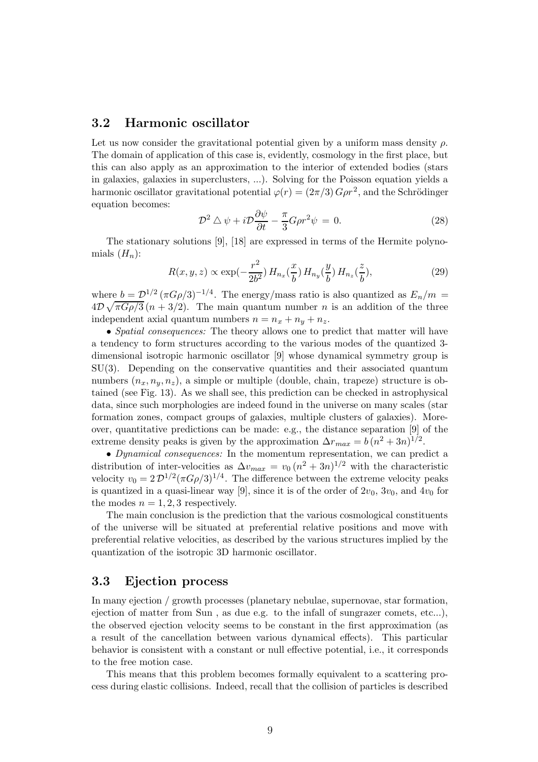### 3.2 Harmonic oscillator

Let us now consider the gravitational potential given by a uniform mass density $\rho$. The domain of application of this case is, evidently, cosmology in the first place, but this can also apply as an approximation to the interior of extended bodies (stars in galaxies, galaxies in superclusters, ...). Solving for the Poisson equation yields a harmonic oscillator gravitational potential $\varphi(r) = (2\pi/3)\, G\rho r^2$, and the Schrödinger equation becomes:

$$\mathcal{D}^2 \triangle \psi + i\mathcal{D}\frac{\partial \psi}{\partial t} - \frac{\pi}{3} G\rho r^2 \psi \,=\, 0. \tag{28}$$

The stationary solutions [9], [18] are expressed in terms of the Hermite polynomials ($H_n$):

$$R(x, y, z) \propto \exp(-\frac{r^2}{2b^2})\, H_{n_x}(\frac{x}{b})\, H_{n_y}(\frac{y}{b})\, H_{n_z}(\frac{z}{b}), \tag{29}$$

where $b = \mathcal{D}^{1/2}\,(\pi G\rho/3)^{-1/4}$. The energy/mass ratio is also quantized as $E_n/m = 4\mathcal{D}\sqrt{\pi G\rho/3}\,(n + 3/2)$. The main quantum number $n$ is an addition of the three independent axial quantum numbers $n = n_x + n_y + n_z$.

• *Spatial consequences:* The theory allows one to predict that matter will have a tendency to form structures according to the various modes of the quantized 3-dimensional isotropic harmonic oscillator [9] whose dynamical symmetry group is SU(3). Depending on the conservative quantities and their associated quantum numbers $(n_x, n_y, n_z)$, a simple or multiple (double, chain, trapeze) structure is obtained (see Fig. 13). As we shall see, this prediction can be checked in astrophysical data, since such morphologies are indeed found in the universe on many scales (star formation zones, compact groups of galaxies, multiple clusters of galaxies). Moreover, quantitative predictions can be made: e.g., the distance separation [9] of the extreme density peaks is given by the approximation $\Delta r_{max} = b\,(n^2 + 3n)^{1/2}$.

• *Dynamical consequences:* In the momentum representation, we can predict a distribution of inter-velocities as $\Delta v_{max} = v_0\,(n^2 + 3n)^{1/2}$ with the characteristic velocity $v_0 = 2\,\mathcal{D}^{1/2}(\pi G\rho/3)^{1/4}$. The difference between the extreme velocity peaks is quantized in a quasi-linear way [9], since it is of the order of $2v_0$, $3v_0$, and $4v_0$ for the modes $n = 1, 2, 3$ respectively.

The main conclusion is the prediction that the various cosmological constituents of the universe will be situated at preferential relative positions and move with preferential relative velocities, as described by the various structures implied by the quantization of the isotropic 3D harmonic oscillator.

### 3.3 Ejection process

In many ejection / growth processes (planetary nebulae, supernovae, star formation, ejection of matter from Sun , as due e.g. to the infall of sungrazer comets, etc...), the observed ejection velocity seems to be constant in the first approximation (as a result of the cancellation between various dynamical effects). This particular behavior is consistent with a constant or null effective potential, i.e., it corresponds to the free motion case.

This means that this problem becomes formally equivalent to a scattering process during elastic collisions. Indeed, recall that the collision of particles is described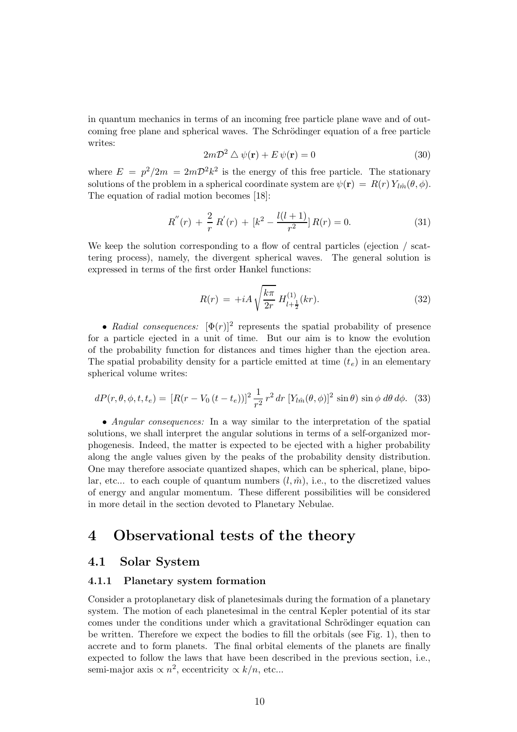in quantum mechanics in terms of an incoming free particle plane wave and of outcoming free plane and spherical waves. The Schrödinger equation of a free particle writes:

$$2m\mathcal{D}^2 \triangle \psi(\mathbf{r}) + E\,\psi(\mathbf{r}) = 0 \tag{30}$$

where $E = p^2/2m = 2m\mathcal{D}^2k^2$ is the energy of this free particle. The stationary solutions of the problem in a spherical coordinate system are $\psi(\mathbf{r}) = R(r)\,Y_{l\hat{m}}(\theta, \phi)$. The equation of radial motion becomes [18]:

$$R^{''}(r) + \frac{2}{r}\,R^{'}(r) + [k^2 - \frac{l(l+1)}{r^2}]\,R(r) = 0. \tag{31}$$

We keep the solution corresponding to a flow of central particles (ejection / scattering process), namely, the divergent spherical waves. The general solution is expressed in terms of the first order Hankel functions:

$$R(r) = +iA\sqrt{\frac{k\pi}{2r}}\,H^{(1)}_{l+\frac{1}{2}}(kr). \tag{32}$$

- *Radial consequences:* $[\Phi(r)]^2$ represents the spatial probability of presence for a particle ejected in a unit of time. But our aim is to know the evolution of the probability function for distances and times higher than the ejection area. The spatial probability density for a particle emitted at time $(t_e)$ in an elementary spherical volume writes:

$$dP(r, \theta, \phi, t, t_e) = [R(r - V_0\,(t - t_e))]^2\,\frac{1}{r^2}\,r^2\,dr\,[Y_{l\hat{m}}(\theta, \phi)]^2\,\sin\theta)\,\sin\phi\,d\theta\,d\phi. \tag{33}$$

- *Angular consequences:* In a way similar to the interpretation of the spatial solutions, we shall interpret the angular solutions in terms of a self-organized morphogenesis. Indeed, the matter is expected to be ejected with a higher probability along the angle values given by the peaks of the probability density distribution. One may therefore associate quantized shapes, which can be spherical, plane, bipolar, etc... to each couple of quantum numbers $(l, \hat{m})$, i.e., to the discretized values of energy and angular momentum. These different possibilities will be considered in more detail in the section devoted to Planetary Nebulae.

# 4 Observational tests of the theory

## 4.1 Solar System

### 4.1.1 Planetary system formation

Consider a protoplanetary disk of planetesimals during the formation of a planetary system. The motion of each planetesimal in the central Kepler potential of its star comes under the conditions under which a gravitational Schrödinger equation can be written. Therefore we expect the bodies to fill the orbitals (see Fig. 1), then to accrete and to form planets. The final orbital elements of the planets are finally expected to follow the laws that have been described in the previous section, i.e., semi-major axis $\propto n^2$, eccentricity $\propto k/n$, etc...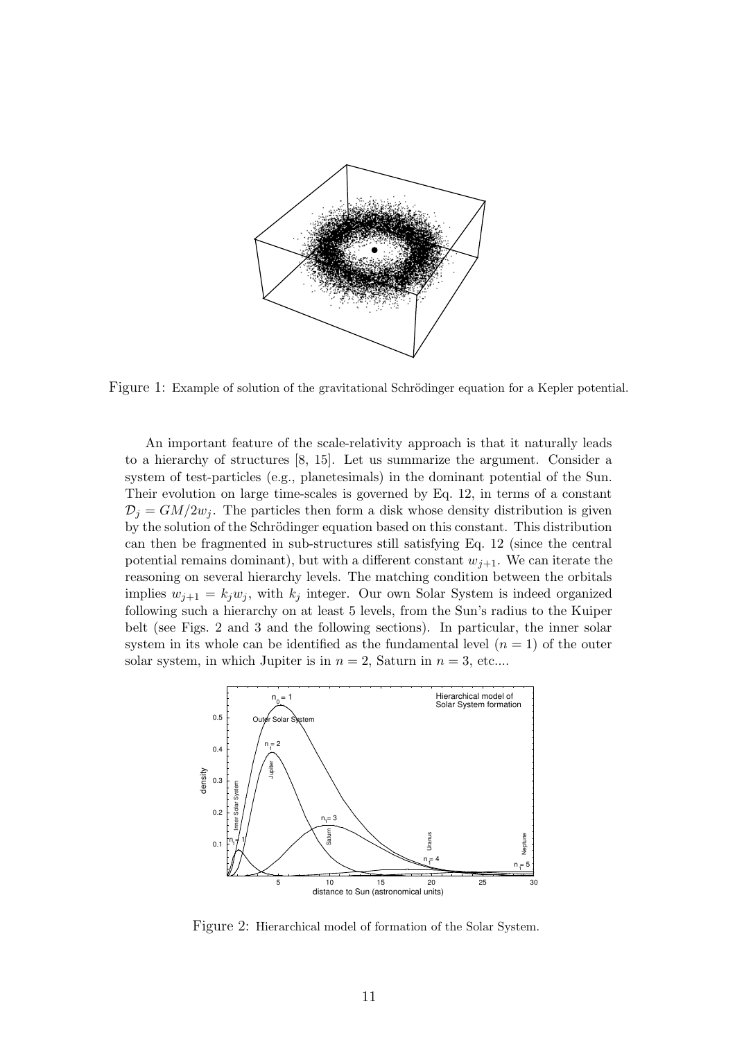Figure 1: Example of solution of the gravitational Schrödinger equation for a Kepler potential.

An important feature of the scale-relativity approach is that it naturally leads to a hierarchy of structures [8, 15]. Let us summarize the argument. Consider a system of test-particles (e.g., planetesimals) in the dominant potential of the Sun. Their evolution on large time-scales is governed by Eq. 12, in terms of a constant $\mathcal{D}_j = GM/2w_j$. The particles then form a disk whose density distribution is given by the solution of the Schrödinger equation based on this constant. This distribution can then be fragmented in sub-structures still satisfying Eq. 12 (since the central potential remains dominant), but with a different constant $w_{j+1}$. We can iterate the reasoning on several hierarchy levels. The matching condition between the orbitals implies $w_{j+1} = k_j w_j$, with $k_j$ integer. Our own Solar System is indeed organized following such a hierarchy on at least 5 levels, from the Sun's radius to the Kuiper belt (see Figs. 2 and 3 and the following sections). In particular, the inner solar system in its whole can be identified as the fundamental level ($n = 1$) of the outer solar system, in which Jupiter is in $n = 2$, Saturn in $n = 3$, etc....

Figure 2: Hierarchical model of formation of the Solar System.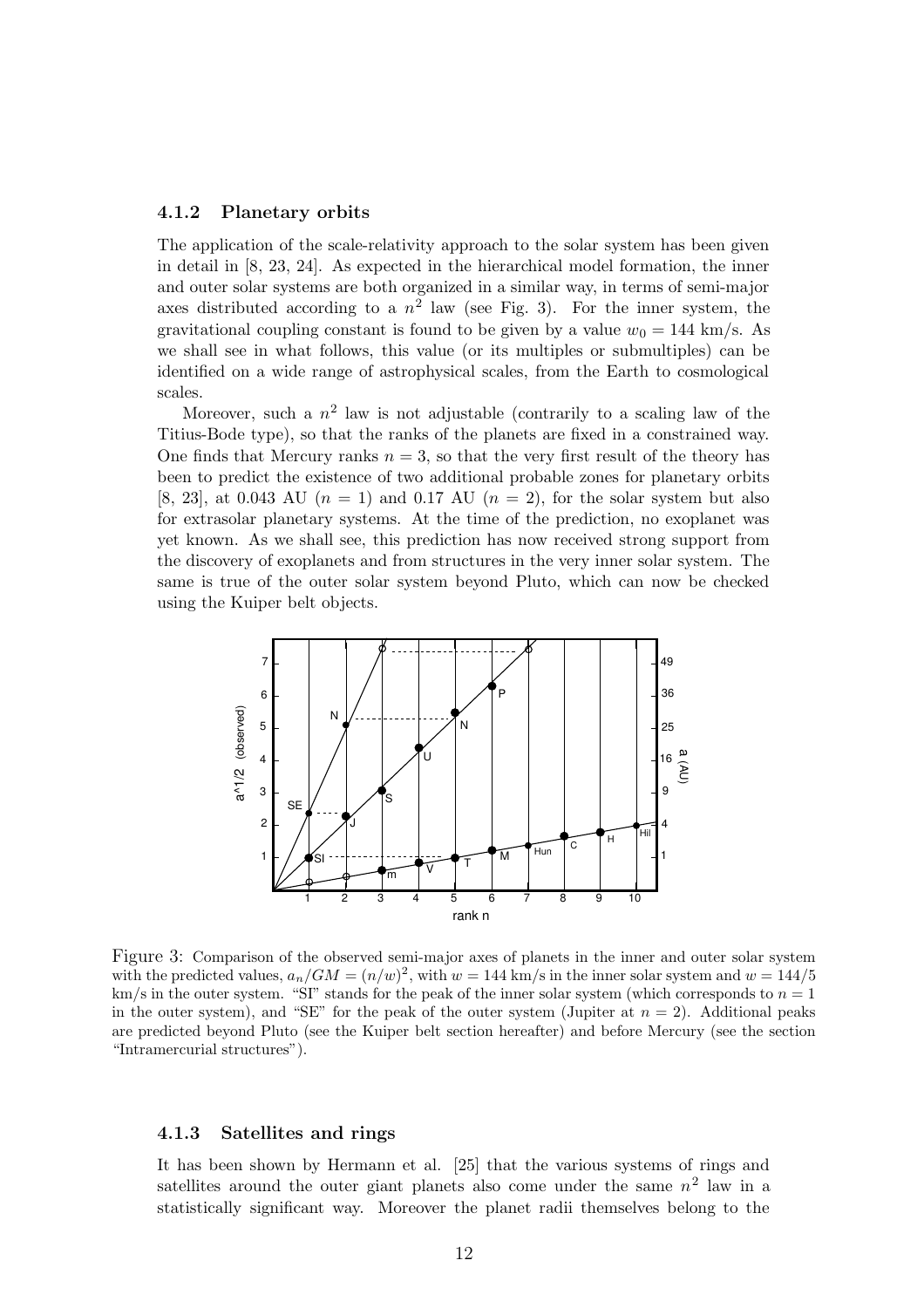### 4.1.2 Planetary orbits

The application of the scale-relativity approach to the solar system has been given in detail in [8, 23, 24]. As expected in the hierarchical model formation, the inner and outer solar systems are both organized in a similar way, in terms of semi-major axes distributed according to a $n^2$ law (see Fig. 3). For the inner system, the gravitational coupling constant is found to be given by a value $w_0 = 144$ km/s. As we shall see in what follows, this value (or its multiples or submultiples) can be identified on a wide range of astrophysical scales, from the Earth to cosmological scales.

Moreover, such a $n^2$ law is not adjustable (contrarily to a scaling law of the Titius-Bode type), so that the ranks of the planets are fixed in a constrained way. One finds that Mercury ranks $n = 3$, so that the very first result of the theory has been to predict the existence of two additional probable zones for planetary orbits [8, 23], at 0.043 AU ($n = 1$) and 0.17 AU ($n = 2$), for the solar system but also for extrasolar planetary systems. At the time of the prediction, no exoplanet was yet known. As we shall see, this prediction has now received strong support from the discovery of exoplanets and from structures in the very inner solar system. The same is true of the outer solar system beyond Pluto, which can now be checked using the Kuiper belt objects.

Figure 3: Comparison of the observed semi-major axes of planets in the inner and outer solar system with the predicted values, $a_n/GM = (n/w)^2$, with $w = 144$ km/s in the inner solar system and $w = 144/5$ km/s in the outer system. "SI" stands for the peak of the inner solar system (which corresponds to $n = 1$ in the outer system), and "SE" for the peak of the outer system (Jupiter at $n = 2$). Additional peaks are predicted beyond Pluto (see the Kuiper belt section hereafter) and before Mercury (see the section "Intramercurial structures").

### 4.1.3 Satellites and rings

It has been shown by Hermann et al. [25] that the various systems of rings and satellites around the outer giant planets also come under the same $n^2$ law in a statistically significant way. Moreover the planet radii themselves belong to the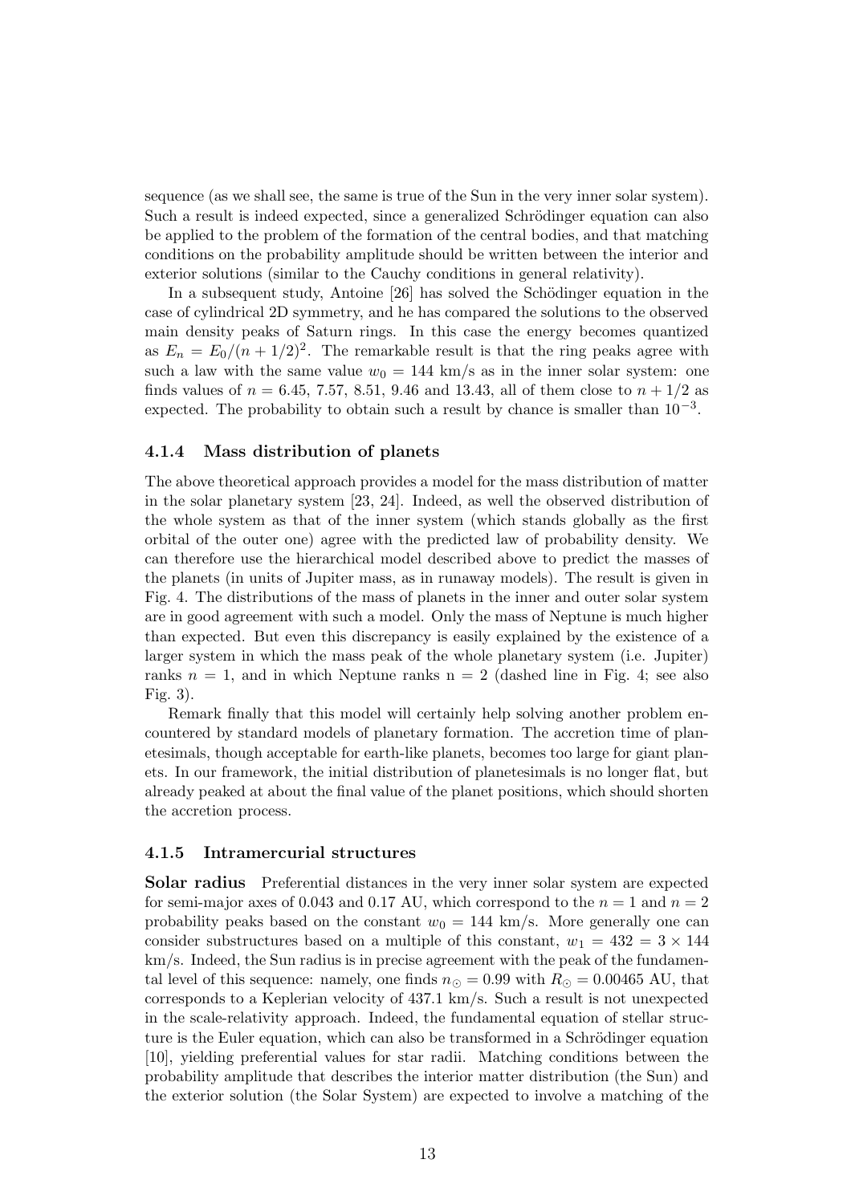sequence (as we shall see, the same is true of the Sun in the very inner solar system). Such a result is indeed expected, since a generalized Schrödinger equation can also be applied to the problem of the formation of the central bodies, and that matching conditions on the probability amplitude should be written between the interior and exterior solutions (similar to the Cauchy conditions in general relativity).

In a subsequent study, Antoine [26] has solved the Schödinger equation in the case of cylindrical 2D symmetry, and he has compared the solutions to the observed main density peaks of Saturn rings. In this case the energy becomes quantized as $E_n = E_0/(n + 1/2)^2$. The remarkable result is that the ring peaks agree with such a law with the same value $w_0 = 144$ km/s as in the inner solar system: one finds values of $n = 6.45$, 7.57, 8.51, 9.46 and 13.43, all of them close to $n + 1/2$ as expected. The probability to obtain such a result by chance is smaller than $10^{-3}$.

### 4.1.4 Mass distribution of planets

The above theoretical approach provides a model for the mass distribution of matter in the solar planetary system [23, 24]. Indeed, as well the observed distribution of the whole system as that of the inner system (which stands globally as the first orbital of the outer one) agree with the predicted law of probability density. We can therefore use the hierarchical model described above to predict the masses of the planets (in units of Jupiter mass, as in runaway models). The result is given in Fig. 4. The distributions of the mass of planets in the inner and outer solar system are in good agreement with such a model. Only the mass of Neptune is much higher than expected. But even this discrepancy is easily explained by the existence of a larger system in which the mass peak of the whole planetary system (i.e. Jupiter) ranks $n = 1$, and in which Neptune ranks n = 2 (dashed line in Fig. 4; see also Fig. 3).

Remark finally that this model will certainly help solving another problem encountered by standard models of planetary formation. The accretion time of planetesimals, though acceptable for earth-like planets, becomes too large for giant planets. In our framework, the initial distribution of planetesimals is no longer flat, but already peaked at about the final value of the planet positions, which should shorten the accretion process.

### 4.1.5 Intramercurial structures

**Solar radius** Preferential distances in the very inner solar system are expected for semi-major axes of 0.043 and 0.17 AU, which correspond to the $n = 1$ and $n = 2$ probability peaks based on the constant $w_0 = 144$ km/s. More generally one can consider substructures based on a multiple of this constant, $w_1 = 432 = 3 \times 144$ km/s. Indeed, the Sun radius is in precise agreement with the peak of the fundamental level of this sequence: namely, one finds $n_\odot = 0.99$ with $R_\odot = 0.00465$ AU, that corresponds to a Keplerian velocity of 437.1 km/s. Such a result is not unexpected in the scale-relativity approach. Indeed, the fundamental equation of stellar structure is the Euler equation, which can also be transformed in a Schrödinger equation [10], yielding preferential values for star radii. Matching conditions between the probability amplitude that describes the interior matter distribution (the Sun) and the exterior solution (the Solar System) are expected to involve a matching of the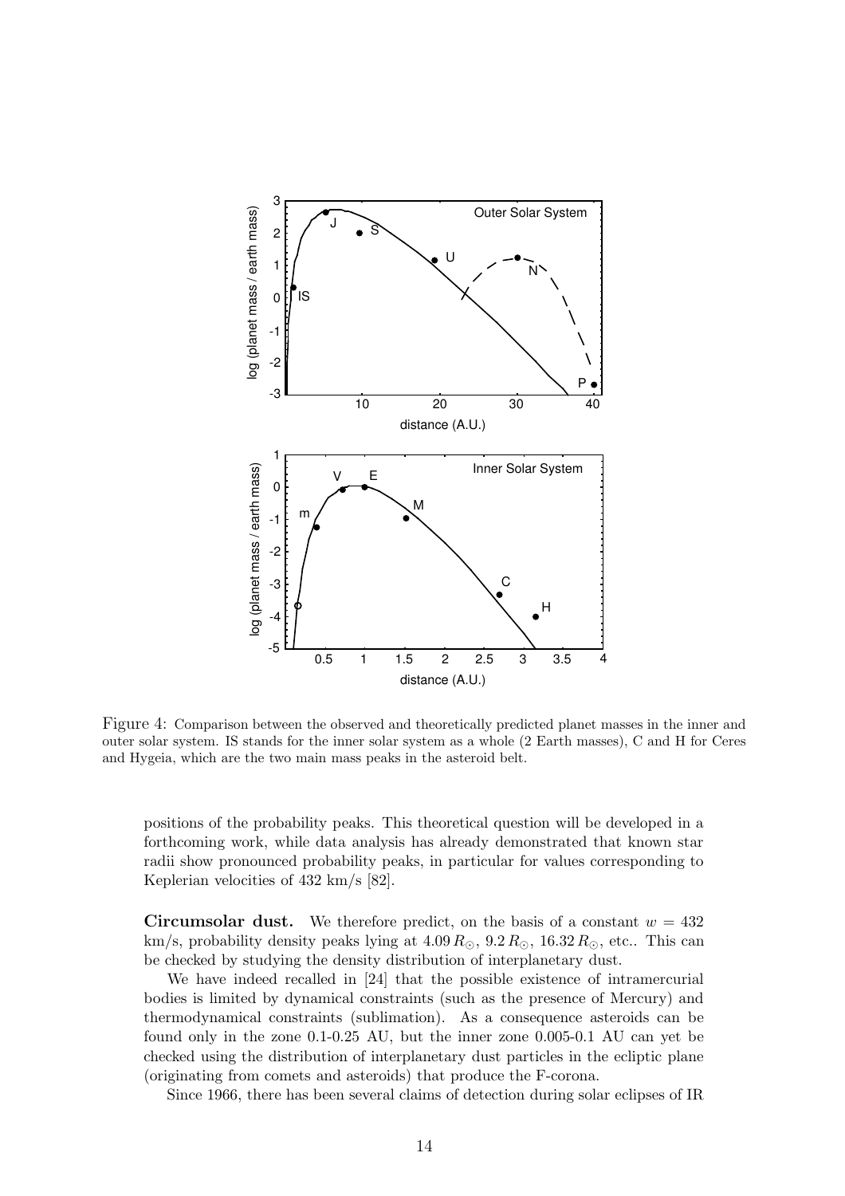Figure 4: Comparison between the observed and theoretically predicted planet masses in the inner and outer solar system. IS stands for the inner solar system as a whole (2 Earth masses), C and H for Ceres and Hygeia, which are the two main mass peaks in the asteroid belt.

positions of the probability peaks. This theoretical question will be developed in a forthcoming work, while data analysis has already demonstrated that known star radii show pronounced probability peaks, in particular for values corresponding to Keplerian velocities of 432 km/s [82].

**Circumsolar dust.** We therefore predict, on the basis of a constant $w = 432$ km/s, probability density peaks lying at $4.09\,R_{\odot}$, $9.2\,R_{\odot}$, $16.32\,R_{\odot}$, etc.. This can be checked by studying the density distribution of interplanetary dust.

We have indeed recalled in [24] that the possible existence of intramercurial bodies is limited by dynamical constraints (such as the presence of Mercury) and thermodynamical constraints (sublimation). As a consequence asteroids can be found only in the zone 0.1-0.25 AU, but the inner zone 0.005-0.1 AU can yet be checked using the distribution of interplanetary dust particles in the ecliptic plane (originating from comets and asteroids) that produce the F-corona.

Since 1966, there has been several claims of detection during solar eclipses of IR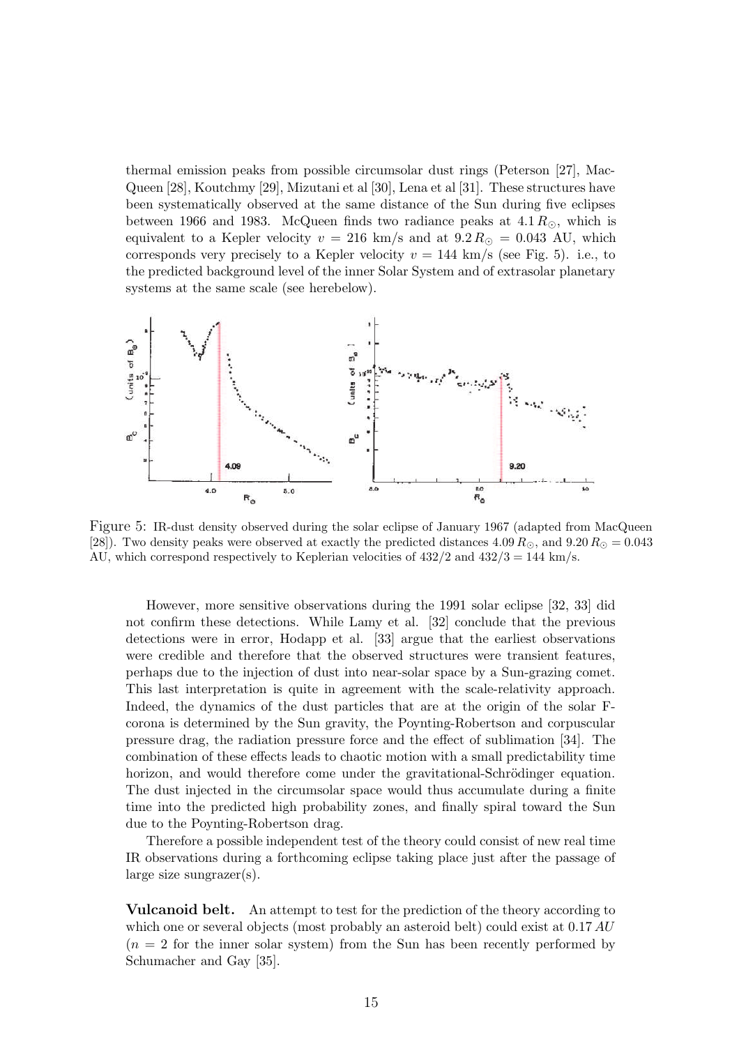thermal emission peaks from possible circumsolar dust rings (Peterson [27], MacQueen [28], Koutchmy [29], Mizutani et al [30], Lena et al [31]. These structures have been systematically observed at the same distance of the Sun during five eclipses between 1966 and 1983. McQueen finds two radiance peaks at $4.1\,R_\odot$, which is equivalent to a Kepler velocity $v = 216$ km/s and at $9.2\,R_\odot = 0.043$ AU, which corresponds very precisely to a Kepler velocity $v = 144$ km/s (see Fig. 5). i.e., to the predicted background level of the inner Solar System and of extrasolar planetary systems at the same scale (see herebelow).

Figure 5: IR-dust density observed during the solar eclipse of January 1967 (adapted from MacQueen [28]). Two density peaks were observed at exactly the predicted distances $4.09\,R_\odot$, and $9.20\,R_\odot = 0.043$ AU, which correspond respectively to Keplerian velocities of $432/2$ and $432/3 = 144$ km/s.

However, more sensitive observations during the 1991 solar eclipse [32, 33] did not confirm these detections. While Lamy et al. [32] conclude that the previous detections were in error, Hodapp et al. [33] argue that the earliest observations were credible and therefore that the observed structures were transient features, perhaps due to the injection of dust into near-solar space by a Sun-grazing comet. This last interpretation is quite in agreement with the scale-relativity approach. Indeed, the dynamics of the dust particles that are at the origin of the solar F-corona is determined by the Sun gravity, the Poynting-Robertson and corpuscular pressure drag, the radiation pressure force and the effect of sublimation [34]. The combination of these effects leads to chaotic motion with a small predictability time horizon, and would therefore come under the gravitational-Schrödinger equation. The dust injected in the circumsolar space would thus accumulate during a finite time into the predicted high probability zones, and finally spiral toward the Sun due to the Poynting-Robertson drag.

Therefore a possible independent test of the theory could consist of new real time IR observations during a forthcoming eclipse taking place just after the passage of large size sungrazer(s).

**Vulcanoid belt.** An attempt to test for the prediction of the theory according to which one or several objects (most probably an asteroid belt) could exist at $0.17\,AU$ ($n = 2$ for the inner solar system) from the Sun has been recently performed by Schumacher and Gay [35].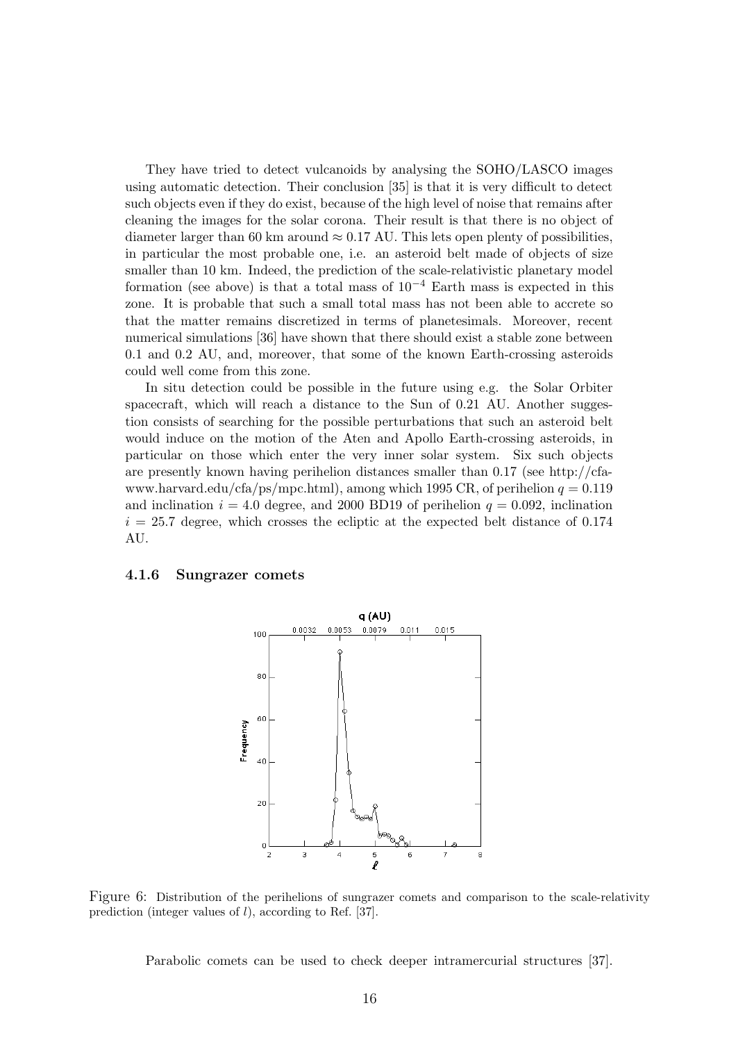They have tried to detect vulcanoids by analysing the SOHO/LASCO images using automatic detection. Their conclusion [35] is that it is very difficult to detect such objects even if they do exist, because of the high level of noise that remains after cleaning the images for the solar corona. Their result is that there is no object of diameter larger than 60 km around $\approx 0.17$ AU. This lets open plenty of possibilities, in particular the most probable one, i.e. an asteroid belt made of objects of size smaller than 10 km. Indeed, the prediction of the scale-relativistic planetary model formation (see above) is that a total mass of $10^{-4}$ Earth mass is expected in this zone. It is probable that such a small total mass has not been able to accrete so that the matter remains discretized in terms of planetesimals. Moreover, recent numerical simulations [36] have shown that there should exist a stable zone between 0.1 and 0.2 AU, and, moreover, that some of the known Earth-crossing asteroids could well come from this zone.

In situ detection could be possible in the future using e.g. the Solar Orbiter spacecraft, which will reach a distance to the Sun of 0.21 AU. Another suggestion consists of searching for the possible perturbations that such an asteroid belt would induce on the motion of the Aten and Apollo Earth-crossing asteroids, in particular on those which enter the very inner solar system. Six such objects are presently known having perihelion distances smaller than 0.17 (see http://cfa-www.harvard.edu/cfa/ps/mpc.html), among which 1995 CR, of perihelion $q = 0.119$ and inclination $i = 4.0$ degree, and 2000 BD19 of perihelion $q = 0.092$, inclination $i = 25.7$ degree, which crosses the ecliptic at the expected belt distance of 0.174 AU.

### 4.1.6 Sungrazer comets

Figure 6: Distribution of the perihelions of sungrazer comets and comparison to the scale-relativity prediction (integer values of $l$), according to Ref. [37].

Parabolic comets can be used to check deeper intramercurial structures [37].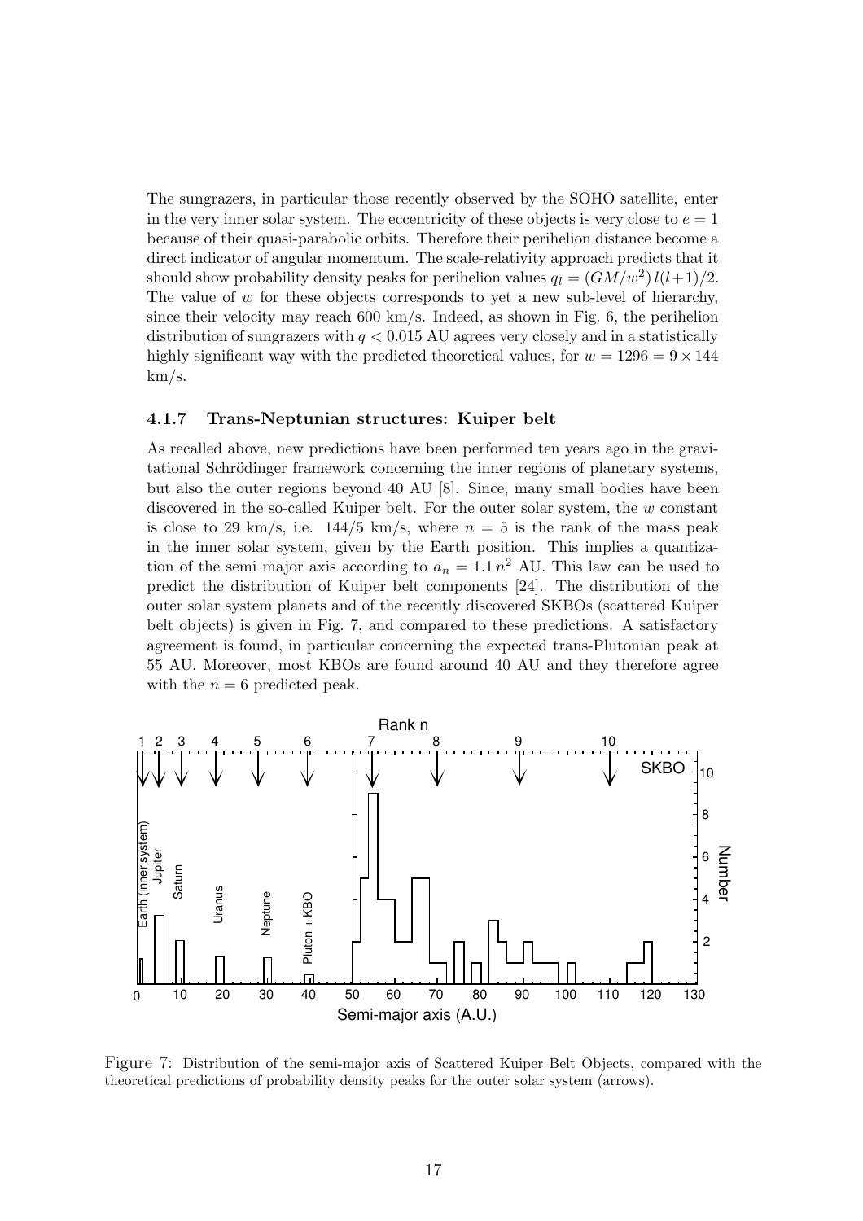The sungrazers, in particular those recently observed by the SOHO satellite, enter in the very inner solar system. The eccentricity of these objects is very close to $e = 1$ because of their quasi-parabolic orbits. Therefore their perihelion distance become a direct indicator of angular momentum. The scale-relativity approach predicts that it should show probability density peaks for perihelion values $q_l = (GM/w^2)\, l(l+1)/2$. The value of $w$ for these objects corresponds to yet a new sub-level of hierarchy, since their velocity may reach 600 km/s. Indeed, as shown in Fig. 6, the perihelion distribution of sungrazers with $q < 0.015$ AU agrees very closely and in a statistically highly significant way with the predicted theoretical values, for $w = 1296 = 9 \times 144$ km/s.

### 4.1.7 Trans-Neptunian structures: Kuiper belt

As recalled above, new predictions have been performed ten years ago in the gravitational Schrödinger framework concerning the inner regions of planetary systems, but also the outer regions beyond 40 AU [8]. Since, many small bodies have been discovered in the so-called Kuiper belt. For the outer solar system, the $w$ constant is close to 29 km/s, i.e. 144/5 km/s, where $n = 5$ is the rank of the mass peak in the inner solar system, given by the Earth position. This implies a quantization of the semi major axis according to $a_n = 1.1\, n^2$ AU. This law can be used to predict the distribution of Kuiper belt components [24]. The distribution of the outer solar system planets and of the recently discovered SKBOs (scattered Kuiper belt objects) is given in Fig. 7, and compared to these predictions. A satisfactory agreement is found, in particular concerning the expected trans-Plutonian peak at 55 AU. Moreover, most KBOs are found around 40 AU and they therefore agree with the $n = 6$ predicted peak.

Figure 7: Distribution of the semi-major axis of Scattered Kuiper Belt Objects, compared with the theoretical predictions of probability density peaks for the outer solar system (arrows).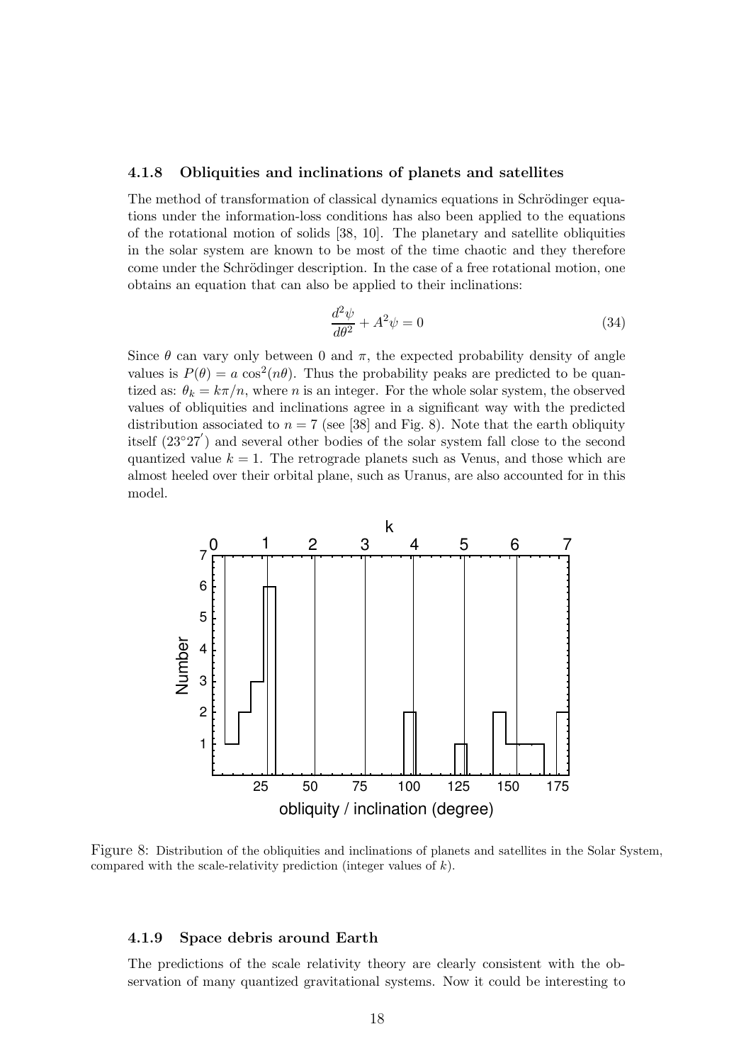#### 4.1.8 Obliquities and inclinations of planets and satellites

The method of transformation of classical dynamics equations in Schrödinger equations under the information-loss conditions has also been applied to the equations of the rotational motion of solids [38, 10]. The planetary and satellite obliquities in the solar system are known to be most of the time chaotic and they therefore come under the Schrödinger description. In the case of a free rotational motion, one obtains an equation that can also be applied to their inclinations:

$$\frac{d^2\psi}{d\theta^2} + A^2\psi = 0 \tag{34}$$

Since $\theta$ can vary only between 0 and $\pi$, the expected probability density of angle values is $P(\theta) = a\cos^2(n\theta)$. Thus the probability peaks are predicted to be quantized as: $\theta_k = k\pi/n$, where $n$ is an integer. For the whole solar system, the observed values of obliquities and inclinations agree in a significant way with the predicted distribution associated to $n = 7$ (see [38] and Fig. 8). Note that the earth obliquity itself ($23°27'$) and several other bodies of the solar system fall close to the second quantized value $k = 1$. The retrograde planets such as Venus, and those which are almost heeled over their orbital plane, such as Uranus, are also accounted for in this model.

Figure 8: Distribution of the obliquities and inclinations of planets and satellites in the Solar System, compared with the scale-relativity prediction (integer values of $k$).

#### 4.1.9 Space debris around Earth

The predictions of the scale relativity theory are clearly consistent with the observation of many quantized gravitational systems. Now it could be interesting to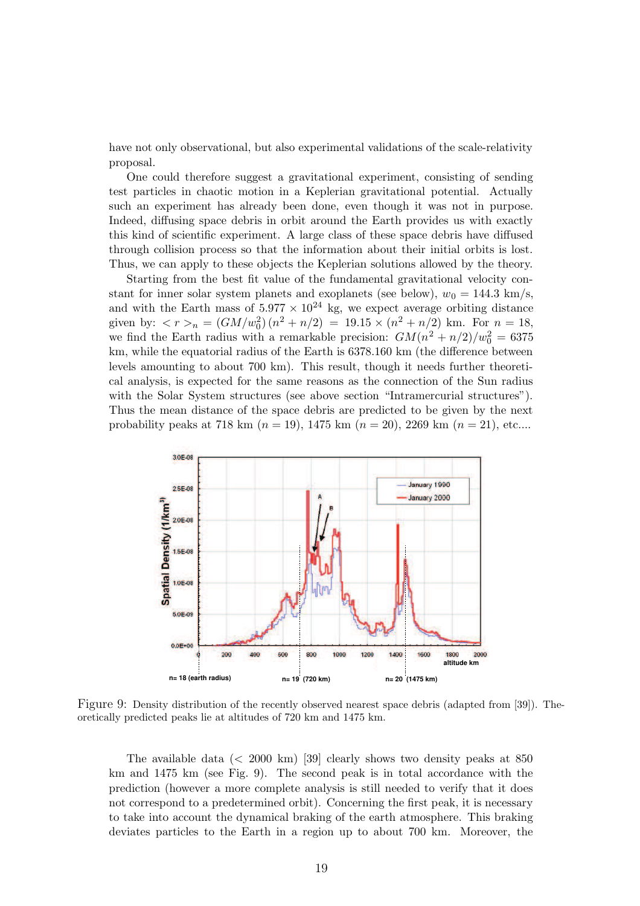have not only observational, but also experimental validations of the scale-relativity proposal.

One could therefore suggest a gravitational experiment, consisting of sending test particles in chaotic motion in a Keplerian gravitational potential. Actually such an experiment has already been done, even though it was not in purpose. Indeed, diffusing space debris in orbit around the Earth provides us with exactly this kind of scientific experiment. A large class of these space debris have diffused through collision process so that the information about their initial orbits is lost. Thus, we can apply to these objects the Keplerian solutions allowed by the theory.

Starting from the best fit value of the fundamental gravitational velocity constant for inner solar system planets and exoplanets (see below), $w_0 = 144.3$ km/s, and with the Earth mass of $5.977 \times 10^{24}$ kg, we expect average orbiting distance given by: $<r>_n = (GM/w_0^2)\,(n^2 + n/2) = 19.15 \times (n^2 + n/2)$ km. For $n = 18$, we find the Earth radius with a remarkable precision: $GM(n^2 + n/2)/w_0^2 = 6375$ km, while the equatorial radius of the Earth is 6378.160 km (the difference between levels amounting to about 700 km). This result, though it needs further theoretical analysis, is expected for the same reasons as the connection of the Sun radius with the Solar System structures (see above section "Intramercurial structures"). Thus the mean distance of the space debris are predicted to be given by the next probability peaks at 718 km ($n = 19$), 1475 km ($n = 20$), 2269 km ($n = 21$), etc....

Figure 9: Density distribution of the recently observed nearest space debris (adapted from [39]). Theoretically predicted peaks lie at altitudes of 720 km and 1475 km.

The available data (< 2000 km) [39] clearly shows two density peaks at 850 km and 1475 km (see Fig. 9). The second peak is in total accordance with the prediction (however a more complete analysis is still needed to verify that it does not correspond to a predetermined orbit). Concerning the first peak, it is necessary to take into account the dynamical braking of the earth atmosphere. This braking deviates particles to the Earth in a region up to about 700 km. Moreover, the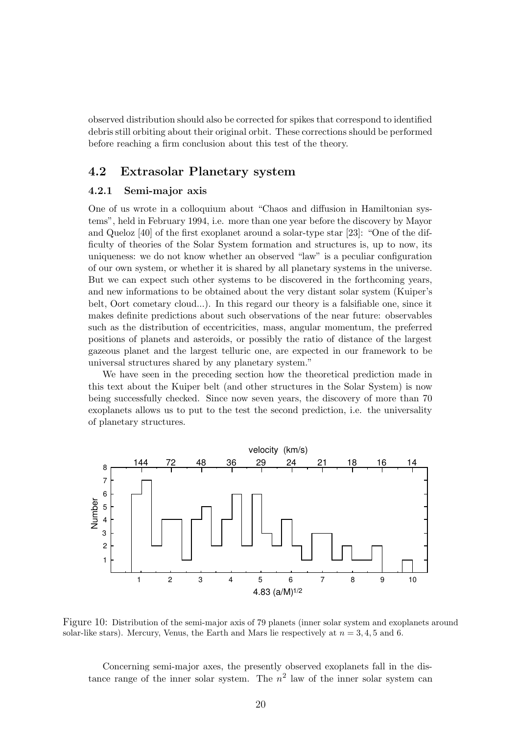observed distribution should also be corrected for spikes that correspond to identified debris still orbiting about their original orbit. These corrections should be performed before reaching a firm conclusion about this test of the theory.

## 4.2 Extrasolar Planetary system

### 4.2.1 Semi-major axis

One of us wrote in a colloquium about "Chaos and diffusion in Hamiltonian systems", held in February 1994, i.e. more than one year before the discovery by Mayor and Queloz [40] of the first exoplanet around a solar-type star [23]: "One of the difficulty of theories of the Solar System formation and structures is, up to now, its uniqueness: we do not know whether an observed "law" is a peculiar configuration of our own system, or whether it is shared by all planetary systems in the universe. But we can expect such other systems to be discovered in the forthcoming years, and new informations to be obtained about the very distant solar system (Kuiper's belt, Oort cometary cloud...). In this regard our theory is a falsifiable one, since it makes definite predictions about such observations of the near future: observables such as the distribution of eccentricities, mass, angular momentum, the preferred positions of planets and asteroids, or possibly the ratio of distance of the largest gazeous planet and the largest telluric one, are expected in our framework to be universal structures shared by any planetary system."

We have seen in the preceding section how the theoretical prediction made in this text about the Kuiper belt (and other structures in the Solar System) is now being successfully checked. Since now seven years, the discovery of more than 70 exoplanets allows us to put to the test the second prediction, i.e. the universality of planetary structures.

Figure 10: Distribution of the semi-major axis of 79 planets (inner solar system and exoplanets around solar-like stars). Mercury, Venus, the Earth and Mars lie respectively at $n = 3, 4, 5$ and 6.

Concerning semi-major axes, the presently observed exoplanets fall in the distance range of the inner solar system. The $n^2$ law of the inner solar system can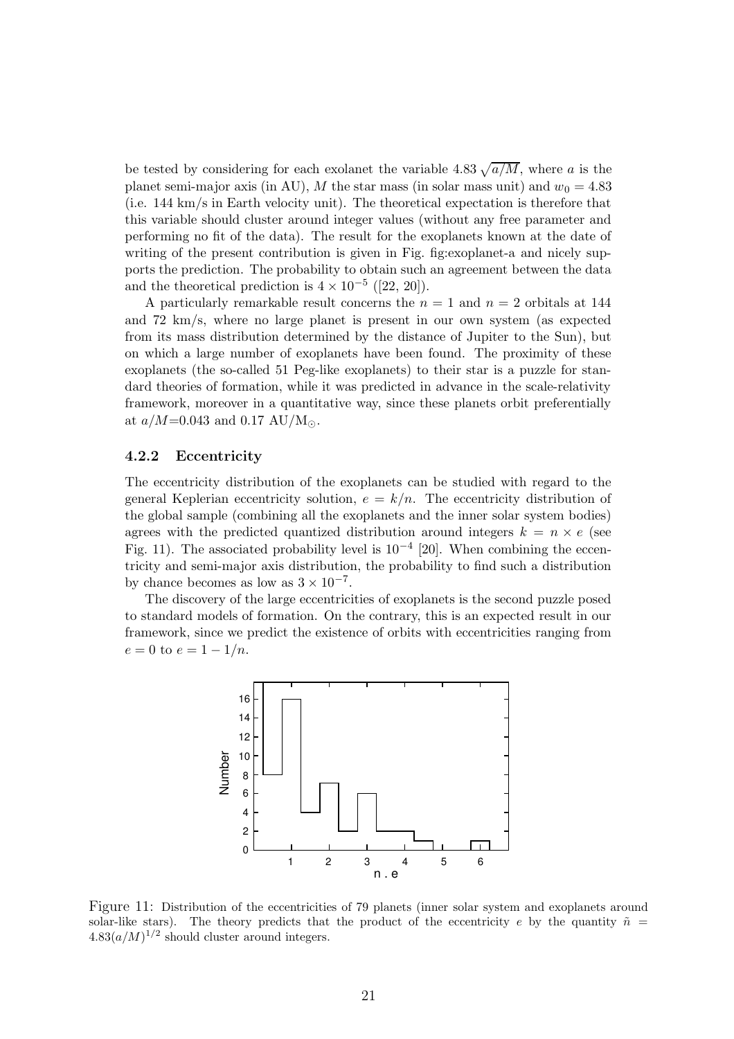be tested by considering for each exolanet the variable $4.83\sqrt{a/M}$, where $a$ is the planet semi-major axis (in AU), $M$ the star mass (in solar mass unit) and $w_0 = 4.83$ (i.e. 144 km/s in Earth velocity unit). The theoretical expectation is therefore that this variable should cluster around integer values (without any free parameter and performing no fit of the data). The result for the exoplanets known at the date of writing of the present contribution is given in Fig. fig:exoplanet-a and nicely supports the prediction. The probability to obtain such an agreement between the data and the theoretical prediction is $4 \times 10^{-5}$ ([22, 20]).

A particularly remarkable result concerns the $n = 1$ and $n = 2$ orbitals at 144 and 72 km/s, where no large planet is present in our own system (as expected from its mass distribution determined by the distance of Jupiter to the Sun), but on which a large number of exoplanets have been found. The proximity of these exoplanets (the so-called 51 Peg-like exoplanets) to their star is a puzzle for standard theories of formation, while it was predicted in advance in the scale-relativity framework, moreover in a quantitative way, since these planets orbit preferentially at $a/M$=0.043 and 0.17 AU/M$_\odot$.

### 4.2.2 Eccentricity

The eccentricity distribution of the exoplanets can be studied with regard to the general Keplerian eccentricity solution, $e = k/n$. The eccentricity distribution of the global sample (combining all the exoplanets and the inner solar system bodies) agrees with the predicted quantized distribution around integers $k = n \times e$ (see Fig. 11). The associated probability level is $10^{-4}$ [20]. When combining the eccentricity and semi-major axis distribution, the probability to find such a distribution by chance becomes as low as $3 \times 10^{-7}$.

The discovery of the large eccentricities of exoplanets is the second puzzle posed to standard models of formation. On the contrary, this is an expected result in our framework, since we predict the existence of orbits with eccentricities ranging from $e = 0$ to $e = 1 - 1/n$.

Figure 11: Distribution of the eccentricities of 79 planets (inner solar system and exoplanets around solar-like stars). The theory predicts that the product of the eccentricity $e$ by the quantity $\tilde{n} = 4.83(a/M)^{1/2}$ should cluster around integers.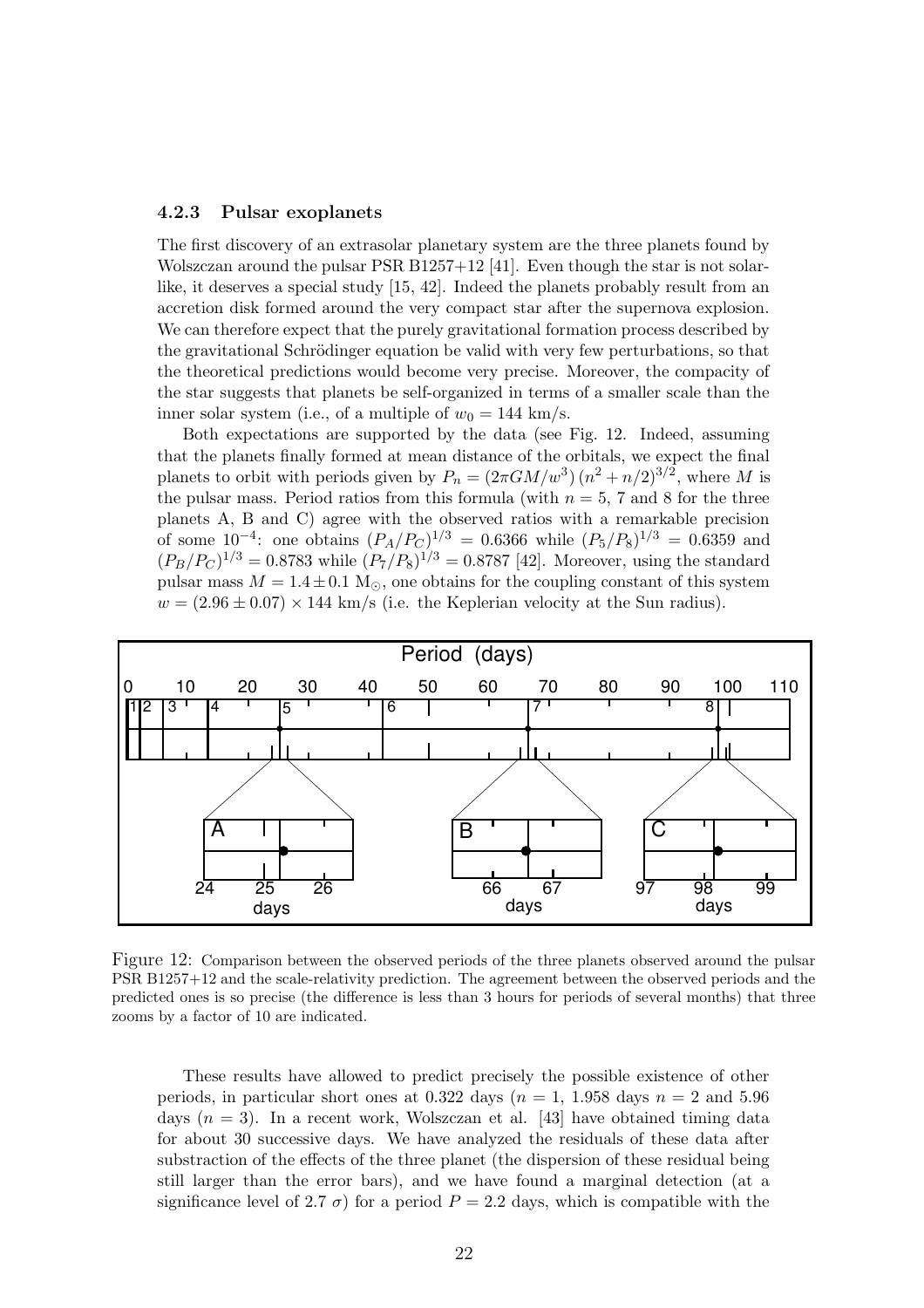### 4.2.3 Pulsar exoplanets

The first discovery of an extrasolar planetary system are the three planets found by Wolszczan around the pulsar PSR B1257+12 [41]. Even though the star is not solar-like, it deserves a special study [15, 42]. Indeed the planets probably result from an accretion disk formed around the very compact star after the supernova explosion. We can therefore expect that the purely gravitational formation process described by the gravitational Schrödinger equation be valid with very few perturbations, so that the theoretical predictions would become very precise. Moreover, the compacity of the star suggests that planets be self-organized in terms of a smaller scale than the inner solar system (i.e., of a multiple of $w_0 = 144$ km/s.

Both expectations are supported by the data (see Fig. 12. Indeed, assuming that the planets finally formed at mean distance of the orbitals, we expect the final planets to orbit with periods given by $P_n = (2\pi GM/w^3)\,(n^2 + n/2)^{3/2}$, where $M$ is the pulsar mass. Period ratios from this formula (with $n = 5$, 7 and 8 for the three planets A, B and C) agree with the observed ratios with a remarkable precision of some $10^{-4}$: one obtains $(P_A/P_C)^{1/3} = 0.6366$ while $(P_5/P_8)^{1/3} = 0.6359$ and $(P_B/P_C)^{1/3} = 0.8783$ while $(P_7/P_8)^{1/3} = 0.8787$ [42]. Moreover, using the standard pulsar mass $M = 1.4 \pm 0.1\ \mathrm{M}_\odot$, one obtains for the coupling constant of this system $w = (2.96 \pm 0.07) \times 144$ km/s (i.e. the Keplerian velocity at the Sun radius).

Figure 12: Comparison between the observed periods of the three planets observed around the pulsar PSR B1257+12 and the scale-relativity prediction. The agreement between the observed periods and the predicted ones is so precise (the difference is less than 3 hours for periods of several months) that three zooms by a factor of 10 are indicated.

These results have allowed to predict precisely the possible existence of other periods, in particular short ones at 0.322 days ($n = 1$, 1.958 days $n = 2$ and 5.96 days ($n = 3$). In a recent work, Wolszczan et al. [43] have obtained timing data for about 30 successive days. We have analyzed the residuals of these data after substraction of the effects of the three planet (the dispersion of these residual being still larger than the error bars), and we have found a marginal detection (at a significance level of 2.7 $\sigma$) for a period $P = 2.2$ days, which is compatible with the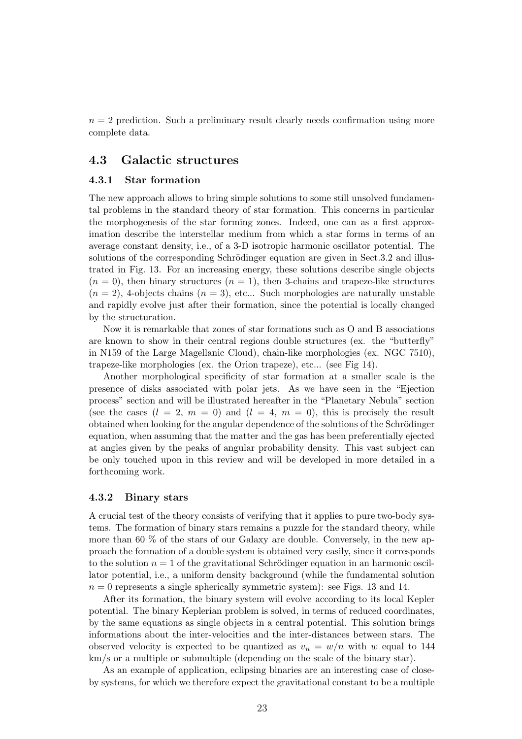$n = 2$ prediction. Such a preliminary result clearly needs confirmation using more complete data.

## 4.3 Galactic structures

### 4.3.1 Star formation

The new approach allows to bring simple solutions to some still unsolved fundamental problems in the standard theory of star formation. This concerns in particular the morphogenesis of the star forming zones. Indeed, one can as a first approximation describe the interstellar medium from which a star forms in terms of an average constant density, i.e., of a 3-D isotropic harmonic oscillator potential. The solutions of the corresponding Schrödinger equation are given in Sect.3.2 and illustrated in Fig. 13. For an increasing energy, these solutions describe single objects ($n = 0$), then binary structures ($n = 1$), then 3-chains and trapeze-like structures ($n = 2$), 4-objects chains ($n = 3$), etc... Such morphologies are naturally unstable and rapidly evolve just after their formation, since the potential is locally changed by the structuration.

Now it is remarkable that zones of star formations such as O and B associations are known to show in their central regions double structures (ex. the "butterfly" in N159 of the Large Magellanic Cloud), chain-like morphologies (ex. NGC 7510), trapeze-like morphologies (ex. the Orion trapeze), etc... (see Fig 14).

Another morphological specificity of star formation at a smaller scale is the presence of disks associated with polar jets. As we have seen in the "Ejection process" section and will be illustrated hereafter in the "Planetary Nebula" section (see the cases ($l = 2$, $m = 0$) and ($l = 4$, $m = 0$), this is precisely the result obtained when looking for the angular dependence of the solutions of the Schrödinger equation, when assuming that the matter and the gas has been preferentially ejected at angles given by the peaks of angular probability density. This vast subject can be only touched upon in this review and will be developed in more detailed in a forthcoming work.

### 4.3.2 Binary stars

A crucial test of the theory consists of verifying that it applies to pure two-body systems. The formation of binary stars remains a puzzle for the standard theory, while more than 60 % of the stars of our Galaxy are double. Conversely, in the new approach the formation of a double system is obtained very easily, since it corresponds to the solution $n = 1$ of the gravitational Schrödinger equation in an harmonic oscillator potential, i.e., a uniform density background (while the fundamental solution $n = 0$ represents a single spherically symmetric system): see Figs. 13 and 14.

After its formation, the binary system will evolve according to its local Kepler potential. The binary Keplerian problem is solved, in terms of reduced coordinates, by the same equations as single objects in a central potential. This solution brings informations about the inter-velocities and the inter-distances between stars. The observed velocity is expected to be quantized as $v_n = w/n$ with $w$ equal to 144 km/s or a multiple or submultiple (depending on the scale of the binary star).

As an example of application, eclipsing binaries are an interesting case of close-by systems, for which we therefore expect the gravitational constant to be a multiple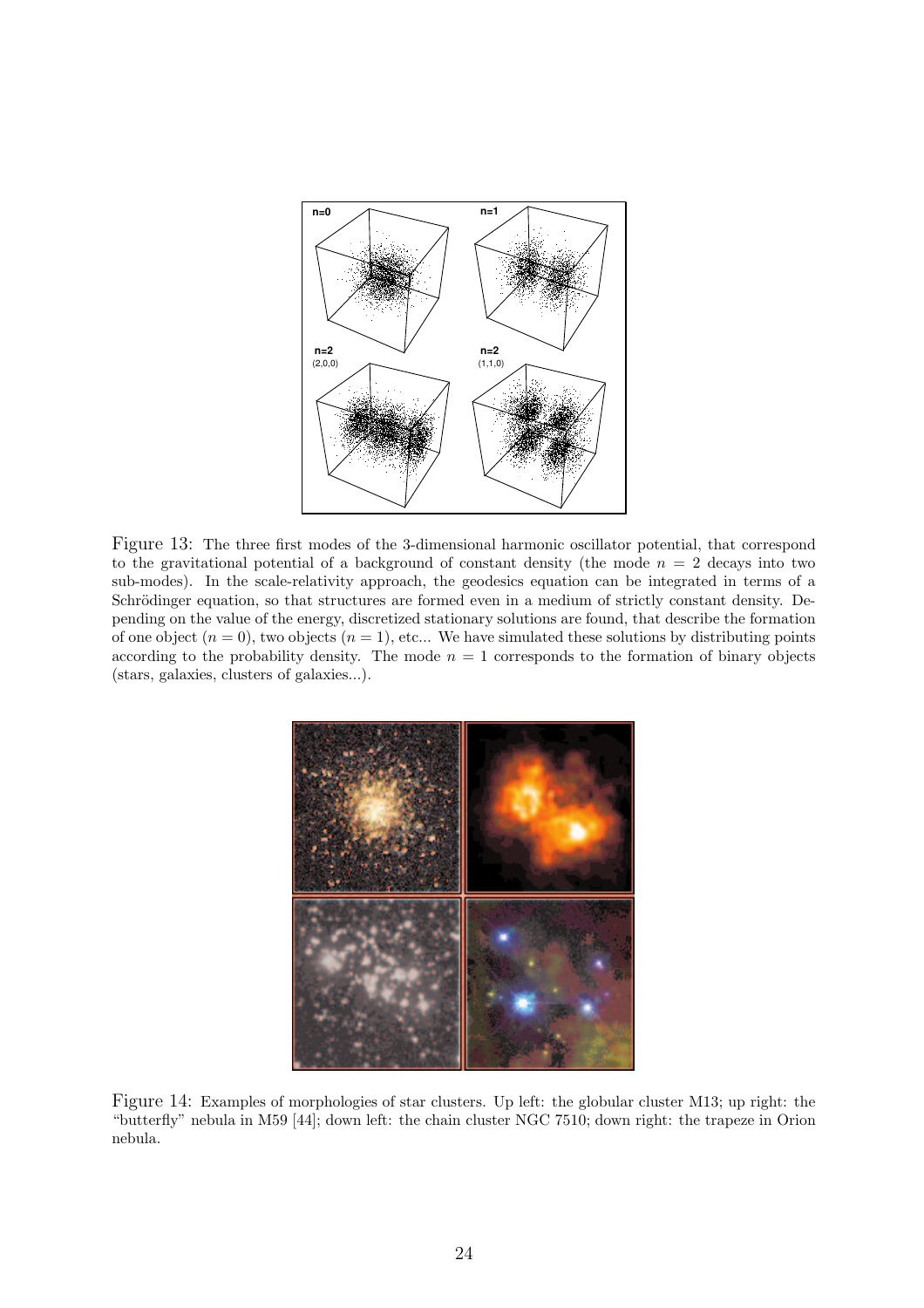Figure 13: The three first modes of the 3-dimensional harmonic oscillator potential, that correspond to the gravitational potential of a background of constant density (the mode $n = 2$ decays into two sub-modes). In the scale-relativity approach, the geodesics equation can be integrated in terms of a Schrödinger equation, so that structures are formed even in a medium of strictly constant density. Depending on the value of the energy, discretized stationary solutions are found, that describe the formation of one object ($n = 0$), two objects ($n = 1$), etc... We have simulated these solutions by distributing points according to the probability density. The mode $n = 1$ corresponds to the formation of binary objects (stars, galaxies, clusters of galaxies...).

Figure 14: Examples of morphologies of star clusters. Up left: the globular cluster M13; up right: the "butterfly" nebula in M59 [44]; down left: the chain cluster NGC 7510; down right: the trapeze in Orion nebula.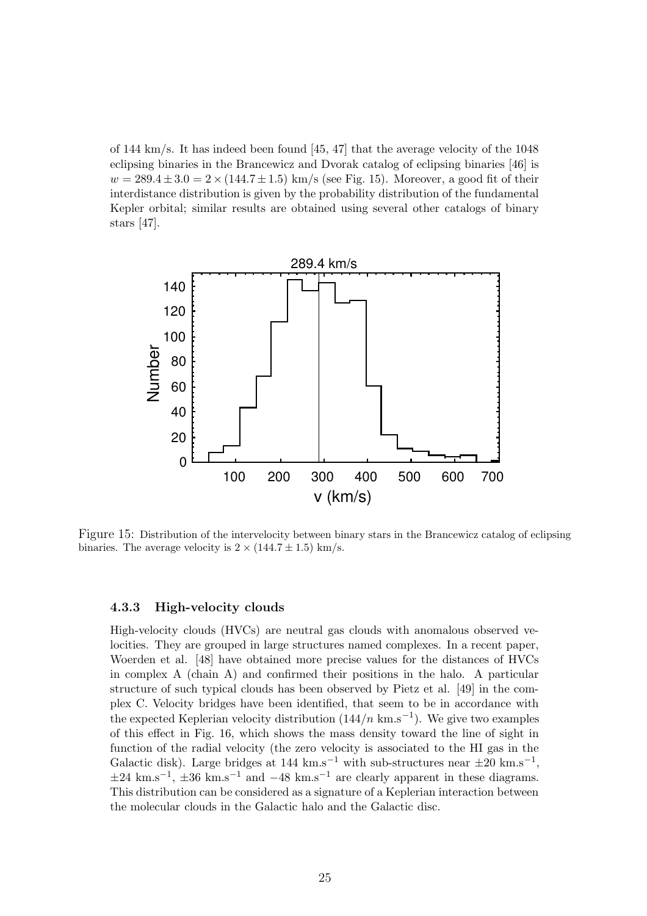of 144 km/s. It has indeed been found [45, 47] that the average velocity of the 1048 eclipsing binaries in the Brancewicz and Dvorak catalog of eclipsing binaries [46] is $w = 289.4 \pm 3.0 = 2 \times (144.7 \pm 1.5)$ km/s (see Fig. 15). Moreover, a good fit of their interdistance distribution is given by the probability distribution of the fundamental Kepler orbital; similar results are obtained using several other catalogs of binary stars [47].

Figure 15: Distribution of the intervelocity between binary stars in the Brancewicz catalog of eclipsing binaries. The average velocity is $2 \times (144.7 \pm 1.5)$ km/s.

### 4.3.3 High-velocity clouds

High-velocity clouds (HVCs) are neutral gas clouds with anomalous observed velocities. They are grouped in large structures named complexes. In a recent paper, Woerden et al. [48] have obtained more precise values for the distances of HVCs in complex A (chain A) and confirmed their positions in the halo. A particular structure of such typical clouds has been observed by Pietz et al. [49] in the complex C. Velocity bridges have been identified, that seem to be in accordance with the expected Keplerian velocity distribution ($144/n$ km.s$^{-1}$). We give two examples of this effect in Fig. 16, which shows the mass density toward the line of sight in function of the radial velocity (the zero velocity is associated to the HI gas in the Galactic disk). Large bridges at 144 km.s$^{-1}$ with sub-structures near $\pm 20$ km.s$^{-1}$, $\pm 24$ km.s$^{-1}$, $\pm 36$ km.s$^{-1}$ and $-48$ km.s$^{-1}$ are clearly apparent in these diagrams. This distribution can be considered as a signature of a Keplerian interaction between the molecular clouds in the Galactic halo and the Galactic disc.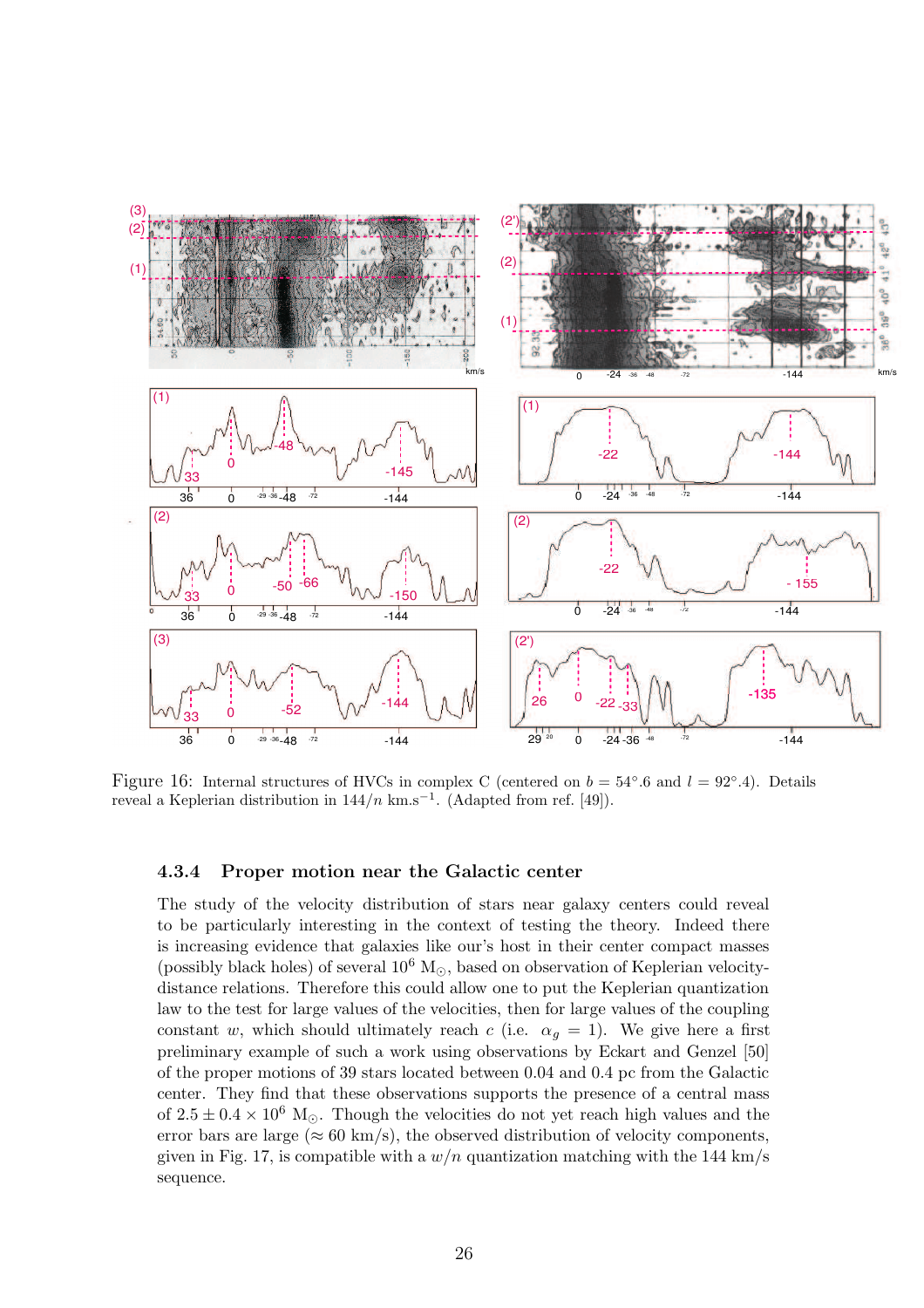Figure 16: Internal structures of HVCs in complex C (centered on $b = 54°.6$ and $l = 92°.4$). Details reveal a Keplerian distribution in $144/n$ km.s$^{-1}$. (Adapted from ref. [49]).

#### 4.3.4 Proper motion near the Galactic center

The study of the velocity distribution of stars near galaxy centers could reveal to be particularly interesting in the context of testing the theory. Indeed there is increasing evidence that galaxies like our's host in their center compact masses (possibly black holes) of several $10^6$ M$_\odot$, based on observation of Keplerian velocity-distance relations. Therefore this could allow one to put the Keplerian quantization law to the test for large values of the velocities, then for large values of the coupling constant $w$, which should ultimately reach $c$ (i.e. $\alpha_g = 1$). We give here a first preliminary example of such a work using observations by Eckart and Genzel [50] of the proper motions of 39 stars located between 0.04 and 0.4 pc from the Galactic center. They find that these observations supports the presence of a central mass of $2.5 \pm 0.4 \times 10^6$ M$_\odot$. Though the velocities do not yet reach high values and the error bars are large ($\approx 60$ km/s), the observed distribution of velocity components, given in Fig. 17, is compatible with a $w/n$ quantization matching with the 144 km/s sequence.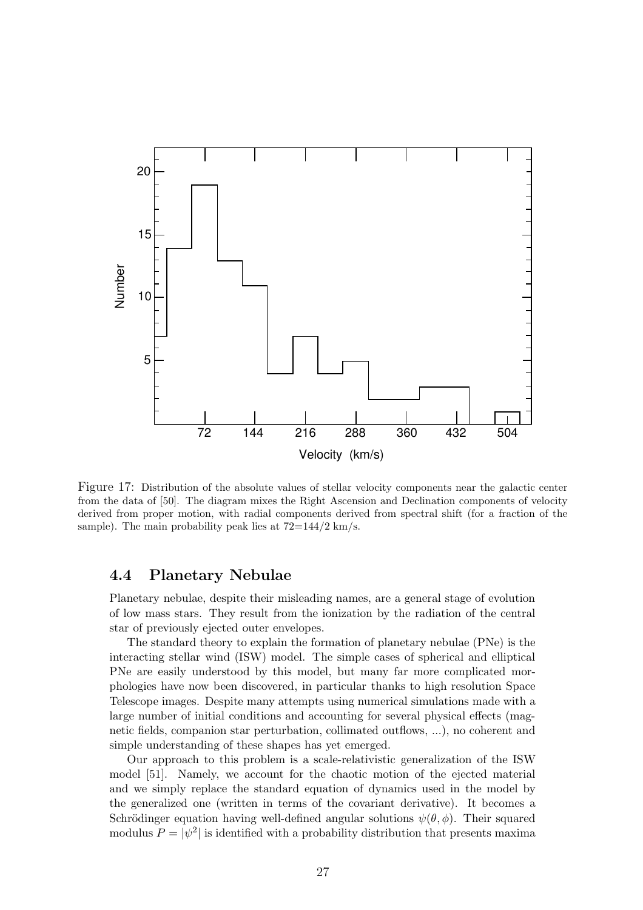Figure 17: Distribution of the absolute values of stellar velocity components near the galactic center from the data of [50]. The diagram mixes the Right Ascension and Declination components of velocity derived from proper motion, with radial components derived from spectral shift (for a fraction of the sample). The main probability peak lies at 72=144/2 km/s.

### 4.4 Planetary Nebulae

Planetary nebulae, despite their misleading names, are a general stage of evolution of low mass stars. They result from the ionization by the radiation of the central star of previously ejected outer envelopes.

The standard theory to explain the formation of planetary nebulae (PNe) is the interacting stellar wind (ISW) model. The simple cases of spherical and elliptical PNe are easily understood by this model, but many far more complicated morphologies have now been discovered, in particular thanks to high resolution Space Telescope images. Despite many attempts using numerical simulations made with a large number of initial conditions and accounting for several physical effects (magnetic fields, companion star perturbation, collimated outflows, ...), no coherent and simple understanding of these shapes has yet emerged.

Our approach to this problem is a scale-relativistic generalization of the ISW model [51]. Namely, we account for the chaotic motion of the ejected material and we simply replace the standard equation of dynamics used in the model by the generalized one (written in terms of the covariant derivative). It becomes a Schrödinger equation having well-defined angular solutions $\psi(\theta, \phi)$. Their squared modulus $P = |\psi^2|$ is identified with a probability distribution that presents maxima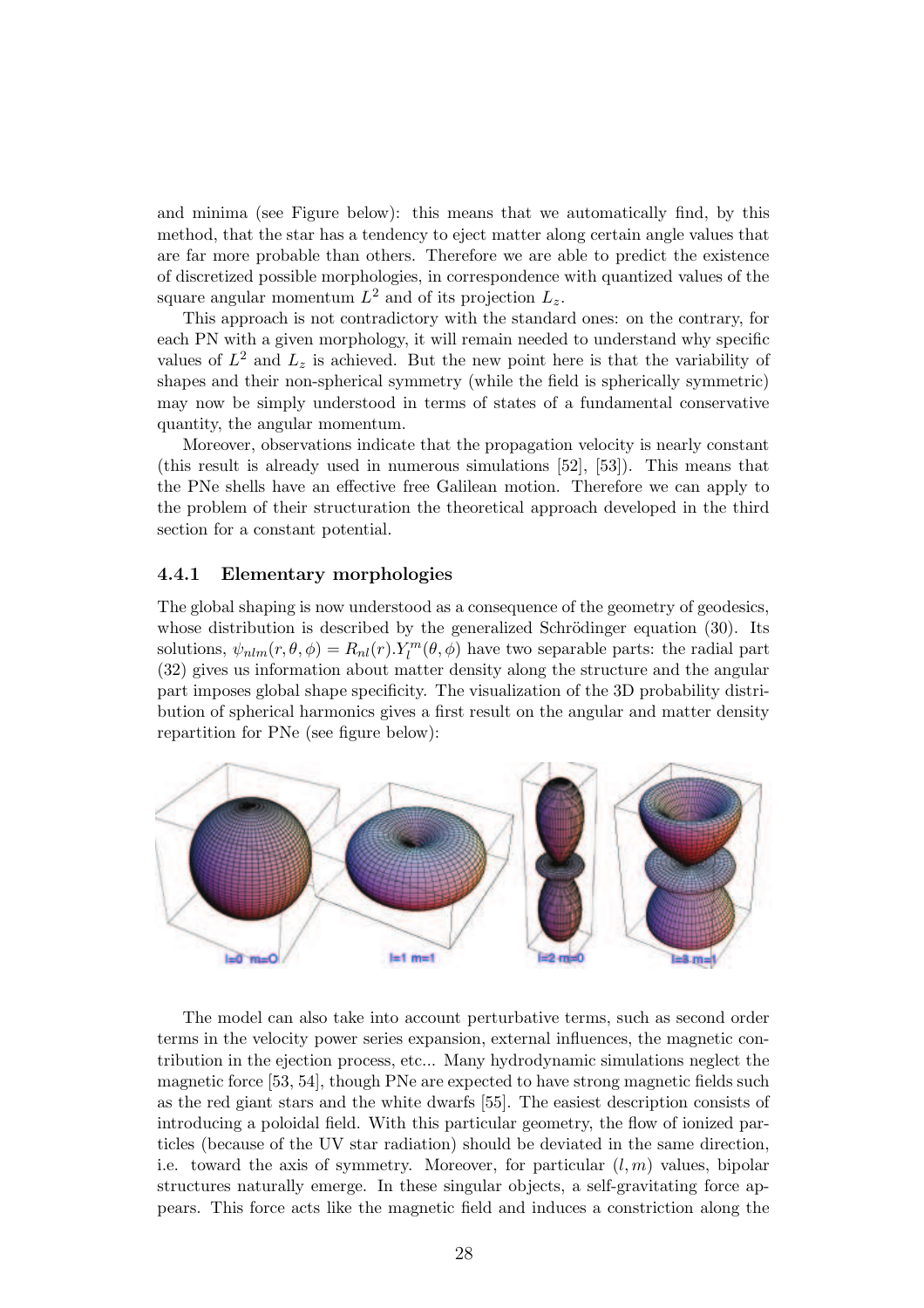and minima (see Figure below): this means that we automatically find, by this method, that the star has a tendency to eject matter along certain angle values that are far more probable than others. Therefore we are able to predict the existence of discretized possible morphologies, in correspondence with quantized values of the square angular momentum $L^2$ and of its projection $L_z$.

This approach is not contradictory with the standard ones: on the contrary, for each PN with a given morphology, it will remain needed to understand why specific values of $L^2$ and $L_z$ is achieved. But the new point here is that the variability of shapes and their non-spherical symmetry (while the field is spherically symmetric) may now be simply understood in terms of states of a fundamental conservative quantity, the angular momentum.

Moreover, observations indicate that the propagation velocity is nearly constant (this result is already used in numerous simulations [52], [53]). This means that the PNe shells have an effective free Galilean motion. Therefore we can apply to the problem of their structuration the theoretical approach developed in the third section for a constant potential.

### 4.4.1 Elementary morphologies

The global shaping is now understood as a consequence of the geometry of geodesics, whose distribution is described by the generalized Schrödinger equation (30). Its solutions, $\psi_{nlm}(r, \theta, \phi) = R_{nl}(r).Y_l^m(\theta, \phi)$ have two separable parts: the radial part (32) gives us information about matter density along the structure and the angular part imposes global shape specificity. The visualization of the 3D probability distribution of spherical harmonics gives a first result on the angular and matter density repartition for PNe (see figure below):

l=0 m=0 &nbsp;&nbsp; l=1 m=1 &nbsp;&nbsp; l=2 m=0 &nbsp;&nbsp; l=3 m=1

The model can also take into account perturbative terms, such as second order terms in the velocity power series expansion, external influences, the magnetic contribution in the ejection process, etc... Many hydrodynamic simulations neglect the magnetic force [53, 54], though PNe are expected to have strong magnetic fields such as the red giant stars and the white dwarfs [55]. The easiest description consists of introducing a poloidal field. With this particular geometry, the flow of ionized particles (because of the UV star radiation) should be deviated in the same direction, i.e. toward the axis of symmetry. Moreover, for particular $(l, m)$ values, bipolar structures naturally emerge. In these singular objects, a self-gravitating force appears. This force acts like the magnetic field and induces a constriction along the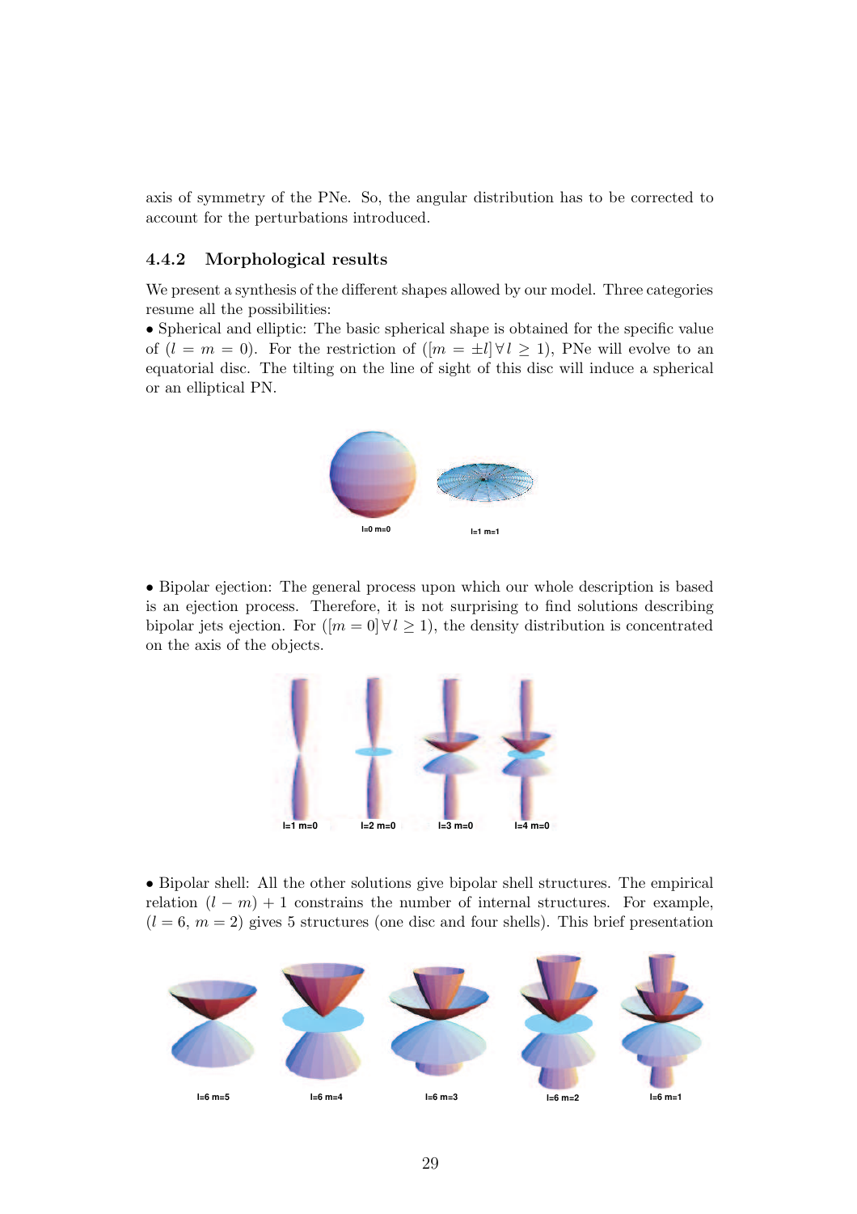axis of symmetry of the PNe. So, the angular distribution has to be corrected to account for the perturbations introduced.

### 4.4.2 Morphological results

We present a synthesis of the different shapes allowed by our model. Three categories resume all the possibilities:

• Spherical and elliptic: The basic spherical shape is obtained for the specific value of ($l = m = 0$). For the restriction of ($[m = \pm l] \, \forall \, l \geq 1$), PNe will evolve to an equatorial disc. The tilting on the line of sight of this disc will induce a spherical or an elliptical PN.

l=0 m=0 l=1 m=1

• Bipolar ejection: The general process upon which our whole description is based is an ejection process. Therefore, it is not surprising to find solutions describing bipolar jets ejection. For ($[m = 0] \, \forall \, l \geq 1$), the density distribution is concentrated on the axis of the objects.

l=1 m=0 l=2 m=0 l=3 m=0 l=4 m=0

• Bipolar shell: All the other solutions give bipolar shell structures. The empirical relation $(l - m) + 1$ constrains the number of internal structures. For example, ($l = 6$, $m = 2$) gives 5 structures (one disc and four shells). This brief presentation

l=6 m=5 l=6 m=4 l=6 m=3 l=6 m=2 l=6 m=1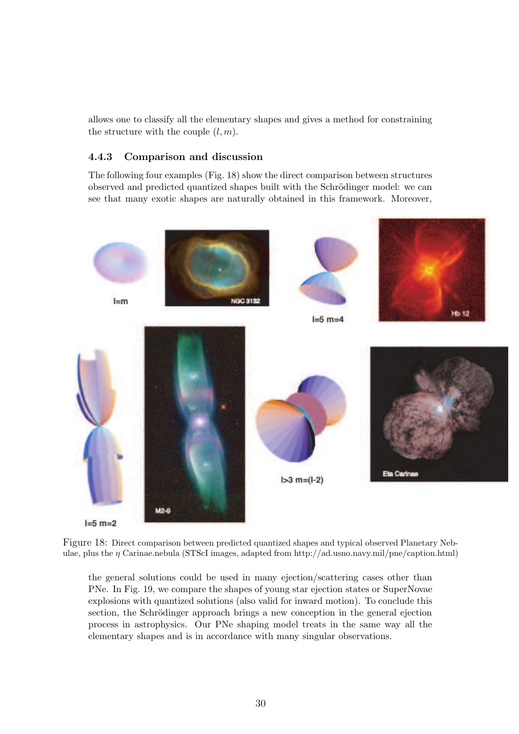allows one to classify all the elementary shapes and gives a method for constraining the structure with the couple $(l, m)$.

### 4.4.3 Comparison and discussion

The following four examples (Fig. 18) show the direct comparison between structures observed and predicted quantized shapes built with the Schrödinger model: we can see that many exotic shapes are naturally obtained in this framework. Moreover,

Figure 18: Direct comparison between predicted quantized shapes and typical observed Planetary Nebulae, plus the $\eta$ Carinae.nebula (STScI images, adapted from http://ad.usno.navy.mil/pne/caption.html)

the general solutions could be used in many ejection/scattering cases other than PNe. In Fig. 19, we compare the shapes of young star ejection states or SuperNovae explosions with quantized solutions (also valid for inward motion). To conclude this section, the Schrödinger approach brings a new conception in the general ejection process in astrophysics. Our PNe shaping model treats in the same way all the elementary shapes and is in accordance with many singular observations.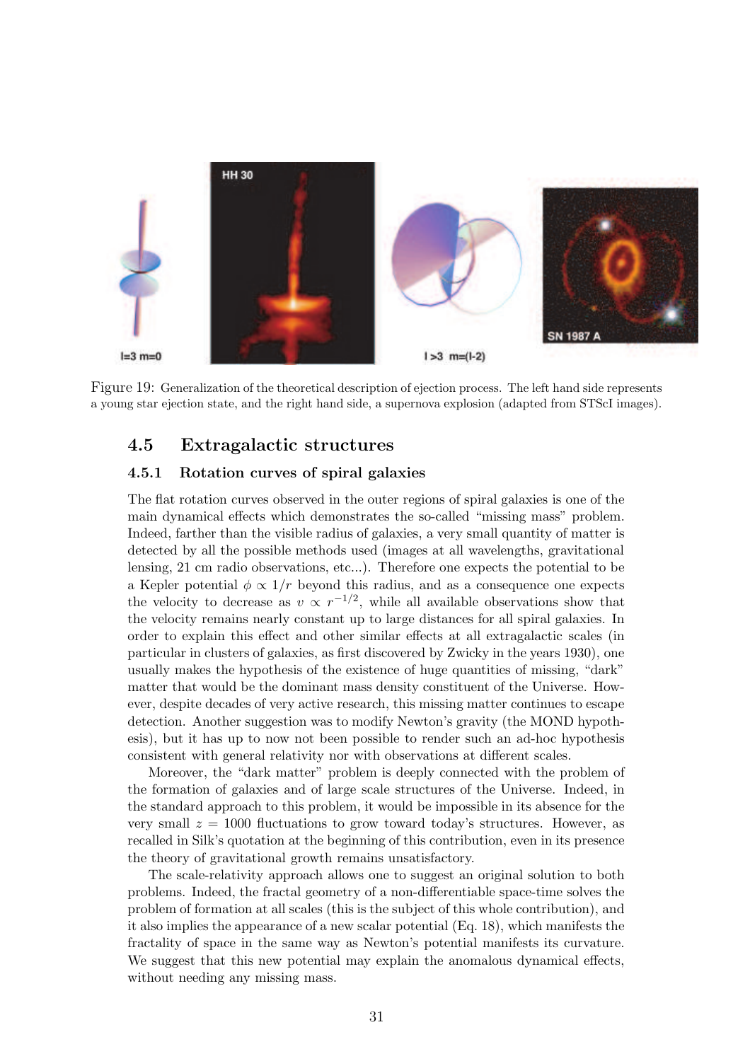Figure 19: Generalization of the theoretical description of ejection process. The left hand side represents a young star ejection state, and the right hand side, a supernova explosion (adapted from STScI images).

## 4.5 Extragalactic structures

### 4.5.1 Rotation curves of spiral galaxies

The flat rotation curves observed in the outer regions of spiral galaxies is one of the main dynamical effects which demonstrates the so-called "missing mass" problem. Indeed, farther than the visible radius of galaxies, a very small quantity of matter is detected by all the possible methods used (images at all wavelengths, gravitational lensing, 21 cm radio observations, etc...). Therefore one expects the potential to be a Kepler potential $\phi \propto 1/r$ beyond this radius, and as a consequence one expects the velocity to decrease as $v \propto r^{-1/2}$, while all available observations show that the velocity remains nearly constant up to large distances for all spiral galaxies. In order to explain this effect and other similar effects at all extragalactic scales (in particular in clusters of galaxies, as first discovered by Zwicky in the years 1930), one usually makes the hypothesis of the existence of huge quantities of missing, "dark" matter that would be the dominant mass density constituent of the Universe. However, despite decades of very active research, this missing matter continues to escape detection. Another suggestion was to modify Newton's gravity (the MOND hypothesis), but it has up to now not been possible to render such an ad-hoc hypothesis consistent with general relativity nor with observations at different scales.

Moreover, the "dark matter" problem is deeply connected with the problem of the formation of galaxies and of large scale structures of the Universe. Indeed, in the standard approach to this problem, it would be impossible in its absence for the very small $z = 1000$ fluctuations to grow toward today's structures. However, as recalled in Silk's quotation at the beginning of this contribution, even in its presence the theory of gravitational growth remains unsatisfactory.

The scale-relativity approach allows one to suggest an original solution to both problems. Indeed, the fractal geometry of a non-differentiable space-time solves the problem of formation at all scales (this is the subject of this whole contribution), and it also implies the appearance of a new scalar potential (Eq. 18), which manifests the fractality of space in the same way as Newton's potential manifests its curvature. We suggest that this new potential may explain the anomalous dynamical effects, without needing any missing mass.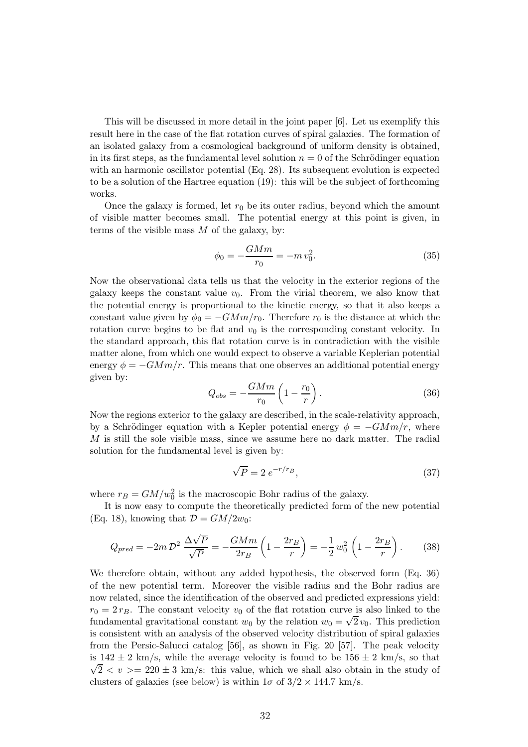This will be discussed in more detail in the joint paper [6]. Let us exemplify this result here in the case of the flat rotation curves of spiral galaxies. The formation of an isolated galaxy from a cosmological background of uniform density is obtained, in its first steps, as the fundamental level solution $n = 0$ of the Schrödinger equation with an harmonic oscillator potential (Eq. 28). Its subsequent evolution is expected to be a solution of the Hartree equation (19): this will be the subject of forthcoming works.

Once the galaxy is formed, let $r_0$ be its outer radius, beyond which the amount of visible matter becomes small. The potential energy at this point is given, in terms of the visible mass $M$ of the galaxy, by:

$$\phi_0 = -\frac{GMm}{r_0} = -m\,v_0^2. \tag{35}$$

Now the observational data tells us that the velocity in the exterior regions of the galaxy keeps the constant value $v_0$. From the virial theorem, we also know that the potential energy is proportional to the kinetic energy, so that it also keeps a constant value given by $\phi_0 = -GMm/r_0$. Therefore $r_0$ is the distance at which the rotation curve begins to be flat and $v_0$ is the corresponding constant velocity. In the standard approach, this flat rotation curve is in contradiction with the visible matter alone, from which one would expect to observe a variable Keplerian potential energy $\phi = -GMm/r$. This means that one observes an additional potential energy given by:

$$Q_{obs} = -\frac{GMm}{r_0}\left(1 - \frac{r_0}{r}\right). \tag{36}$$

Now the regions exterior to the galaxy are described, in the scale-relativity approach, by a Schrödinger equation with a Kepler potential energy $\phi = -GMm/r$, where $M$ is still the sole visible mass, since we assume here no dark matter. The radial solution for the fundamental level is given by:

$$\sqrt{P} = 2\,e^{-r/r_B}, \tag{37}$$

where $r_B = GM/w_0^2$ is the macroscopic Bohr radius of the galaxy.

It is now easy to compute the theoretically predicted form of the new potential (Eq. 18), knowing that $\mathcal{D} = GM/2w_0$:

$$Q_{pred} = -2m\,\mathcal{D}^2\,\frac{\Delta\sqrt{P}}{\sqrt{P}} = -\frac{GMm}{2r_B}\left(1 - \frac{2r_B}{r}\right) = -\frac{1}{2}\,w_0^2\left(1 - \frac{2r_B}{r}\right). \tag{38}$$

We therefore obtain, without any added hypothesis, the observed form (Eq. 36) of the new potential term. Moreover the visible radius and the Bohr radius are now related, since the identification of the observed and predicted expressions yield: $r_0 = 2\,r_B$. The constant velocity $v_0$ of the flat rotation curve is also linked to the fundamental gravitational constant $w_0$ by the relation $w_0 = \sqrt{2}\,v_0$. This prediction is consistent with an analysis of the observed velocity distribution of spiral galaxies from the Persic-Salucci catalog [56], as shown in Fig. 20 [57]. The peak velocity is $142 \pm 2$ km/s, while the average velocity is found to be $156 \pm 2$ km/s, so that $\sqrt{2} < v >= 220 \pm 3$ km/s: this value, which we shall also obtain in the study of clusters of galaxies (see below) is within $1\sigma$ of $3/2 \times 144.7$ km/s.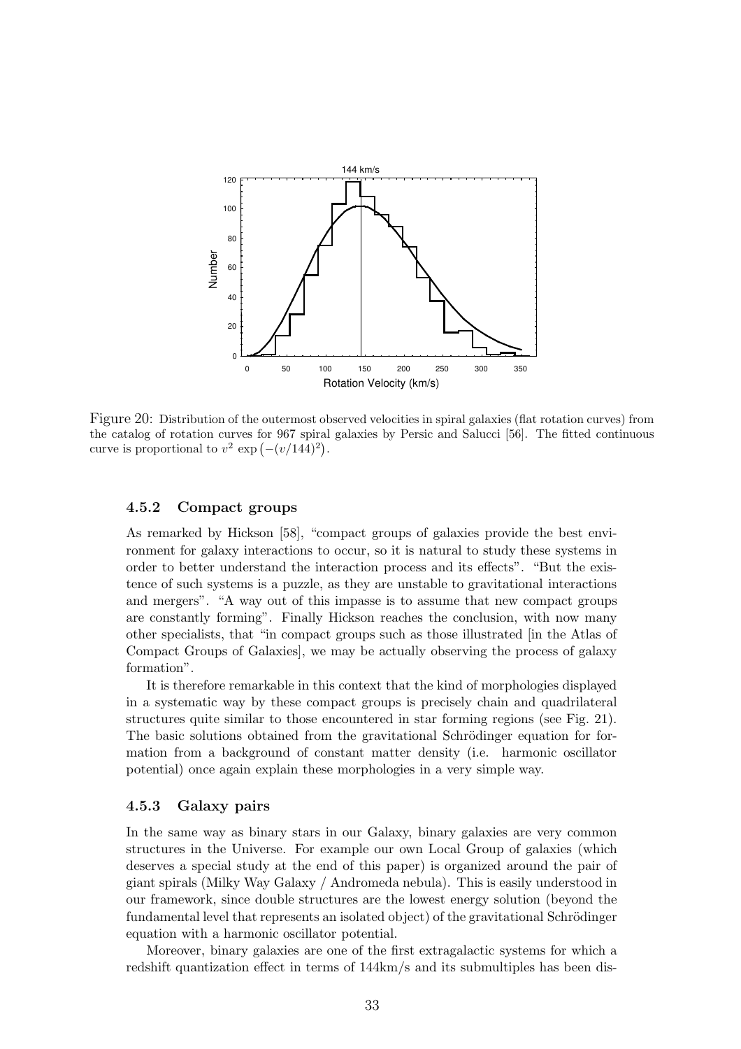Figure 20: Distribution of the outermost observed velocities in spiral galaxies (flat rotation curves) from the catalog of rotation curves for 967 spiral galaxies by Persic and Salucci [56]. The fitted continuous curve is proportional to $v^2 \exp\left(-(v/144)^2\right)$.

### 4.5.2 Compact groups

As remarked by Hickson [58], "compact groups of galaxies provide the best environment for galaxy interactions to occur, so it is natural to study these systems in order to better understand the interaction process and its effects". "But the existence of such systems is a puzzle, as they are unstable to gravitational interactions and mergers". "A way out of this impasse is to assume that new compact groups are constantly forming". Finally Hickson reaches the conclusion, with now many other specialists, that "in compact groups such as those illustrated [in the Atlas of Compact Groups of Galaxies], we may be actually observing the process of galaxy formation".

It is therefore remarkable in this context that the kind of morphologies displayed in a systematic way by these compact groups is precisely chain and quadrilateral structures quite similar to those encountered in star forming regions (see Fig. 21). The basic solutions obtained from the gravitational Schrödinger equation for formation from a background of constant matter density (i.e. harmonic oscillator potential) once again explain these morphologies in a very simple way.

### 4.5.3 Galaxy pairs

In the same way as binary stars in our Galaxy, binary galaxies are very common structures in the Universe. For example our own Local Group of galaxies (which deserves a special study at the end of this paper) is organized around the pair of giant spirals (Milky Way Galaxy / Andromeda nebula). This is easily understood in our framework, since double structures are the lowest energy solution (beyond the fundamental level that represents an isolated object) of the gravitational Schrödinger equation with a harmonic oscillator potential.

Moreover, binary galaxies are one of the first extragalactic systems for which a redshift quantization effect in terms of 144km/s and its submultiples has been dis-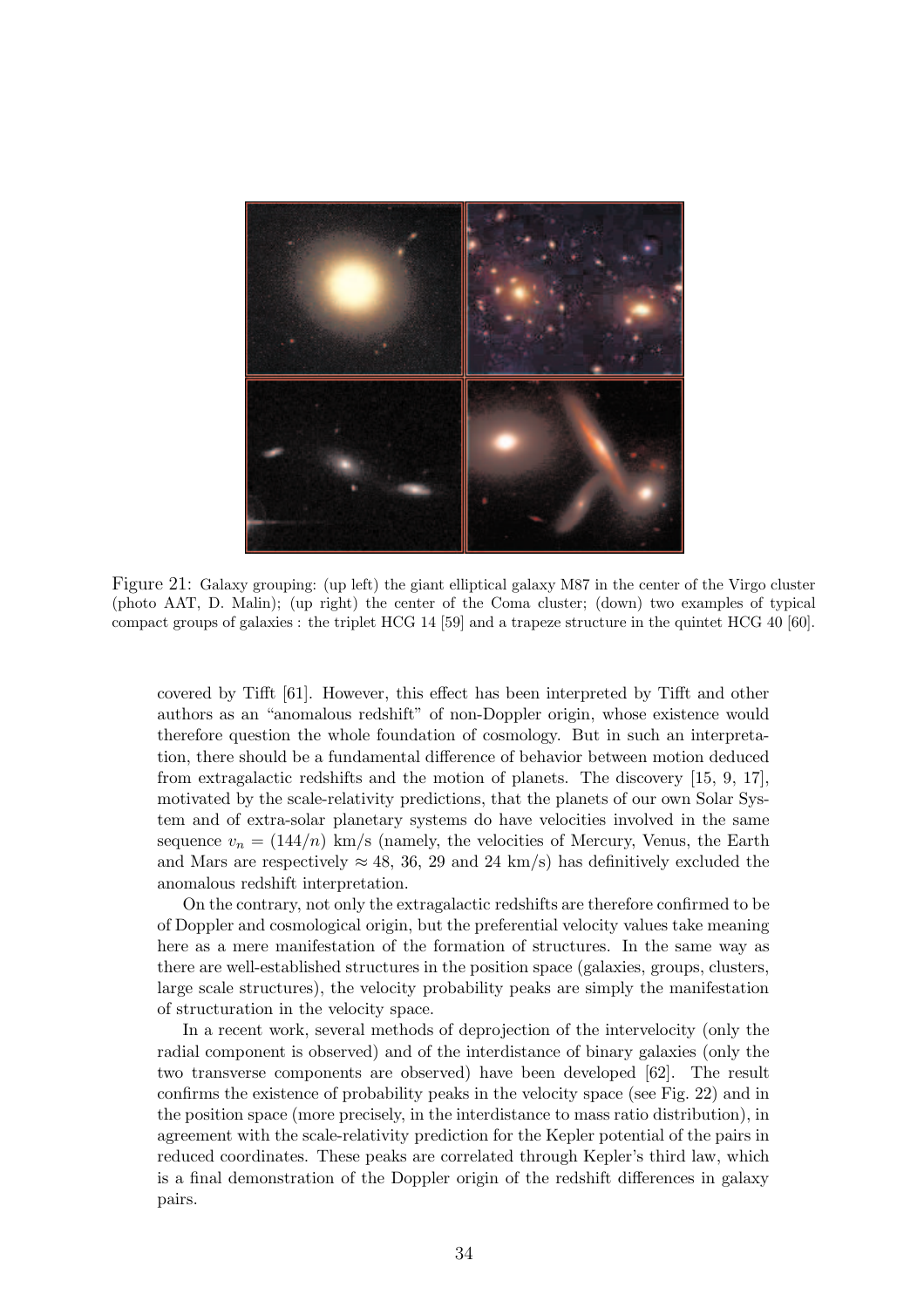Figure 21: Galaxy grouping: (up left) the giant elliptical galaxy M87 in the center of the Virgo cluster (photo AAT, D. Malin); (up right) the center of the Coma cluster; (down) two examples of typical compact groups of galaxies : the triplet HCG 14 [59] and a trapeze structure in the quintet HCG 40 [60].

covered by Tifft [61]. However, this effect has been interpreted by Tifft and other authors as an "anomalous redshift" of non-Doppler origin, whose existence would therefore question the whole foundation of cosmology. But in such an interpretation, there should be a fundamental difference of behavior between motion deduced from extragalactic redshifts and the motion of planets. The discovery [15, 9, 17], motivated by the scale-relativity predictions, that the planets of our own Solar System and of extra-solar planetary systems do have velocities involved in the same sequence $v_n = (144/n)$ km/s (namely, the velocities of Mercury, Venus, the Earth and Mars are respectively $\approx 48$, 36, 29 and 24 km/s) has definitively excluded the anomalous redshift interpretation.

On the contrary, not only the extragalactic redshifts are therefore confirmed to be of Doppler and cosmological origin, but the preferential velocity values take meaning here as a mere manifestation of the formation of structures. In the same way as there are well-established structures in the position space (galaxies, groups, clusters, large scale structures), the velocity probability peaks are simply the manifestation of structuration in the velocity space.

In a recent work, several methods of deprojection of the intervelocity (only the radial component is observed) and of the interdistance of binary galaxies (only the two transverse components are observed) have been developed [62]. The result confirms the existence of probability peaks in the velocity space (see Fig. 22) and in the position space (more precisely, in the interdistance to mass ratio distribution), in agreement with the scale-relativity prediction for the Kepler potential of the pairs in reduced coordinates. These peaks are correlated through Kepler's third law, which is a final demonstration of the Doppler origin of the redshift differences in galaxy pairs.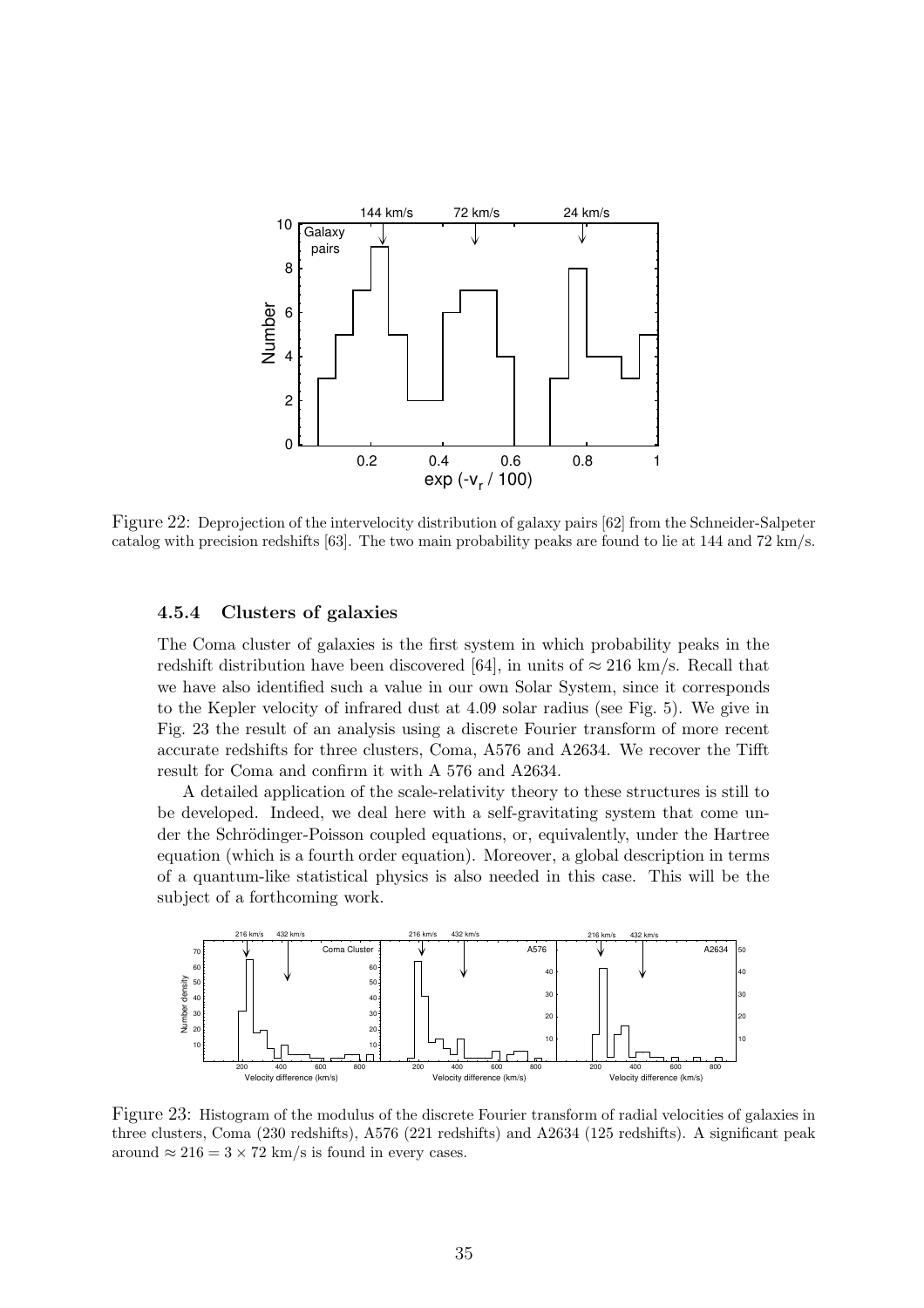Figure 22: Deprojection of the intervelocity distribution of galaxy pairs [62] from the Schneider-Salpeter catalog with precision redshifts [63]. The two main probability peaks are found to lie at 144 and 72 km/s.

#### 4.5.4 Clusters of galaxies

The Coma cluster of galaxies is the first system in which probability peaks in the redshift distribution have been discovered [64], in units of $\approx 216$ km/s. Recall that we have also identified such a value in our own Solar System, since it corresponds to the Kepler velocity of infrared dust at 4.09 solar radius (see Fig. 5). We give in Fig. 23 the result of an analysis using a discrete Fourier transform of more recent accurate redshifts for three clusters, Coma, A576 and A2634. We recover the Tifft result for Coma and confirm it with A 576 and A2634.

A detailed application of the scale-relativity theory to these structures is still to be developed. Indeed, we deal here with a self-gravitating system that come under the Schrödinger-Poisson coupled equations, or, equivalently, under the Hartree equation (which is a fourth order equation). Moreover, a global description in terms of a quantum-like statistical physics is also needed in this case. This will be the subject of a forthcoming work.

Figure 23: Histogram of the modulus of the discrete Fourier transform of radial velocities of galaxies in three clusters, Coma (230 redshifts), A576 (221 redshifts) and A2634 (125 redshifts). A significant peak around $\approx 216 = 3 \times 72$ km/s is found in every cases.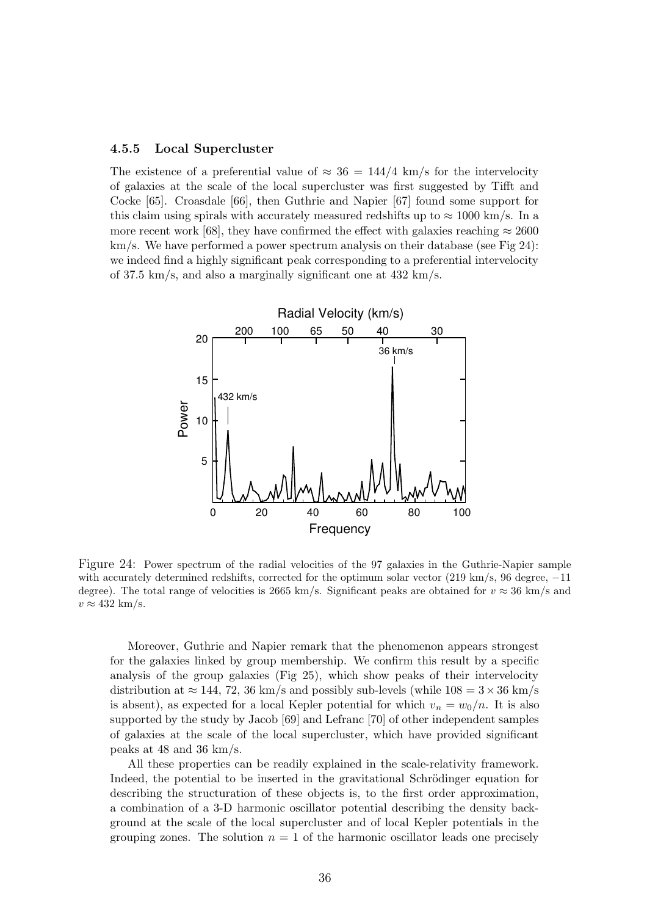### 4.5.5 Local Supercluster

The existence of a preferential value of $\approx 36 = 144/4$ km/s for the intervelocity of galaxies at the scale of the local supercluster was first suggested by Tifft and Cocke [65]. Croasdale [66], then Guthrie and Napier [67] found some support for this claim using spirals with accurately measured redshifts up to $\approx 1000$ km/s. In a more recent work [68], they have confirmed the effect with galaxies reaching $\approx 2600$ km/s. We have performed a power spectrum analysis on their database (see Fig 24): we indeed find a highly significant peak corresponding to a preferential intervelocity of 37.5 km/s, and also a marginally significant one at 432 km/s.

Figure 24: Power spectrum of the radial velocities of the 97 galaxies in the Guthrie-Napier sample with accurately determined redshifts, corrected for the optimum solar vector (219 km/s, 96 degree, −11 degree). The total range of velocities is 2665 km/s. Significant peaks are obtained for $v \approx 36$ km/s and $v \approx 432$ km/s.

Moreover, Guthrie and Napier remark that the phenomenon appears strongest for the galaxies linked by group membership. We confirm this result by a specific analysis of the group galaxies (Fig 25), which show peaks of their intervelocity distribution at $\approx 144$, 72, 36 km/s and possibly sub-levels (while $108 = 3 \times 36$ km/s is absent), as expected for a local Kepler potential for which $v_n = w_0/n$. It is also supported by the study by Jacob [69] and Lefranc [70] of other independent samples of galaxies at the scale of the local supercluster, which have provided significant peaks at 48 and 36 km/s.

All these properties can be readily explained in the scale-relativity framework. Indeed, the potential to be inserted in the gravitational Schrödinger equation for describing the structuration of these objects is, to the first order approximation, a combination of a 3-D harmonic oscillator potential describing the density background at the scale of the local supercluster and of local Kepler potentials in the grouping zones. The solution $n = 1$ of the harmonic oscillator leads one precisely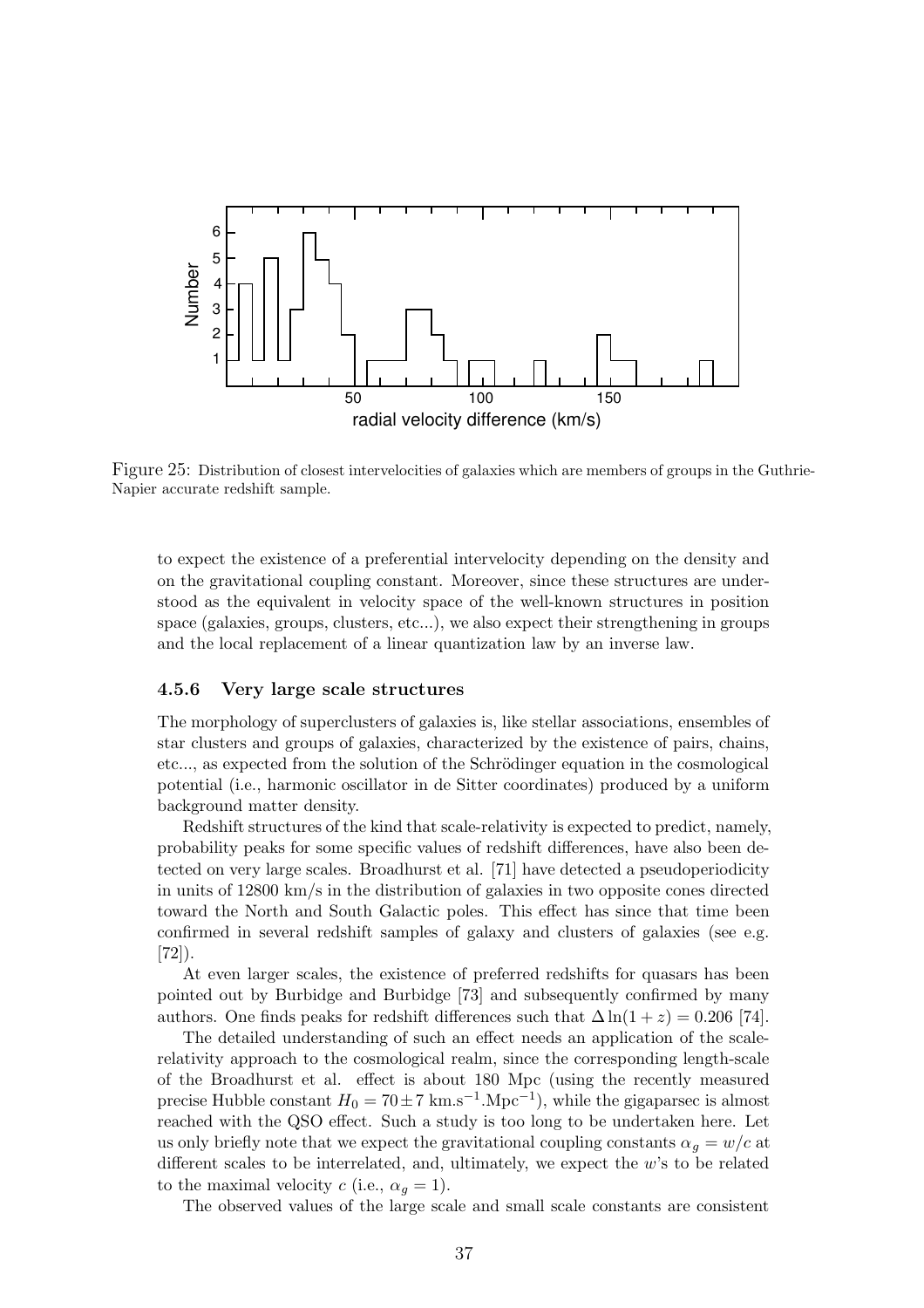Figure 25: Distribution of closest intervelocities of galaxies which are members of groups in the Guthrie-Napier accurate redshift sample.

to expect the existence of a preferential intervelocity depending on the density and on the gravitational coupling constant. Moreover, since these structures are understood as the equivalent in velocity space of the well-known structures in position space (galaxies, groups, clusters, etc...), we also expect their strengthening in groups and the local replacement of a linear quantization law by an inverse law.

### 4.5.6 Very large scale structures

The morphology of superclusters of galaxies is, like stellar associations, ensembles of star clusters and groups of galaxies, characterized by the existence of pairs, chains, etc..., as expected from the solution of the Schrödinger equation in the cosmological potential (i.e., harmonic oscillator in de Sitter coordinates) produced by a uniform background matter density.

Redshift structures of the kind that scale-relativity is expected to predict, namely, probability peaks for some specific values of redshift differences, have also been detected on very large scales. Broadhurst et al. [71] have detected a pseudoperiodicity in units of 12800 km/s in the distribution of galaxies in two opposite cones directed toward the North and South Galactic poles. This effect has since that time been confirmed in several redshift samples of galaxy and clusters of galaxies (see e.g. [72]).

At even larger scales, the existence of preferred redshifts for quasars has been pointed out by Burbidge and Burbidge [73] and subsequently confirmed by many authors. One finds peaks for redshift differences such that $\Delta \ln(1+z) = 0.206$ [74].

The detailed understanding of such an effect needs an application of the scale-relativity approach to the cosmological realm, since the corresponding length-scale of the Broadhurst et al. effect is about 180 Mpc (using the recently measured precise Hubble constant $H_0 = 70 \pm 7$ km.s$^{-1}$.Mpc$^{-1}$), while the gigaparsec is almost reached with the QSO effect. Such a study is too long to be undertaken here. Let us only briefly note that we expect the gravitational coupling constants $\alpha_g = w/c$ at different scales to be interrelated, and, ultimately, we expect the $w$'s to be related to the maximal velocity $c$ (i.e., $\alpha_g = 1$).

The observed values of the large scale and small scale constants are consistent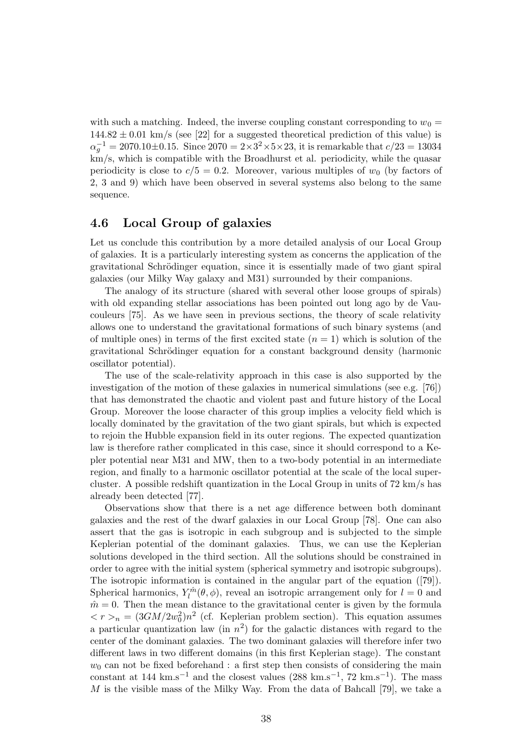with such a matching. Indeed, the inverse coupling constant corresponding to $w_0 = 144.82 \pm 0.01$ km/s (see [22] for a suggested theoretical prediction of this value) is $\alpha_g^{-1} = 2070.10 \pm 0.15$. Since $2070 = 2 \times 3^2 \times 5 \times 23$, it is remarkable that $c/23 = 13034$ km/s, which is compatible with the Broadhurst et al. periodicity, while the quasar periodicity is close to $c/5 = 0.2$. Moreover, various multiples of $w_0$ (by factors of 2, 3 and 9) which have been observed in several systems also belong to the same sequence.

### 4.6 Local Group of galaxies

Let us conclude this contribution by a more detailed analysis of our Local Group of galaxies. It is a particularly interesting system as concerns the application of the gravitational Schrödinger equation, since it is essentially made of two giant spiral galaxies (our Milky Way galaxy and M31) surrounded by their companions.

The analogy of its structure (shared with several other loose groups of spirals) with old expanding stellar associations has been pointed out long ago by de Vaucouleurs [75]. As we have seen in previous sections, the theory of scale relativity allows one to understand the gravitational formations of such binary systems (and of multiple ones) in terms of the first excited state ($n = 1$) which is solution of the gravitational Schrödinger equation for a constant background density (harmonic oscillator potential).

The use of the scale-relativity approach in this case is also supported by the investigation of the motion of these galaxies in numerical simulations (see e.g. [76]) that has demonstrated the chaotic and violent past and future history of the Local Group. Moreover the loose character of this group implies a velocity field which is locally dominated by the gravitation of the two giant spirals, but which is expected to rejoin the Hubble expansion field in its outer regions. The expected quantization law is therefore rather complicated in this case, since it should correspond to a Kepler potential near M31 and MW, then to a two-body potential in an intermediate region, and finally to a harmonic oscillator potential at the scale of the local supercluster. A possible redshift quantization in the Local Group in units of 72 km/s has already been detected [77].

Observations show that there is a net age difference between both dominant galaxies and the rest of the dwarf galaxies in our Local Group [78]. One can also assert that the gas is isotropic in each subgroup and is subjected to the simple Keplerian potential of the dominant galaxies. Thus, we can use the Keplerian solutions developed in the third section. All the solutions should be constrained in order to agree with the initial system (spherical symmetry and isotropic subgroups). The isotropic information is contained in the angular part of the equation ([79]). Spherical harmonics, $Y_l^{\hat{m}}(\theta, \phi)$, reveal an isotropic arrangement only for $l = 0$ and $\hat{m} = 0$. Then the mean distance to the gravitational center is given by the formula $<r>_n = (3GM/2w_0^2)n^2$ (cf. Keplerian problem section). This equation assumes a particular quantization law (in $n^2$) for the galactic distances with regard to the center of the dominant galaxies. The two dominant galaxies will therefore infer two different laws in two different domains (in this first Keplerian stage). The constant $w_0$ can not be fixed beforehand : a first step then consists of considering the main constant at 144 km.s$^{-1}$ and the closest values (288 km.s$^{-1}$, 72 km.s$^{-1}$). The mass $M$ is the visible mass of the Milky Way. From the data of Bahcall [79], we take a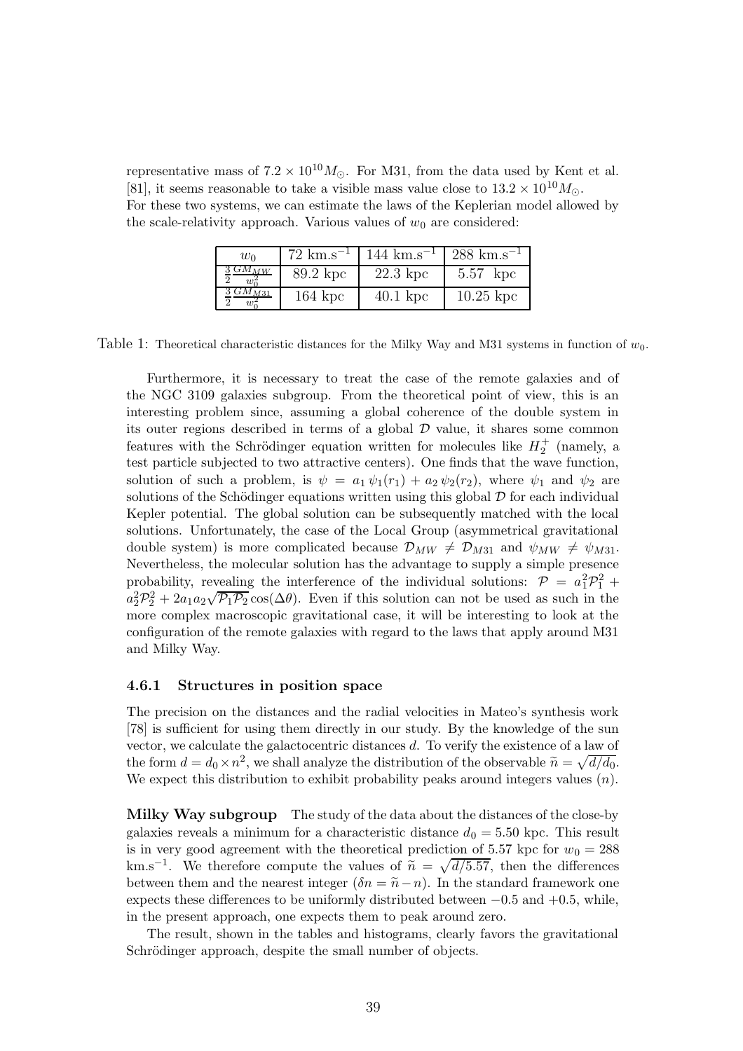representative mass of $7.2 \times 10^{10} M_{\odot}$. For M31, from the data used by Kent et al. [81], it seems reasonable to take a visible mass value close to $13.2 \times 10^{10} M_{\odot}$.
For these two systems, we can estimate the laws of the Keplerian model allowed by the scale-relativity approach. Various values of $w_0$ are considered:

| $w_0$ | 72 km.s$^{-1}$ | 144 km.s$^{-1}$ | 288 km.s$^{-1}$ |
|---|---|---|---|
| $\frac{3}{2}\frac{GM_{MW}}{w_0^2}$ | 89.2 kpc | 22.3 kpc | 5.57 kpc |
| $\frac{3}{2}\frac{GM_{M31}}{w_0^2}$ | 164 kpc | 40.1 kpc | 10.25 kpc |

Table 1: Theoretical characteristic distances for the Milky Way and M31 systems in function of $w_0$.

Furthermore, it is necessary to treat the case of the remote galaxies and of the NGC 3109 galaxies subgroup. From the theoretical point of view, this is an interesting problem since, assuming a global coherence of the double system in its outer regions described in terms of a global $\mathcal{D}$ value, it shares some common features with the Schrödinger equation written for molecules like $H_2^+$ (namely, a test particle subjected to two attractive centers). One finds that the wave function, solution of such a problem, is $\psi = a_1 \psi_1(r_1) + a_2 \psi_2(r_2)$, where $\psi_1$ and $\psi_2$ are solutions of the Schödinger equations written using this global $\mathcal{D}$ for each individual Kepler potential. The global solution can be subsequently matched with the local solutions. Unfortunately, the case of the Local Group (asymmetrical gravitational double system) is more complicated because $\mathcal{D}_{MW} \neq \mathcal{D}_{M31}$ and $\psi_{MW} \neq \psi_{M31}$. Nevertheless, the molecular solution has the advantage to supply a simple presence probability, revealing the interference of the individual solutions: $\mathcal{P} = a_1^2 \mathcal{P}_1^2 + a_2^2 \mathcal{P}_2^2 + 2a_1 a_2 \sqrt{\mathcal{P}_1 \mathcal{P}_2} \cos(\Delta\theta)$. Even if this solution can not be used as such in the more complex macroscopic gravitational case, it will be interesting to look at the configuration of the remote galaxies with regard to the laws that apply around M31 and Milky Way.

### 4.6.1 Structures in position space

The precision on the distances and the radial velocities in Mateo's synthesis work [78] is sufficient for using them directly in our study. By the knowledge of the sun vector, we calculate the galactocentric distances $d$. To verify the existence of a law of the form $d = d_0 \times n^2$, we shall analyze the distribution of the observable $\widetilde{n} = \sqrt{d/d_0}$. We expect this distribution to exhibit probability peaks around integers values ($n$).

**Milky Way subgroup** The study of the data about the distances of the close-by galaxies reveals a minimum for a characteristic distance $d_0 = 5.50$ kpc. This result is in very good agreement with the theoretical prediction of 5.57 kpc for $w_0 = 288$ km.s$^{-1}$. We therefore compute the values of $\widetilde{n} = \sqrt{d/5.57}$, then the differences between them and the nearest integer ($\delta n = \widetilde{n} - n$). In the standard framework one expects these differences to be uniformly distributed between $-0.5$ and $+0.5$, while, in the present approach, one expects them to peak around zero.

The result, shown in the tables and histograms, clearly favors the gravitational Schrödinger approach, despite the small number of objects.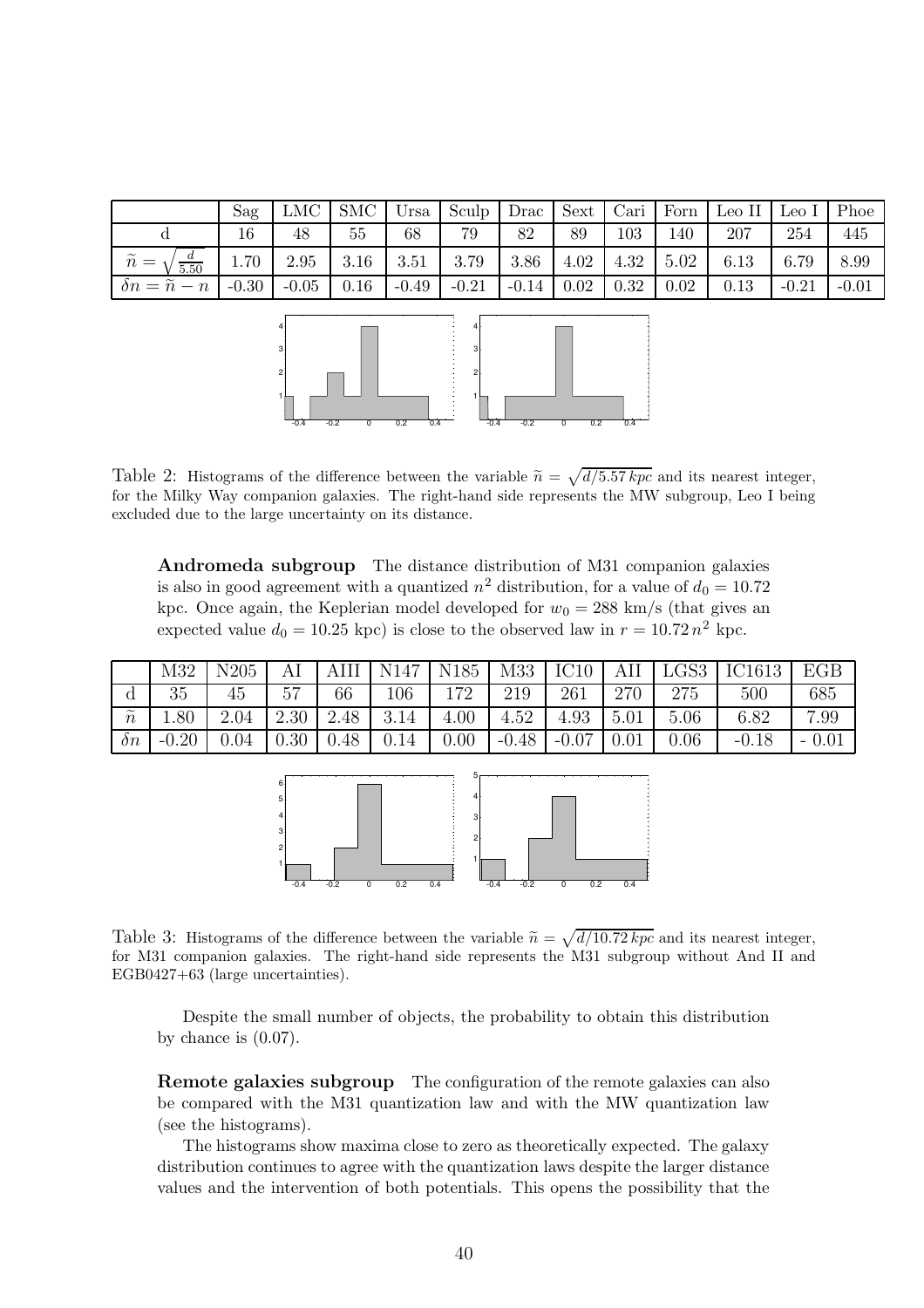| | Sag | LMC | SMC | Ursa | Sculp | Drac | Sext | Cari | Forn | Leo II | Leo I | Phoe |
|---|---|---|---|---|---|---|---|---|---|---|---|---|
| d | 16 | 48 | 55 | 68 | 79 | 82 | 89 | 103 | 140 | 207 | 254 | 445 |
| $\widetilde{n}=\sqrt{\frac{d}{5.50}}$ | 1.70 | 2.95 | 3.16 | 3.51 | 3.79 | 3.86 | 4.02 | 4.32 | 5.02 | 6.13 | 6.79 | 8.99 |
| $\delta n=\widetilde{n}-n$ | -0.30 | -0.05 | 0.16 | -0.49 | -0.21 | -0.14 | 0.02 | 0.32 | 0.02 | 0.13 | -0.21 | -0.01 |

Table 2: Histograms of the difference between the variable $\widetilde{n}=\sqrt{d/5.57\,kpc}$ and its nearest integer, for the Milky Way companion galaxies. The right-hand side represents the MW subgroup, Leo I being excluded due to the large uncertainty on its distance.

**Andromeda subgroup** The distance distribution of M31 companion galaxies is also in good agreement with a quantized $n^2$ distribution, for a value of $d_0 = 10.72$ kpc. Once again, the Keplerian model developed for $w_0 = 288$ km/s (that gives an expected value $d_0 = 10.25$ kpc) is close to the observed law in $r = 10.72\,n^2$ kpc.

| | M32 | N205 | AI | AIII | N147 | N185 | M33 | IC10 | AII | LGS3 | IC1613 | EGB |
|---|---|---|---|---|---|---|---|---|---|---|---|---|
| d | 35 | 45 | 57 | 66 | 106 | 172 | 219 | 261 | 270 | 275 | 500 | 685 |
| $\widetilde{n}$ | 1.80 | 2.04 | 2.30 | 2.48 | 3.14 | 4.00 | 4.52 | 4.93 | 5.01 | 5.06 | 6.82 | 7.99 |
| $\delta n$ | -0.20 | 0.04 | 0.30 | 0.48 | 0.14 | 0.00 | -0.48 | -0.07 | 0.01 | 0.06 | -0.18 | - 0.01 |

Table 3: Histograms of the difference between the variable $\widetilde{n}=\sqrt{d/10.72\,kpc}$ and its nearest integer, for M31 companion galaxies. The right-hand side represents the M31 subgroup without And II and EGB0427+63 (large uncertainties).

Despite the small number of objects, the probability to obtain this distribution by chance is (0.07).

**Remote galaxies subgroup** The configuration of the remote galaxies can also be compared with the M31 quantization law and with the MW quantization law (see the histograms).

The histograms show maxima close to zero as theoretically expected. The galaxy distribution continues to agree with the quantization laws despite the larger distance values and the intervention of both potentials. This opens the possibility that the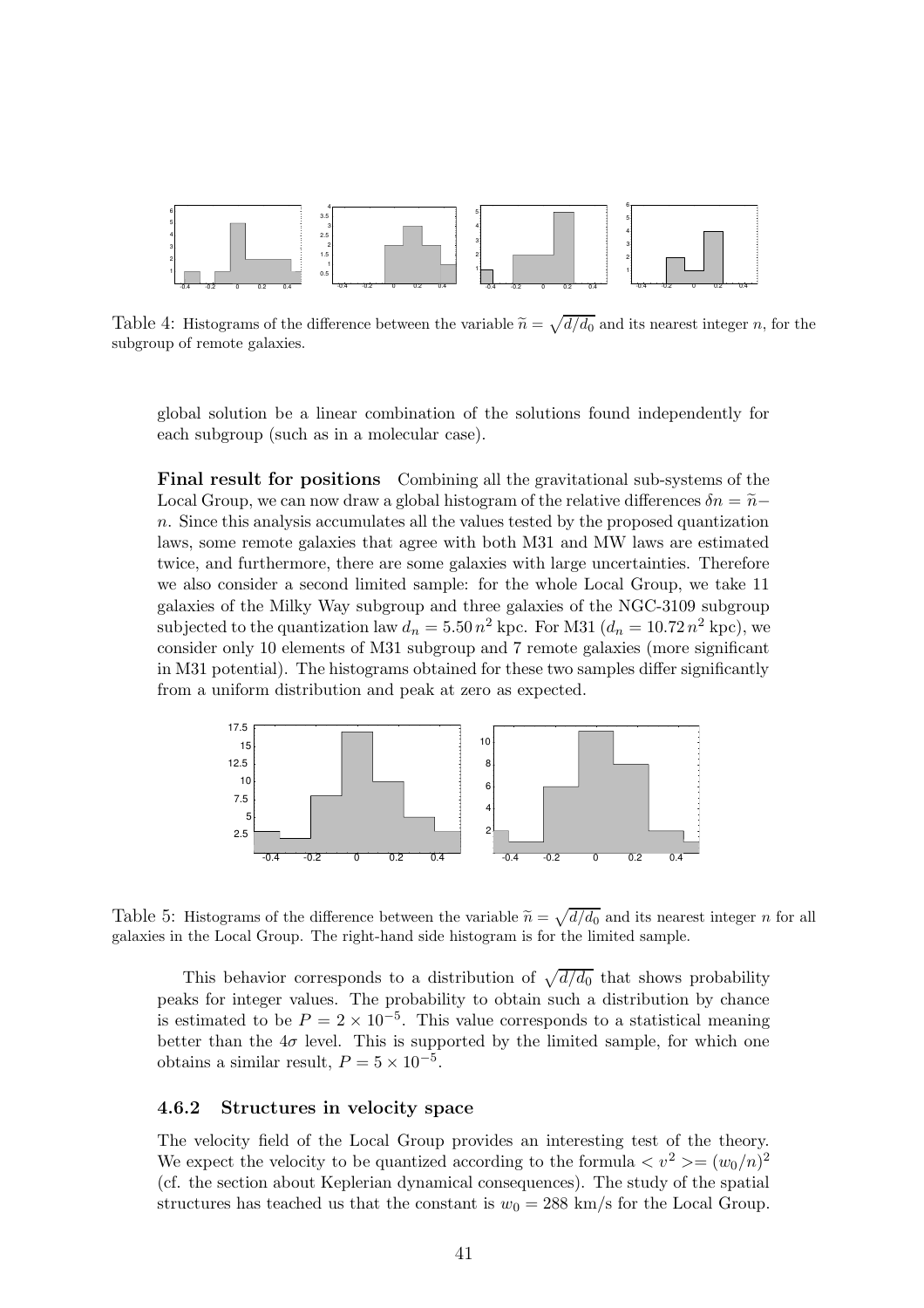Table 4: Histograms of the difference between the variable $\widetilde{n} = \sqrt{d/d_0}$ and its nearest integer $n$, for the subgroup of remote galaxies.

global solution be a linear combination of the solutions found independently for each subgroup (such as in a molecular case).

**Final result for positions** Combining all the gravitational sub-systems of the Local Group, we can now draw a global histogram of the relative differences $\delta n = \widetilde{n} - n$. Since this analysis accumulates all the values tested by the proposed quantization laws, some remote galaxies that agree with both M31 and MW laws are estimated twice, and furthermore, there are some galaxies with large uncertainties. Therefore we also consider a second limited sample: for the whole Local Group, we take 11 galaxies of the Milky Way subgroup and three galaxies of the NGC-3109 subgroup subjected to the quantization law $d_n = 5.50\, n^2$ kpc. For M31 ($d_n = 10.72\, n^2$ kpc), we consider only 10 elements of M31 subgroup and 7 remote galaxies (more significant in M31 potential). The histograms obtained for these two samples differ significantly from a uniform distribution and peak at zero as expected.

Table 5: Histograms of the difference between the variable $\widetilde{n} = \sqrt{d/d_0}$ and its nearest integer $n$ for all galaxies in the Local Group. The right-hand side histogram is for the limited sample.

This behavior corresponds to a distribution of $\sqrt{d/d_0}$ that shows probability peaks for integer values. The probability to obtain such a distribution by chance is estimated to be $P = 2 \times 10^{-5}$. This value corresponds to a statistical meaning better than the $4\sigma$ level. This is supported by the limited sample, for which one obtains a similar result, $P = 5 \times 10^{-5}$.

### 4.6.2 Structures in velocity space

The velocity field of the Local Group provides an interesting test of the theory. We expect the velocity to be quantized according to the formula $< v^2 >= (w_0/n)^2$ (cf. the section about Keplerian dynamical consequences). The study of the spatial structures has teached us that the constant is $w_0 = 288$ km/s for the Local Group.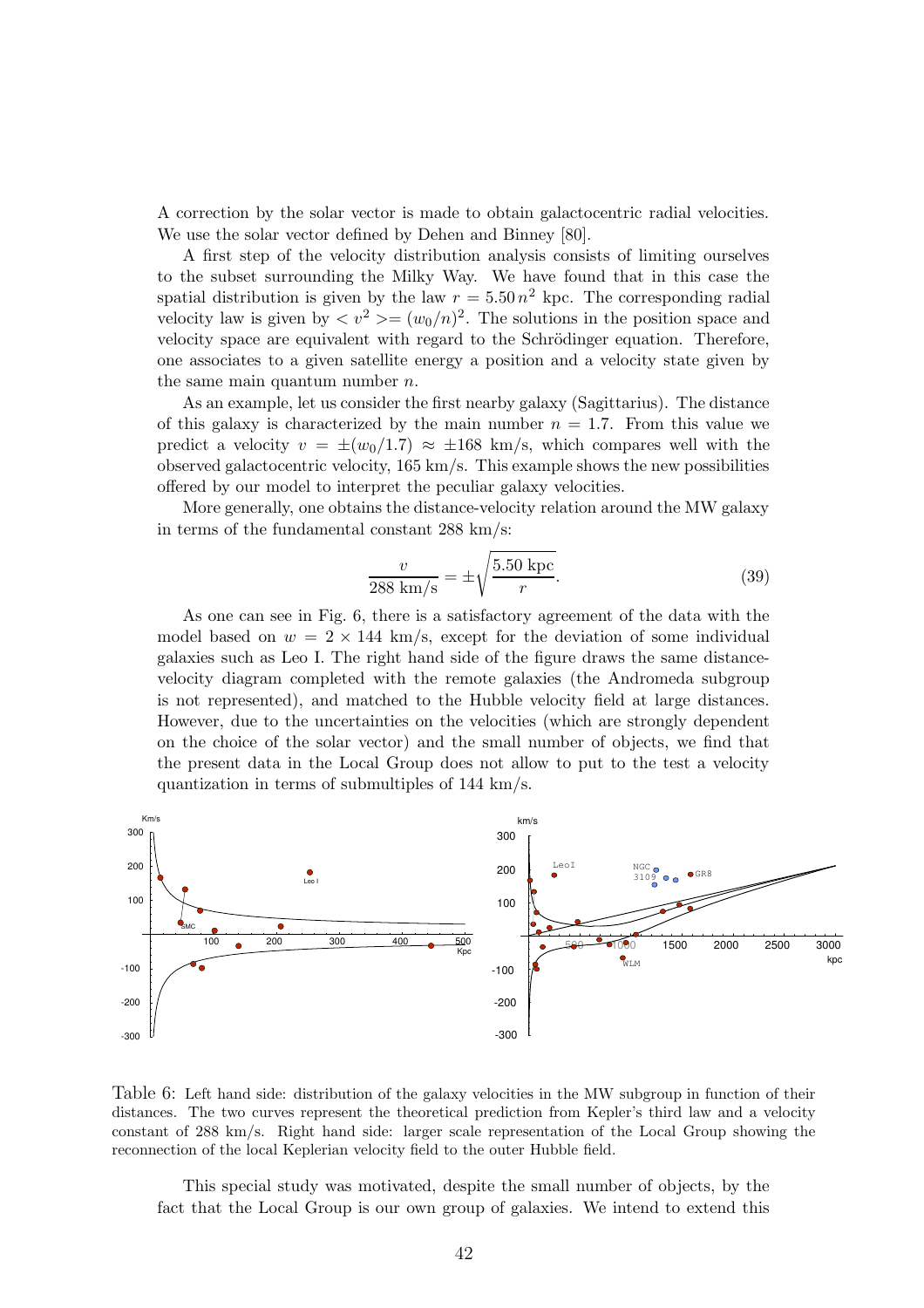A correction by the solar vector is made to obtain galactocentric radial velocities. We use the solar vector defined by Dehen and Binney [80].

A first step of the velocity distribution analysis consists of limiting ourselves to the subset surrounding the Milky Way. We have found that in this case the spatial distribution is given by the law $r = 5.50\,n^2$ kpc. The corresponding radial velocity law is given by $< v^2 >= (w_0/n)^2$. The solutions in the position space and velocity space are equivalent with regard to the Schrödinger equation. Therefore, one associates to a given satellite energy a position and a velocity state given by the same main quantum number $n$.

As an example, let us consider the first nearby galaxy (Sagittarius). The distance of this galaxy is characterized by the main number $n = 1.7$. From this value we predict a velocity $v = \pm(w_0/1.7) \approx \pm 168$ km/s, which compares well with the observed galactocentric velocity, 165 km/s. This example shows the new possibilities offered by our model to interpret the peculiar galaxy velocities.

More generally, one obtains the distance-velocity relation around the MW galaxy in terms of the fundamental constant 288 km/s:

$$\frac{v}{288 \text{ km/s}} = \pm\sqrt{\frac{5.50 \text{ kpc}}{r}}. \tag{39}$$

As one can see in Fig. 6, there is a satisfactory agreement of the data with the model based on $w = 2 \times 144$ km/s, except for the deviation of some individual galaxies such as Leo I. The right hand side of the figure draws the same distance-velocity diagram completed with the remote galaxies (the Andromeda subgroup is not represented), and matched to the Hubble velocity field at large distances. However, due to the uncertainties on the velocities (which are strongly dependent on the choice of the solar vector) and the small number of objects, we find that the present data in the Local Group does not allow to put to the test a velocity quantization in terms of submultiples of 144 km/s.

Table 6: Left hand side: distribution of the galaxy velocities in the MW subgroup in function of their distances. The two curves represent the theoretical prediction from Kepler's third law and a velocity constant of 288 km/s. Right hand side: larger scale representation of the Local Group showing the reconnection of the local Keplerian velocity field to the outer Hubble field.

This special study was motivated, despite the small number of objects, by the fact that the Local Group is our own group of galaxies. We intend to extend this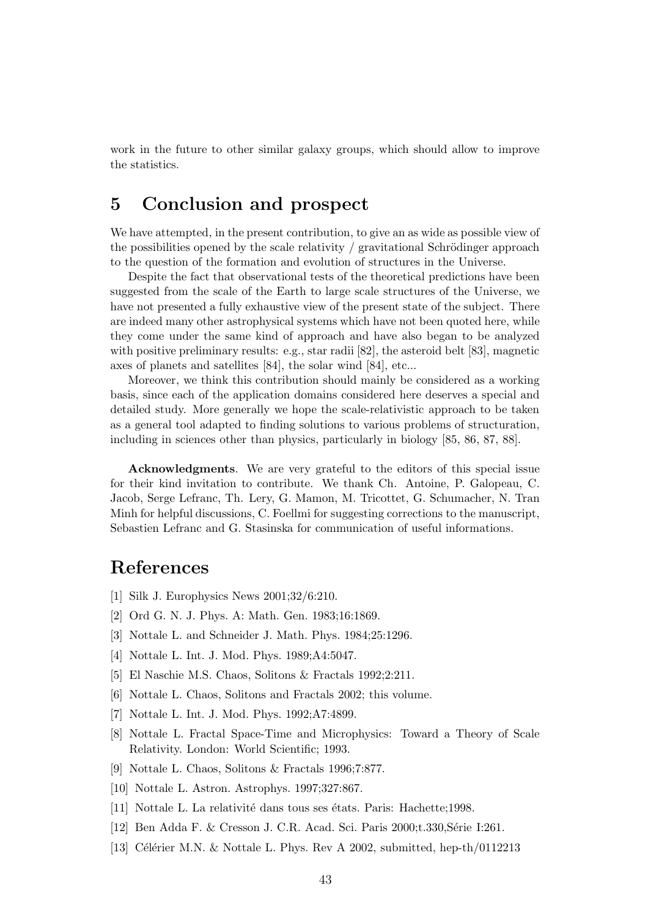work in the future to other similar galaxy groups, which should allow to improve the statistics.

## 5 Conclusion and prospect

We have attempted, in the present contribution, to give an as wide as possible view of the possibilities opened by the scale relativity / gravitational Schrödinger approach to the question of the formation and evolution of structures in the Universe.

Despite the fact that observational tests of the theoretical predictions have been suggested from the scale of the Earth to large scale structures of the Universe, we have not presented a fully exhaustive view of the present state of the subject. There are indeed many other astrophysical systems which have not been quoted here, while they come under the same kind of approach and have also began to be analyzed with positive preliminary results: e.g., star radii [82], the asteroid belt [83], magnetic axes of planets and satellites [84], the solar wind [84], etc...

Moreover, we think this contribution should mainly be considered as a working basis, since each of the application domains considered here deserves a special and detailed study. More generally we hope the scale-relativistic approach to be taken as a general tool adapted to finding solutions to various problems of structuration, including in sciences other than physics, particularly in biology [85, 86, 87, 88].

**Acknowledgments**. We are very grateful to the editors of this special issue for their kind invitation to contribute. We thank Ch. Antoine, P. Galopeau, C. Jacob, Serge Lefranc, Th. Lery, G. Mamon, M. Tricottet, G. Schumacher, N. Tran Minh for helpful discussions, C. Foellmi for suggesting corrections to the manuscript, Sebastien Lefranc and G. Stasinska for communication of useful informations.

# References

[1] Silk J. Europhysics News 2001;32/6:210.

[2] Ord G. N. J. Phys. A: Math. Gen. 1983;16:1869.

[3] Nottale L. and Schneider J. Math. Phys. 1984;25:1296.

[4] Nottale L. Int. J. Mod. Phys. 1989;A4:5047.

[5] El Naschie M.S. Chaos, Solitons & Fractals 1992;2:211.

[6] Nottale L. Chaos, Solitons and Fractals 2002; this volume.

[7] Nottale L. Int. J. Mod. Phys. 1992;A7:4899.

[8] Nottale L. Fractal Space-Time and Microphysics: Toward a Theory of Scale Relativity. London: World Scientific; 1993.

[9] Nottale L. Chaos, Solitons & Fractals 1996;7:877.

[10] Nottale L. Astron. Astrophys. 1997;327:867.

[11] Nottale L. La relativité dans tous ses états. Paris: Hachette;1998.

[12] Ben Adda F. & Cresson J. C.R. Acad. Sci. Paris 2000;t.330,Série I:261.

[13] Célérier M.N. & Nottale L. Phys. Rev A 2002, submitted, hep-th/0112213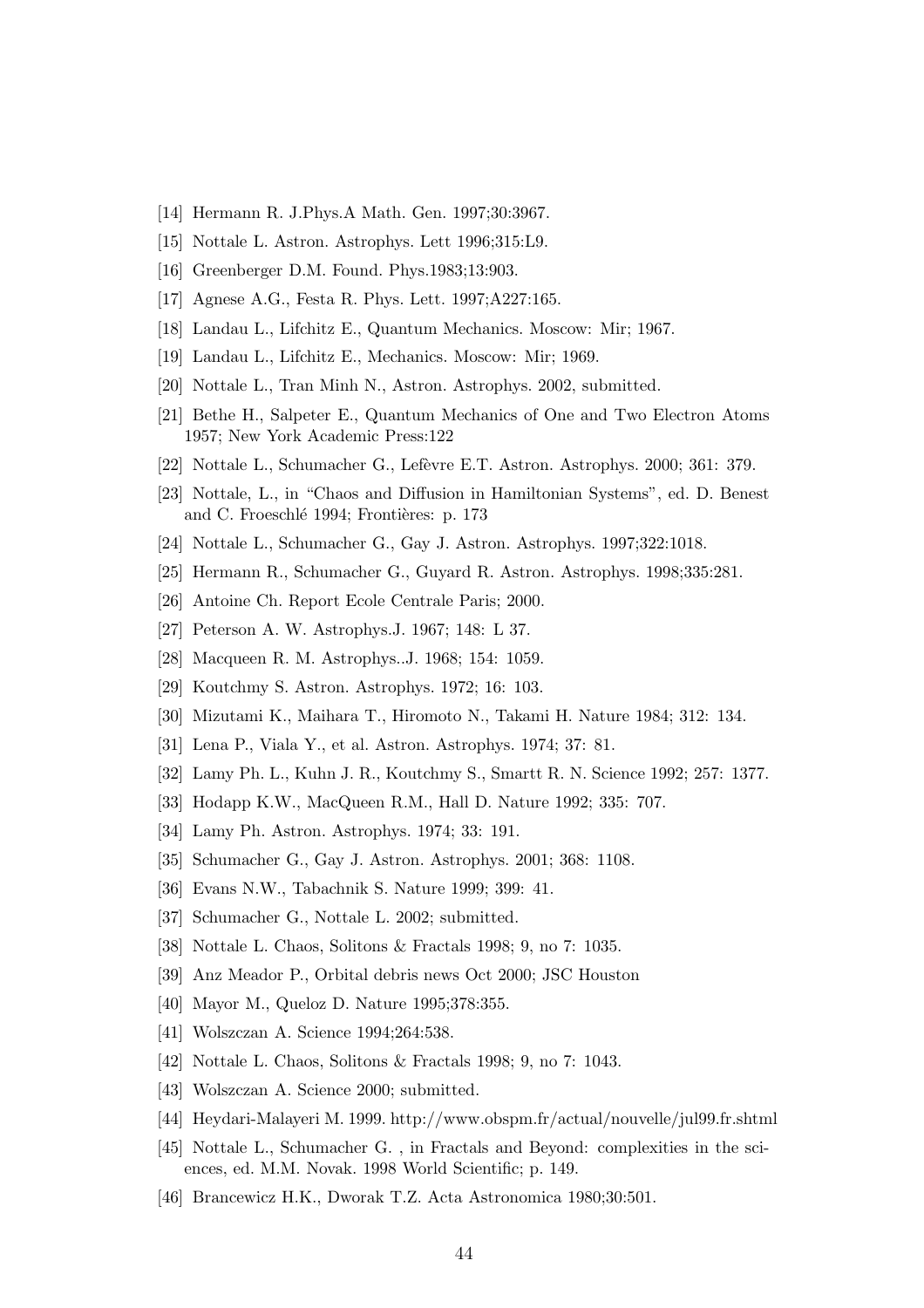[14] Hermann R. J.Phys.A Math. Gen. 1997;30:3967.

[15] Nottale L. Astron. Astrophys. Lett 1996;315:L9.

[16] Greenberger D.M. Found. Phys.1983;13:903.

[17] Agnese A.G., Festa R. Phys. Lett. 1997;A227:165.

[18] Landau L., Lifchitz E., Quantum Mechanics. Moscow: Mir; 1967.

[19] Landau L., Lifchitz E., Mechanics. Moscow: Mir; 1969.

[20] Nottale L., Tran Minh N., Astron. Astrophys. 2002, submitted.

[21] Bethe H., Salpeter E., Quantum Mechanics of One and Two Electron Atoms 1957; New York Academic Press:122

[22] Nottale L., Schumacher G., Lefèvre E.T. Astron. Astrophys. 2000; 361: 379.

[23] Nottale, L., in "Chaos and Diffusion in Hamiltonian Systems", ed. D. Benest and C. Froeschlé 1994; Frontières: p. 173

[24] Nottale L., Schumacher G., Gay J. Astron. Astrophys. 1997;322:1018.

[25] Hermann R., Schumacher G., Guyard R. Astron. Astrophys. 1998;335:281.

[26] Antoine Ch. Report Ecole Centrale Paris; 2000.

[27] Peterson A. W. Astrophys.J. 1967; 148: L 37.

[28] Macqueen R. M. Astrophys..J. 1968; 154: 1059.

[29] Koutchmy S. Astron. Astrophys. 1972; 16: 103.

[30] Mizutami K., Maihara T., Hiromoto N., Takami H. Nature 1984; 312: 134.

[31] Lena P., Viala Y., et al. Astron. Astrophys. 1974; 37: 81.

[32] Lamy Ph. L., Kuhn J. R., Koutchmy S., Smartt R. N. Science 1992; 257: 1377.

[33] Hodapp K.W., MacQueen R.M., Hall D. Nature 1992; 335: 707.

[34] Lamy Ph. Astron. Astrophys. 1974; 33: 191.

[35] Schumacher G., Gay J. Astron. Astrophys. 2001; 368: 1108.

[36] Evans N.W., Tabachnik S. Nature 1999; 399: 41.

[37] Schumacher G., Nottale L. 2002; submitted.

[38] Nottale L. Chaos, Solitons & Fractals 1998; 9, no 7: 1035.

[39] Anz Meador P., Orbital debris news Oct 2000; JSC Houston

[40] Mayor M., Queloz D. Nature 1995;378:355.

[41] Wolszczan A. Science 1994;264:538.

[42] Nottale L. Chaos, Solitons & Fractals 1998; 9, no 7: 1043.

[43] Wolszczan A. Science 2000; submitted.

[44] Heydari-Malayeri M. 1999. http://www.obspm.fr/actual/nouvelle/jul99.fr.shtml

[45] Nottale L., Schumacher G. , in Fractals and Beyond: complexities in the sciences, ed. M.M. Novak. 1998 World Scientific; p. 149.

[46] Brancewicz H.K., Dworak T.Z. Acta Astronomica 1980;30:501.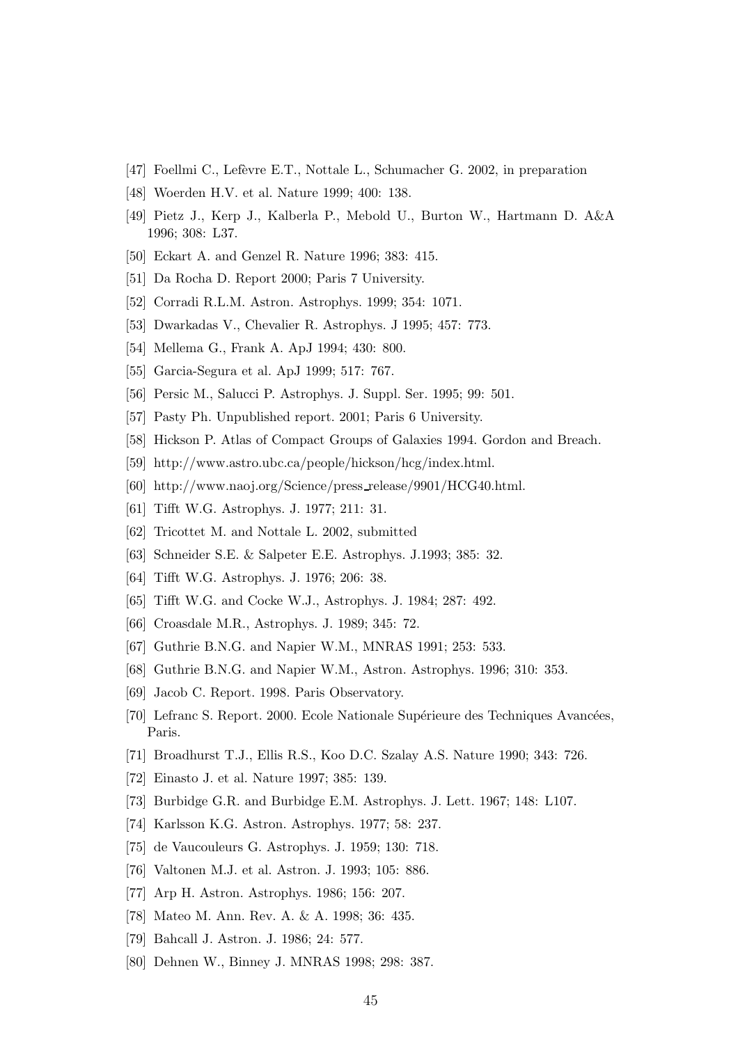[47] Foellmi C., Lefèvre E.T., Nottale L., Schumacher G. 2002, in preparation

[48] Woerden H.V. et al. Nature 1999; 400: 138.

[49] Pietz J., Kerp J., Kalberla P., Mebold U., Burton W., Hartmann D. A&A 1996; 308: L37.

[50] Eckart A. and Genzel R. Nature 1996; 383: 415.

[51] Da Rocha D. Report 2000; Paris 7 University.

[52] Corradi R.L.M. Astron. Astrophys. 1999; 354: 1071.

[53] Dwarkadas V., Chevalier R. Astrophys. J 1995; 457: 773.

[54] Mellema G., Frank A. ApJ 1994; 430: 800.

[55] Garcia-Segura et al. ApJ 1999; 517: 767.

[56] Persic M., Salucci P. Astrophys. J. Suppl. Ser. 1995; 99: 501.

[57] Pasty Ph. Unpublished report. 2001; Paris 6 University.

[58] Hickson P. Atlas of Compact Groups of Galaxies 1994. Gordon and Breach.

[59] http://www.astro.ubc.ca/people/hickson/hcg/index.html.

[60] http://www.naoj.org/Science/press_release/9901/HCG40.html.

[61] Tifft W.G. Astrophys. J. 1977; 211: 31.

[62] Tricottet M. and Nottale L. 2002, submitted

[63] Schneider S.E. & Salpeter E.E. Astrophys. J.1993; 385: 32.

[64] Tifft W.G. Astrophys. J. 1976; 206: 38.

[65] Tifft W.G. and Cocke W.J., Astrophys. J. 1984; 287: 492.

[66] Croasdale M.R., Astrophys. J. 1989; 345: 72.

[67] Guthrie B.N.G. and Napier W.M., MNRAS 1991; 253: 533.

[68] Guthrie B.N.G. and Napier W.M., Astron. Astrophys. 1996; 310: 353.

[69] Jacob C. Report. 1998. Paris Observatory.

[70] Lefranc S. Report. 2000. Ecole Nationale Supérieure des Techniques Avancées, Paris.

[71] Broadhurst T.J., Ellis R.S., Koo D.C. Szalay A.S. Nature 1990; 343: 726.

[72] Einasto J. et al. Nature 1997; 385: 139.

[73] Burbidge G.R. and Burbidge E.M. Astrophys. J. Lett. 1967; 148: L107.

[74] Karlsson K.G. Astron. Astrophys. 1977; 58: 237.

[75] de Vaucouleurs G. Astrophys. J. 1959; 130: 718.

[76] Valtonen M.J. et al. Astron. J. 1993; 105: 886.

[77] Arp H. Astron. Astrophys. 1986; 156: 207.

[78] Mateo M. Ann. Rev. A. & A. 1998; 36: 435.

[79] Bahcall J. Astron. J. 1986; 24: 577.

[80] Dehnen W., Binney J. MNRAS 1998; 298: 387.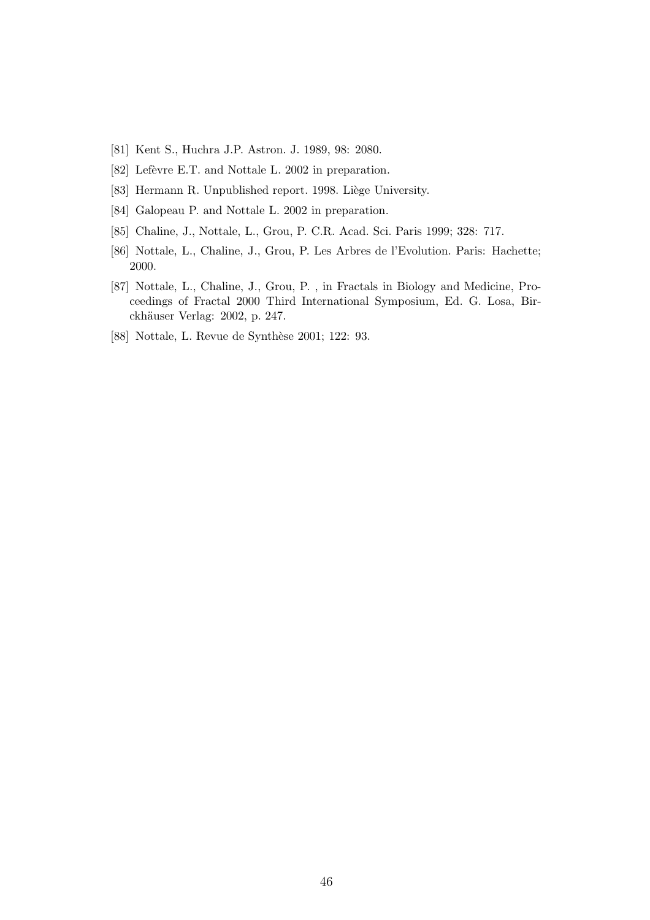[81] Kent S., Huchra J.P. Astron. J. 1989, 98: 2080.

[82] Lefèvre E.T. and Nottale L. 2002 in preparation.

[83] Hermann R. Unpublished report. 1998. Liège University.

[84] Galopeau P. and Nottale L. 2002 in preparation.

[85] Chaline, J., Nottale, L., Grou, P. C.R. Acad. Sci. Paris 1999; 328: 717.

[86] Nottale, L., Chaline, J., Grou, P. Les Arbres de l'Evolution. Paris: Hachette; 2000.

[87] Nottale, L., Chaline, J., Grou, P. , in Fractals in Biology and Medicine, Proceedings of Fractal 2000 Third International Symposium, Ed. G. Losa, Birckhäuser Verlag: 2002, p. 247.

[88] Nottale, L. Revue de Synthèse 2001; 122: 93.